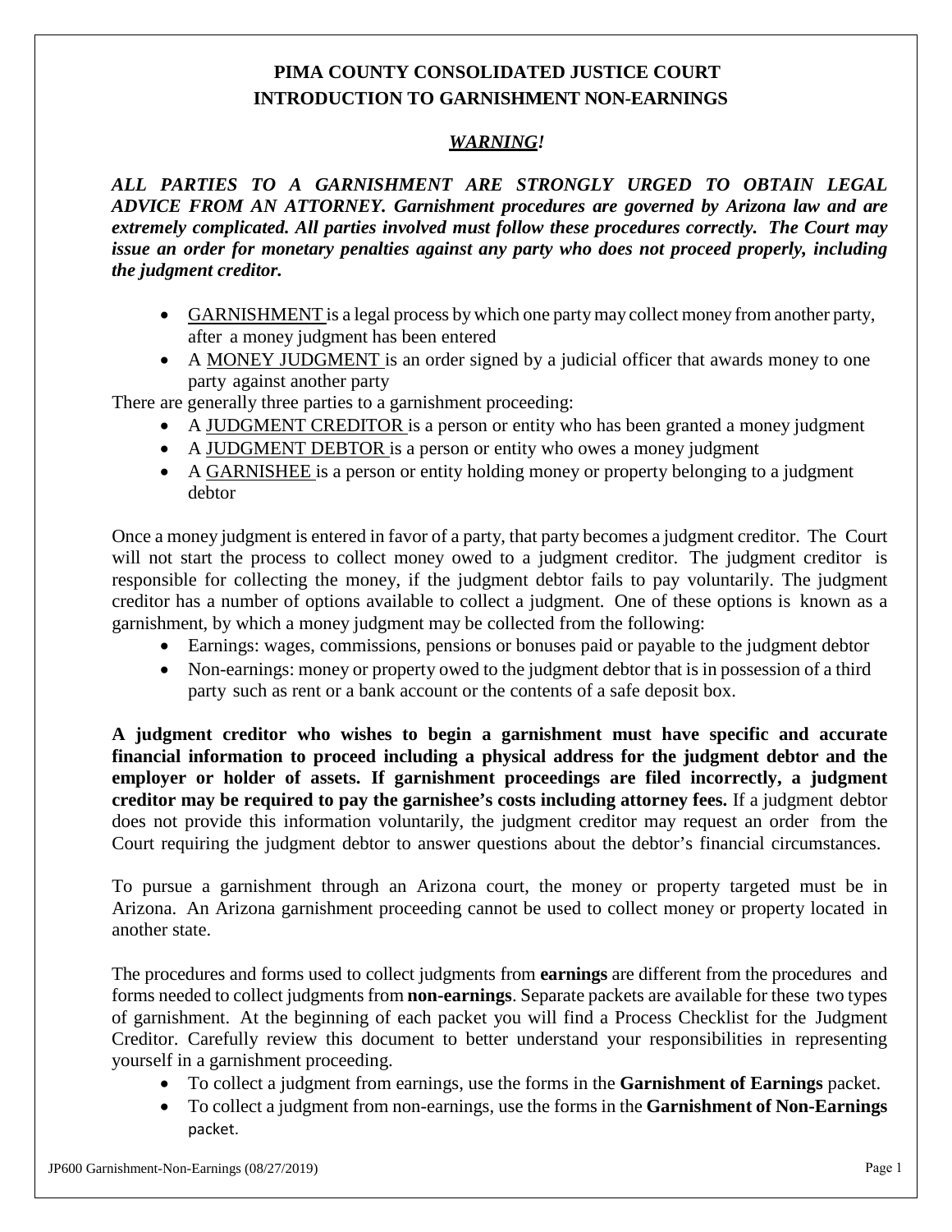# PIMA COUNTY CONSOLIDATED JUSTICE COURT
# INTRODUCTION TO GARNISHMENT NON-EARNINGS

***WARNING!***

***ALL PARTIES TO A GARNISHMENT ARE STRONGLY URGED TO OBTAIN LEGAL ADVICE FROM AN ATTORNEY. Garnishment procedures are governed by Arizona law and are extremely complicated. All parties involved must follow these procedures correctly. The Court may issue an order for monetary penalties against any party who does not proceed properly, including the judgment creditor.***

- GARNISHMENT is a legal process by which one party may collect money from another party, after a money judgment has been entered
- A MONEY JUDGMENT is an order signed by a judicial officer that awards money to one party against another party

There are generally three parties to a garnishment proceeding:

- A JUDGMENT CREDITOR is a person or entity who has been granted a money judgment
- A JUDGMENT DEBTOR is a person or entity who owes a money judgment
- A GARNISHEE is a person or entity holding money or property belonging to a judgment debtor

Once a money judgment is entered in favor of a party, that party becomes a judgment creditor. The Court will not start the process to collect money owed to a judgment creditor. The judgment creditor is responsible for collecting the money, if the judgment debtor fails to pay voluntarily. The judgment creditor has a number of options available to collect a judgment. One of these options is known as a garnishment, by which a money judgment may be collected from the following:

- Earnings: wages, commissions, pensions or bonuses paid or payable to the judgment debtor
- Non-earnings: money or property owed to the judgment debtor that is in possession of a third party such as rent or a bank account or the contents of a safe deposit box.

**A judgment creditor who wishes to begin a garnishment must have specific and accurate financial information to proceed including a physical address for the judgment debtor and the employer or holder of assets. If garnishment proceedings are filed incorrectly, a judgment creditor may be required to pay the garnishee's costs including attorney fees.** If a judgment debtor does not provide this information voluntarily, the judgment creditor may request an order from the Court requiring the judgment debtor to answer questions about the debtor's financial circumstances.

To pursue a garnishment through an Arizona court, the money or property targeted must be in Arizona. An Arizona garnishment proceeding cannot be used to collect money or property located in another state.

The procedures and forms used to collect judgments from **earnings** are different from the procedures and forms needed to collect judgments from **non-earnings**. Separate packets are available for these two types of garnishment. At the beginning of each packet you will find a Process Checklist for the Judgment Creditor. Carefully review this document to better understand your responsibilities in representing yourself in a garnishment proceeding.

- To collect a judgment from earnings, use the forms in the **Garnishment of Earnings** packet.
- To collect a judgment from non-earnings, use the forms in the **Garnishment of Non-Earnings** packet.

JP600 Garnishment-Non-Earnings (08/27/2019)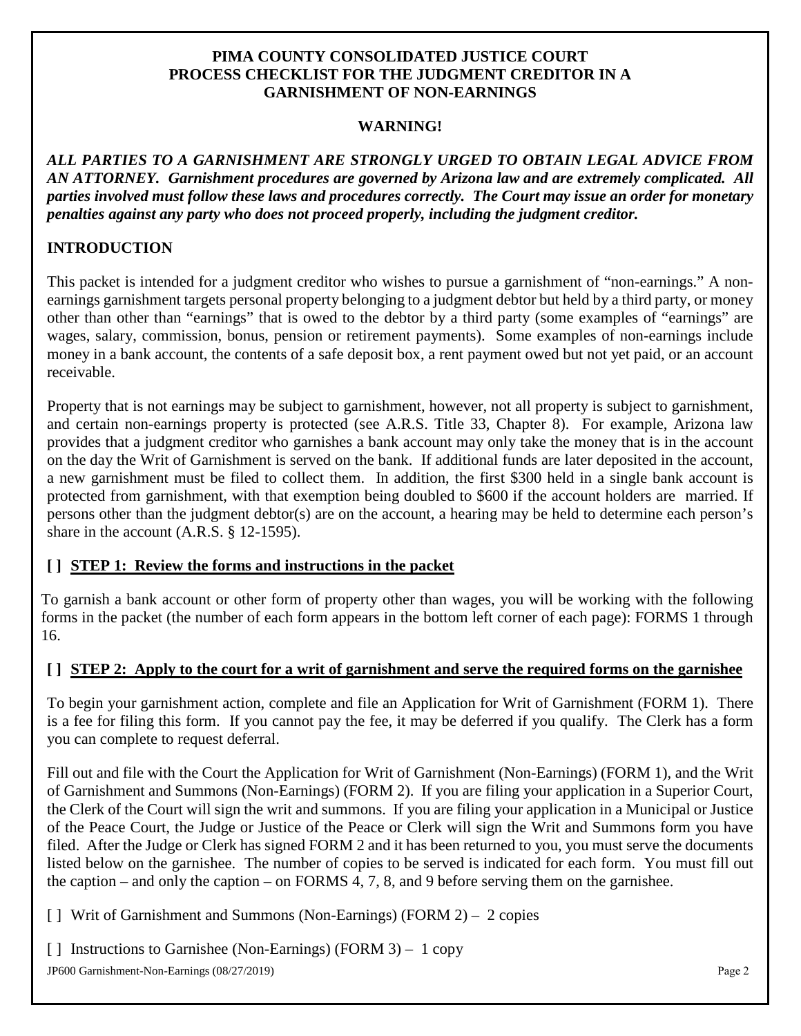**PIMA COUNTY CONSOLIDATED JUSTICE COURT**
**PROCESS CHECKLIST FOR THE JUDGMENT CREDITOR IN A GARNISHMENT OF NON-EARNINGS**

**WARNING!**

***ALL PARTIES TO A GARNISHMENT ARE STRONGLY URGED TO OBTAIN LEGAL ADVICE FROM AN ATTORNEY. Garnishment procedures are governed by Arizona law and are extremely complicated. All parties involved must follow these laws and procedures correctly. The Court may issue an order for monetary penalties against any party who does not proceed properly, including the judgment creditor.***

## INTRODUCTION

This packet is intended for a judgment creditor who wishes to pursue a garnishment of "non-earnings." A non-earnings garnishment targets personal property belonging to a judgment debtor but held by a third party, or money other than other than "earnings" that is owed to the debtor by a third party (some examples of "earnings" are wages, salary, commission, bonus, pension or retirement payments). Some examples of non-earnings include money in a bank account, the contents of a safe deposit box, a rent payment owed but not yet paid, or an account receivable.

Property that is not earnings may be subject to garnishment, however, not all property is subject to garnishment, and certain non-earnings property is protected (see A.R.S. Title 33, Chapter 8). For example, Arizona law provides that a judgment creditor who garnishes a bank account may only take the money that is in the account on the day the Writ of Garnishment is served on the bank. If additional funds are later deposited in the account, a new garnishment must be filed to collect them. In addition, the first $300 held in a single bank account is protected from garnishment, with that exemption being doubled to $600 if the account holders are married. If persons other than the judgment debtor(s) are on the account, a hearing may be held to determine each person's share in the account (A.R.S. § 12-1595).

**[ ] <u>STEP 1: Review the forms and instructions in the packet</u>**

To garnish a bank account or other form of property other than wages, you will be working with the following forms in the packet (the number of each form appears in the bottom left corner of each page): FORMS 1 through 16.

**[ ] <u>STEP 2: Apply to the court for a writ of garnishment and serve the required forms on the garnishee</u>**

To begin your garnishment action, complete and file an Application for Writ of Garnishment (FORM 1). There is a fee for filing this form. If you cannot pay the fee, it may be deferred if you qualify. The Clerk has a form you can complete to request deferral.

Fill out and file with the Court the Application for Writ of Garnishment (Non-Earnings) (FORM 1), and the Writ of Garnishment and Summons (Non-Earnings) (FORM 2). If you are filing your application in a Superior Court, the Clerk of the Court will sign the writ and summons. If you are filing your application in a Municipal or Justice of the Peace Court, the Judge or Justice of the Peace or Clerk will sign the Writ and Summons form you have filed. After the Judge or Clerk has signed FORM 2 and it has been returned to you, you must serve the documents listed below on the garnishee. The number of copies to be served is indicated for each form. You must fill out the caption – and only the caption – on FORMS 4, 7, 8, and 9 before serving them on the garnishee.

[ ] Writ of Garnishment and Summons (Non-Earnings) (FORM 2) – 2 copies

[ ] Instructions to Garnishee (Non-Earnings) (FORM 3) – 1 copy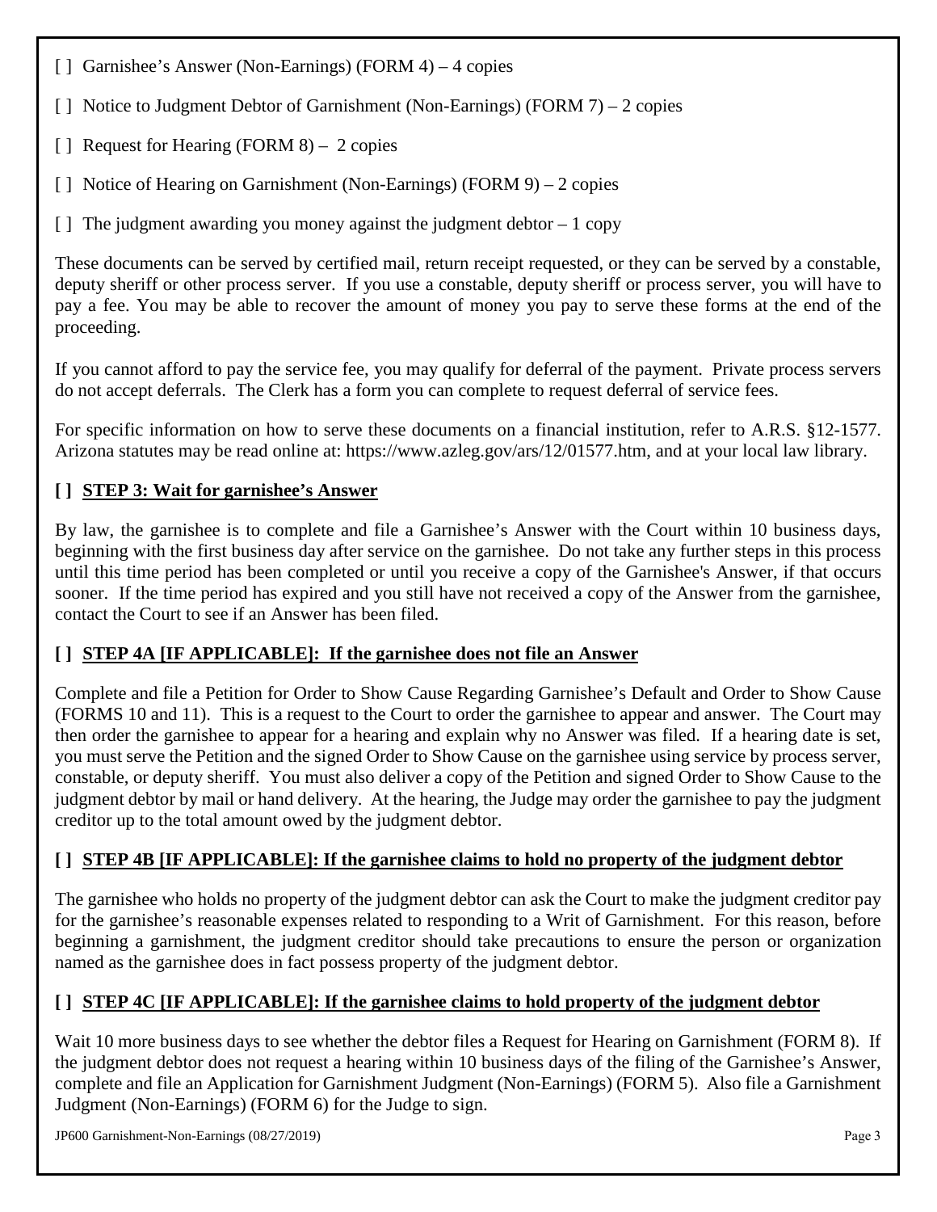[ ] Garnishee's Answer (Non-Earnings) (FORM 4) – 4 copies

[ ] Notice to Judgment Debtor of Garnishment (Non-Earnings) (FORM 7) – 2 copies

[ ] Request for Hearing (FORM 8) – 2 copies

[ ] Notice of Hearing on Garnishment (Non-Earnings) (FORM 9) – 2 copies

[ ] The judgment awarding you money against the judgment debtor – 1 copy

These documents can be served by certified mail, return receipt requested, or they can be served by a constable, deputy sheriff or other process server. If you use a constable, deputy sheriff or process server, you will have to pay a fee. You may be able to recover the amount of money you pay to serve these forms at the end of the proceeding.

If you cannot afford to pay the service fee, you may qualify for deferral of the payment. Private process servers do not accept deferrals. The Clerk has a form you can complete to request deferral of service fees.

For specific information on how to serve these documents on a financial institution, refer to A.R.S. §12-1577. Arizona statutes may be read online at: https://www.azleg.gov/ars/12/01577.htm, and at your local law library.

**[ ] STEP 3: Wait for garnishee's Answer**

By law, the garnishee is to complete and file a Garnishee's Answer with the Court within 10 business days, beginning with the first business day after service on the garnishee. Do not take any further steps in this process until this time period has been completed or until you receive a copy of the Garnishee's Answer, if that occurs sooner. If the time period has expired and you still have not received a copy of the Answer from the garnishee, contact the Court to see if an Answer has been filed.

**[ ] STEP 4A [IF APPLICABLE]: If the garnishee does not file an Answer**

Complete and file a Petition for Order to Show Cause Regarding Garnishee's Default and Order to Show Cause (FORMS 10 and 11). This is a request to the Court to order the garnishee to appear and answer. The Court may then order the garnishee to appear for a hearing and explain why no Answer was filed. If a hearing date is set, you must serve the Petition and the signed Order to Show Cause on the garnishee using service by process server, constable, or deputy sheriff. You must also deliver a copy of the Petition and signed Order to Show Cause to the judgment debtor by mail or hand delivery. At the hearing, the Judge may order the garnishee to pay the judgment creditor up to the total amount owed by the judgment debtor.

**[ ] STEP 4B [IF APPLICABLE]: If the garnishee claims to hold no property of the judgment debtor**

The garnishee who holds no property of the judgment debtor can ask the Court to make the judgment creditor pay for the garnishee's reasonable expenses related to responding to a Writ of Garnishment. For this reason, before beginning a garnishment, the judgment creditor should take precautions to ensure the person or organization named as the garnishee does in fact possess property of the judgment debtor.

**[ ] STEP 4C [IF APPLICABLE]: If the garnishee claims to hold property of the judgment debtor**

Wait 10 more business days to see whether the debtor files a Request for Hearing on Garnishment (FORM 8). If the judgment debtor does not request a hearing within 10 business days of the filing of the Garnishee's Answer, complete and file an Application for Garnishment Judgment (Non-Earnings) (FORM 5). Also file a Garnishment Judgment (Non-Earnings) (FORM 6) for the Judge to sign.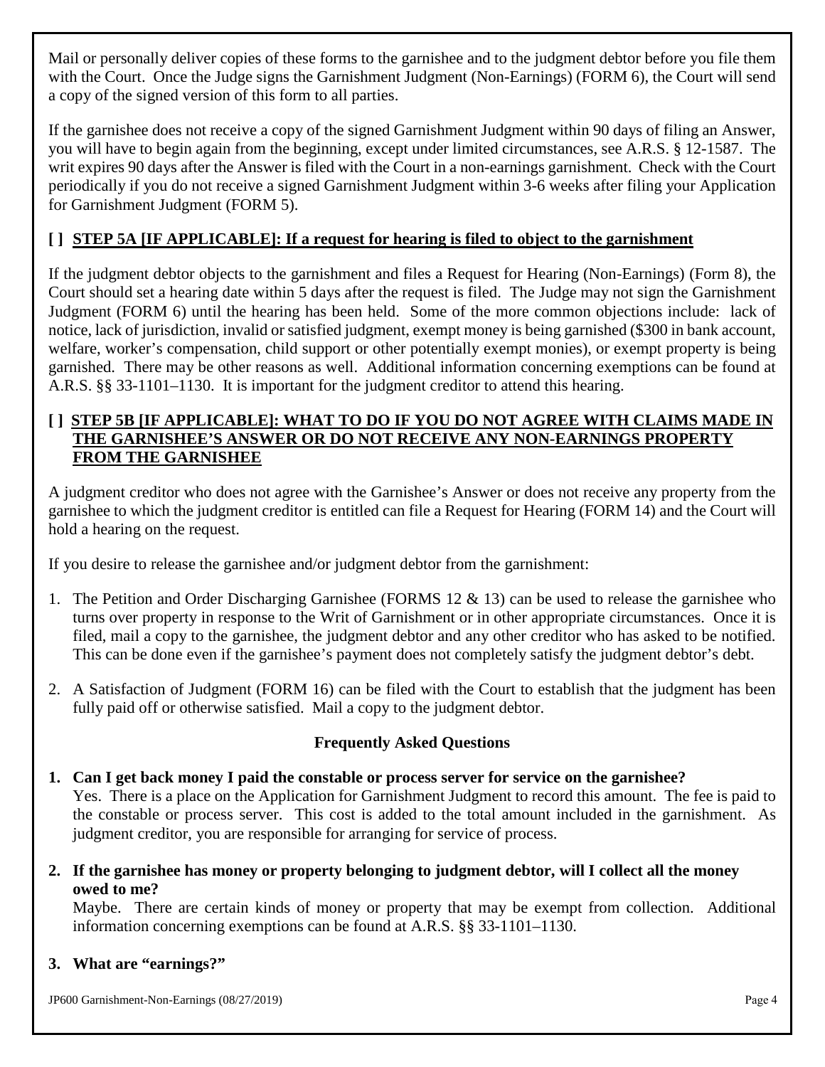Mail or personally deliver copies of these forms to the garnishee and to the judgment debtor before you file them with the Court. Once the Judge signs the Garnishment Judgment (Non-Earnings) (FORM 6), the Court will send a copy of the signed version of this form to all parties.

If the garnishee does not receive a copy of the signed Garnishment Judgment within 90 days of filing an Answer, you will have to begin again from the beginning, except under limited circumstances, see A.R.S. § 12-1587. The writ expires 90 days after the Answer is filed with the Court in a non-earnings garnishment. Check with the Court periodically if you do not receive a signed Garnishment Judgment within 3-6 weeks after filing your Application for Garnishment Judgment (FORM 5).

**[ ] STEP 5A [IF APPLICABLE]: If a request for hearing is filed to object to the garnishment**

If the judgment debtor objects to the garnishment and files a Request for Hearing (Non-Earnings) (Form 8), the Court should set a hearing date within 5 days after the request is filed. The Judge may not sign the Garnishment Judgment (FORM 6) until the hearing has been held. Some of the more common objections include: lack of notice, lack of jurisdiction, invalid or satisfied judgment, exempt money is being garnished ($300 in bank account, welfare, worker's compensation, child support or other potentially exempt monies), or exempt property is being garnished. There may be other reasons as well. Additional information concerning exemptions can be found at A.R.S. §§ 33-1101–1130. It is important for the judgment creditor to attend this hearing.

**[ ] STEP 5B [IF APPLICABLE]: WHAT TO DO IF YOU DO NOT AGREE WITH CLAIMS MADE IN THE GARNISHEE'S ANSWER OR DO NOT RECEIVE ANY NON-EARNINGS PROPERTY FROM THE GARNISHEE**

A judgment creditor who does not agree with the Garnishee's Answer or does not receive any property from the garnishee to which the judgment creditor is entitled can file a Request for Hearing (FORM 14) and the Court will hold a hearing on the request.

If you desire to release the garnishee and/or judgment debtor from the garnishment:

1. The Petition and Order Discharging Garnishee (FORMS 12 & 13) can be used to release the garnishee who turns over property in response to the Writ of Garnishment or in other appropriate circumstances. Once it is filed, mail a copy to the garnishee, the judgment debtor and any other creditor who has asked to be notified. This can be done even if the garnishee's payment does not completely satisfy the judgment debtor's debt.
2. A Satisfaction of Judgment (FORM 16) can be filed with the Court to establish that the judgment has been fully paid off or otherwise satisfied. Mail a copy to the judgment debtor.

## Frequently Asked Questions

1. **Can I get back money I paid the constable or process server for service on the garnishee?**
   Yes. There is a place on the Application for Garnishment Judgment to record this amount. The fee is paid to the constable or process server. This cost is added to the total amount included in the garnishment. As judgment creditor, you are responsible for arranging for service of process.

2. **If the garnishee has money or property belonging to judgment debtor, will I collect all the money owed to me?**
   Maybe. There are certain kinds of money or property that may be exempt from collection. Additional information concerning exemptions can be found at A.R.S. §§ 33-1101–1130.

3. **What are "earnings?"**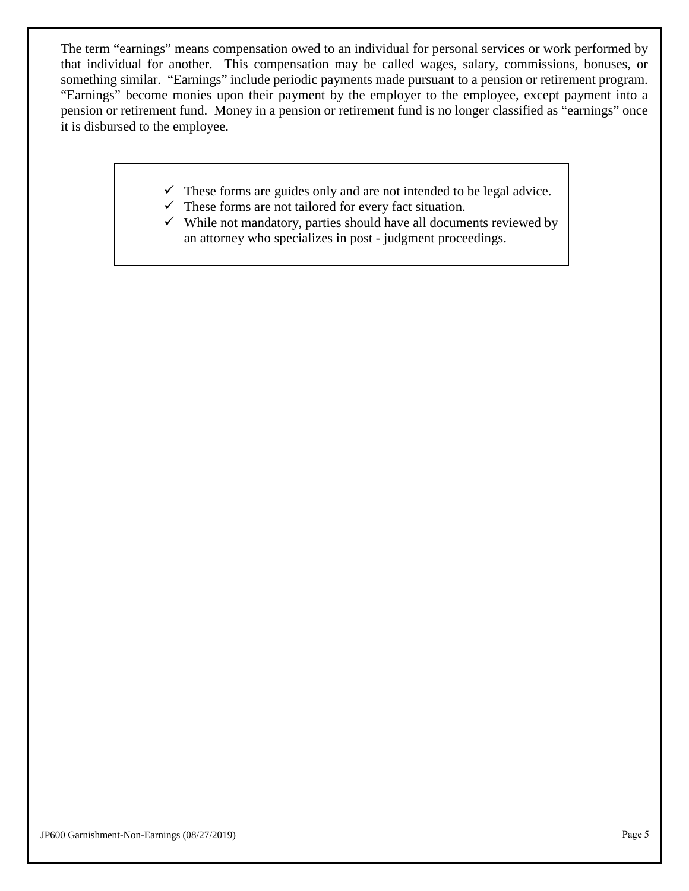The term "earnings" means compensation owed to an individual for personal services or work performed by that individual for another. This compensation may be called wages, salary, commissions, bonuses, or something similar. "Earnings" include periodic payments made pursuant to a pension or retirement program. "Earnings" become monies upon their payment by the employer to the employee, except payment into a pension or retirement fund. Money in a pension or retirement fund is no longer classified as "earnings" once it is disbursed to the employee.

- ✓ These forms are guides only and are not intended to be legal advice.
- ✓ These forms are not tailored for every fact situation.
- ✓ While not mandatory, parties should have all documents reviewed by an attorney who specializes in post - judgment proceedings.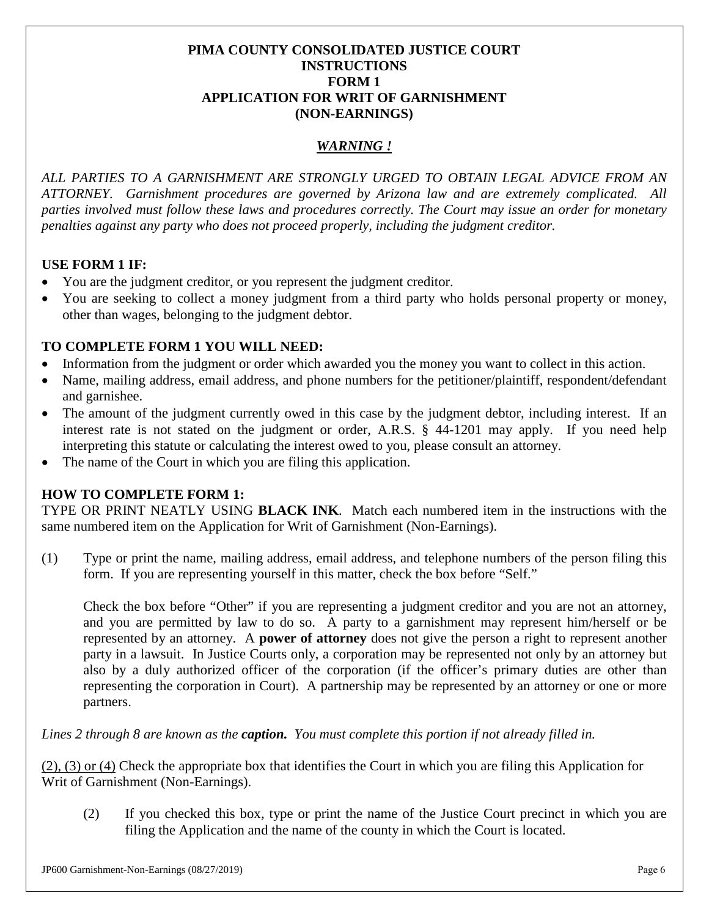# PIMA COUNTY CONSOLIDATED JUSTICE COURT
# INSTRUCTIONS
# FORM 1
# APPLICATION FOR WRIT OF GARNISHMENT
# (NON-EARNINGS)

***WARNING !***

*ALL PARTIES TO A GARNISHMENT ARE STRONGLY URGED TO OBTAIN LEGAL ADVICE FROM AN ATTORNEY. Garnishment procedures are governed by Arizona law and are extremely complicated. All parties involved must follow these laws and procedures correctly. The Court may issue an order for monetary penalties against any party who does not proceed properly, including the judgment creditor.*

**USE FORM 1 IF:**

- You are the judgment creditor, or you represent the judgment creditor.
- You are seeking to collect a money judgment from a third party who holds personal property or money, other than wages, belonging to the judgment debtor.

**TO COMPLETE FORM 1 YOU WILL NEED:**

- Information from the judgment or order which awarded you the money you want to collect in this action.
- Name, mailing address, email address, and phone numbers for the petitioner/plaintiff, respondent/defendant and garnishee.
- The amount of the judgment currently owed in this case by the judgment debtor, including interest. If an interest rate is not stated on the judgment or order, A.R.S. § 44-1201 may apply. If you need help interpreting this statute or calculating the interest owed to you, please consult an attorney.
- The name of the Court in which you are filing this application.

**HOW TO COMPLETE FORM 1:**

TYPE OR PRINT NEATLY USING **BLACK INK**. Match each numbered item in the instructions with the same numbered item on the Application for Writ of Garnishment (Non-Earnings).

(1) Type or print the name, mailing address, email address, and telephone numbers of the person filing this form. If you are representing yourself in this matter, check the box before "Self."

Check the box before "Other" if you are representing a judgment creditor and you are not an attorney, and you are permitted by law to do so. A party to a garnishment may represent him/herself or be represented by an attorney. A **power of attorney** does not give the person a right to represent another party in a lawsuit. In Justice Courts only, a corporation may be represented not only by an attorney but also by a duly authorized officer of the corporation (if the officer's primary duties are other than representing the corporation in Court). A partnership may be represented by an attorney or one or more partners.

*Lines 2 through 8 are known as the* ***caption.*** *You must complete this portion if not already filled in.*

<u>(2), (3) or (4)</u> Check the appropriate box that identifies the Court in which you are filing this Application for Writ of Garnishment (Non-Earnings).

(2) If you checked this box, type or print the name of the Justice Court precinct in which you are filing the Application and the name of the county in which the Court is located.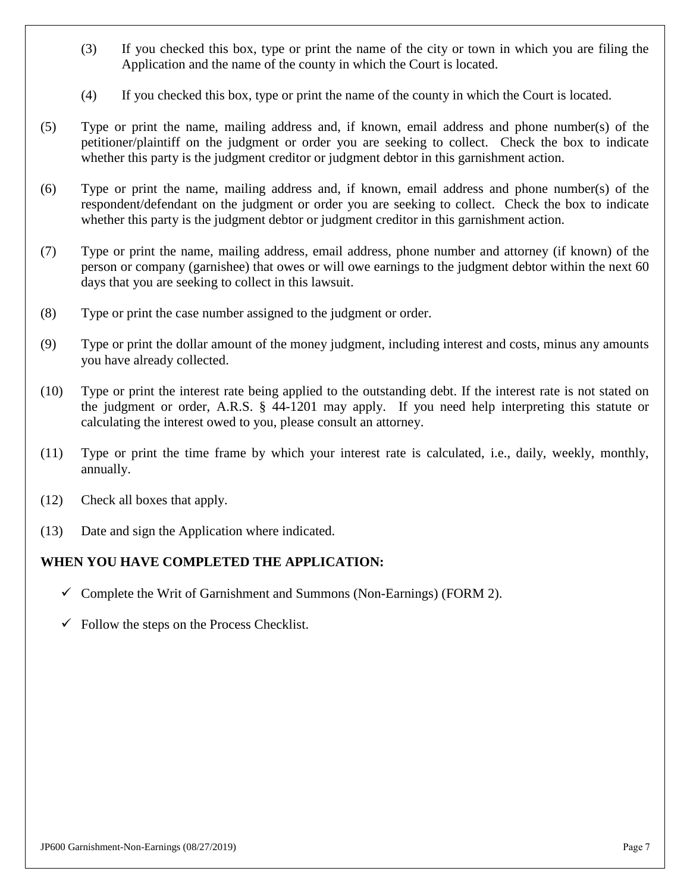(3) If you checked this box, type or print the name of the city or town in which you are filing the Application and the name of the county in which the Court is located.

(4) If you checked this box, type or print the name of the county in which the Court is located.

(5) Type or print the name, mailing address and, if known, email address and phone number(s) of the petitioner/plaintiff on the judgment or order you are seeking to collect. Check the box to indicate whether this party is the judgment creditor or judgment debtor in this garnishment action.

(6) Type or print the name, mailing address and, if known, email address and phone number(s) of the respondent/defendant on the judgment or order you are seeking to collect. Check the box to indicate whether this party is the judgment debtor or judgment creditor in this garnishment action.

(7) Type or print the name, mailing address, email address, phone number and attorney (if known) of the person or company (garnishee) that owes or will owe earnings to the judgment debtor within the next 60 days that you are seeking to collect in this lawsuit.

(8) Type or print the case number assigned to the judgment or order.

(9) Type or print the dollar amount of the money judgment, including interest and costs, minus any amounts you have already collected.

(10) Type or print the interest rate being applied to the outstanding debt. If the interest rate is not stated on the judgment or order, A.R.S. § 44-1201 may apply. If you need help interpreting this statute or calculating the interest owed to you, please consult an attorney.

(11) Type or print the time frame by which your interest rate is calculated, i.e., daily, weekly, monthly, annually.

(12) Check all boxes that apply.

(13) Date and sign the Application where indicated.

**WHEN YOU HAVE COMPLETED THE APPLICATION:**

- ✓ Complete the Writ of Garnishment and Summons (Non-Earnings) (FORM 2).
- ✓ Follow the steps on the Process Checklist.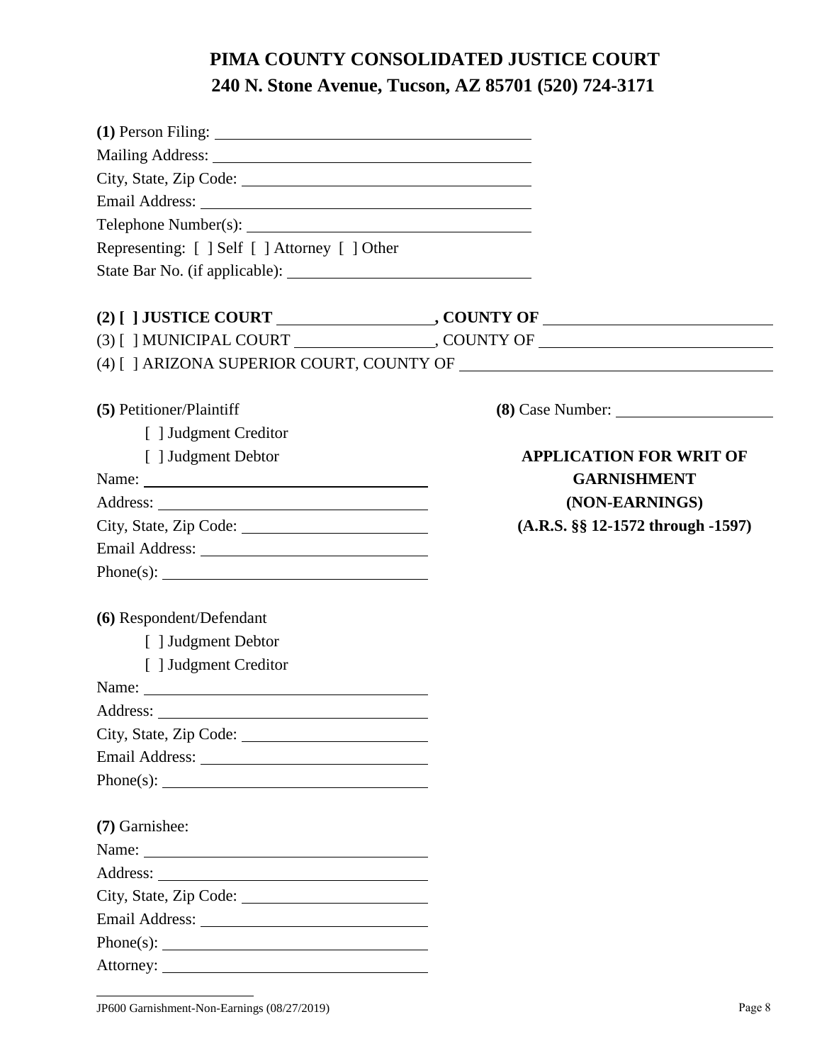# PIMA COUNTY CONSOLIDATED JUSTICE COURT
## 240 N. Stone Avenue, Tucson, AZ 85701 (520) 724-3171

**(1)** Person Filing: ______________________________
Mailing Address: ______________________________
City, State, Zip Code: ______________________________
Email Address: ______________________________
Telephone Number(s): ______________________________
Representing: [ ] Self [ ] Attorney [ ] Other
State Bar No. (if applicable): ______________________________

**(2) [ ] JUSTICE COURT ____________________, COUNTY OF ____________________**
(3) [ ] MUNICIPAL COURT ____________________, COUNTY OF ____________________
(4) [ ] ARIZONA SUPERIOR COURT, COUNTY OF ______________________________

**(8)** Case Number: ____________________

**APPLICATION FOR WRIT OF GARNISHMENT (NON-EARNINGS) (A.R.S. §§ 12-1572 through -1597)**

**(5)** Petitioner/Plaintiff
- [ ] Judgment Creditor
- [ ] Judgment Debtor

Name: ______________________________
Address: ______________________________
City, State, Zip Code: ______________________________
Email Address: ______________________________
Phone(s): ______________________________

**(6)** Respondent/Defendant
- [ ] Judgment Debtor
- [ ] Judgment Creditor

Name: ______________________________
Address: ______________________________
City, State, Zip Code: ______________________________
Email Address: ______________________________
Phone(s): ______________________________

**(7)** Garnishee:
Name: ______________________________
Address: ______________________________
City, State, Zip Code: ______________________________
Email Address: ______________________________
Phone(s): ______________________________
Attorney: ______________________________

JP600 Garnishment-Non-Earnings (08/27/2019)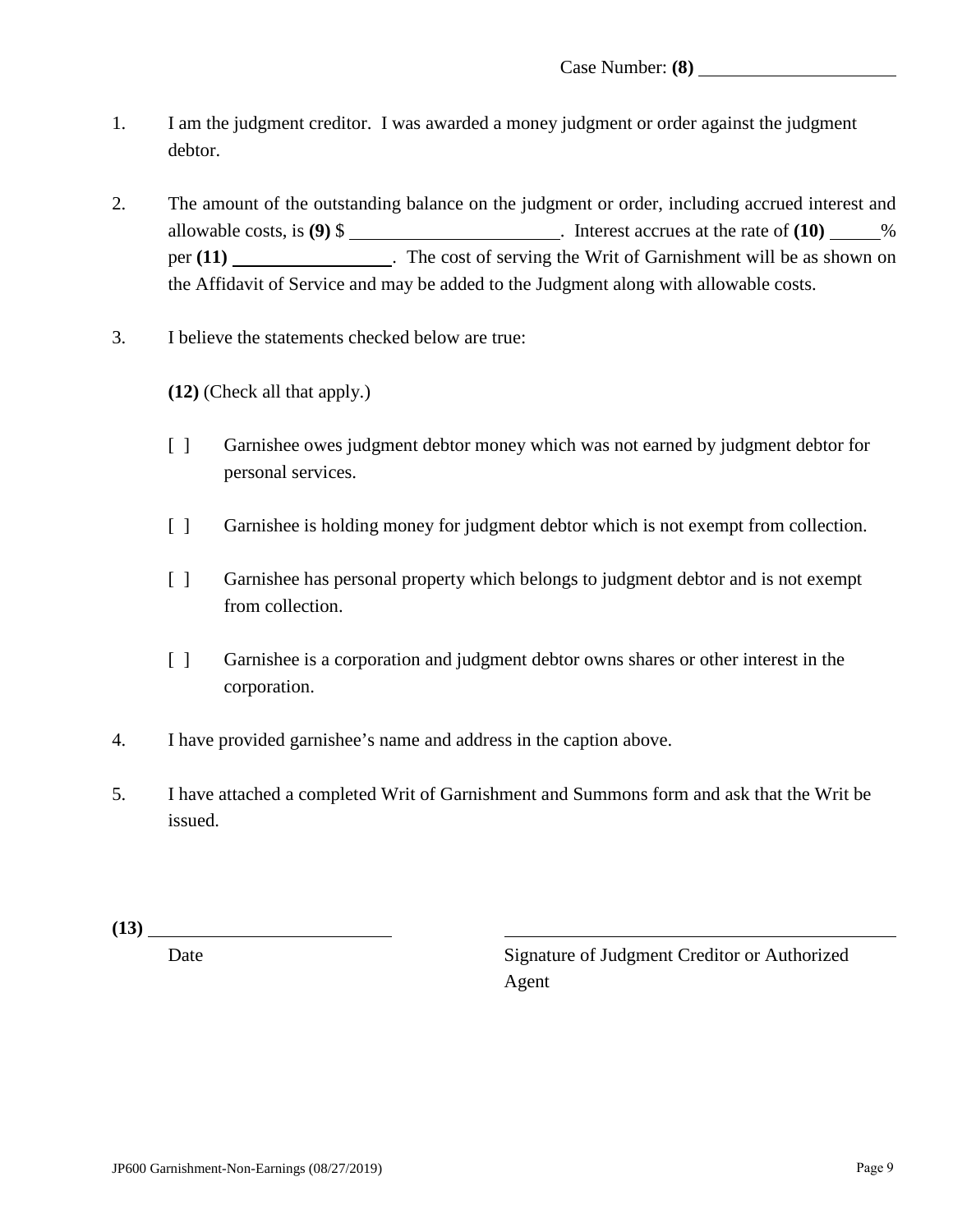Case Number: **(8)** ____________________

1. I am the judgment creditor. I was awarded a money judgment or order against the judgment debtor.

2. The amount of the outstanding balance on the judgment or order, including accrued interest and allowable costs, is **(9)** $ ______________________. Interest accrues at the rate of **(10)** _____% per **(11)** _________________. The cost of serving the Writ of Garnishment will be as shown on the Affidavit of Service and may be added to the Judgment along with allowable costs.

3. I believe the statements checked below are true:

   **(12)** (Check all that apply.)

   [ ] Garnishee owes judgment debtor money which was not earned by judgment debtor for personal services.

   [ ] Garnishee is holding money for judgment debtor which is not exempt from collection.

   [ ] Garnishee has personal property which belongs to judgment debtor and is not exempt from collection.

   [ ] Garnishee is a corporation and judgment debtor owns shares or other interest in the corporation.

4. I have provided garnishee's name and address in the caption above.

5. I have attached a completed Writ of Garnishment and Summons form and ask that the Writ be issued.

**(13)** ____________________  
Date

____________________  
Signature of Judgment Creditor or Authorized Agent

JP600 Garnishment-Non-Earnings (08/27/2019)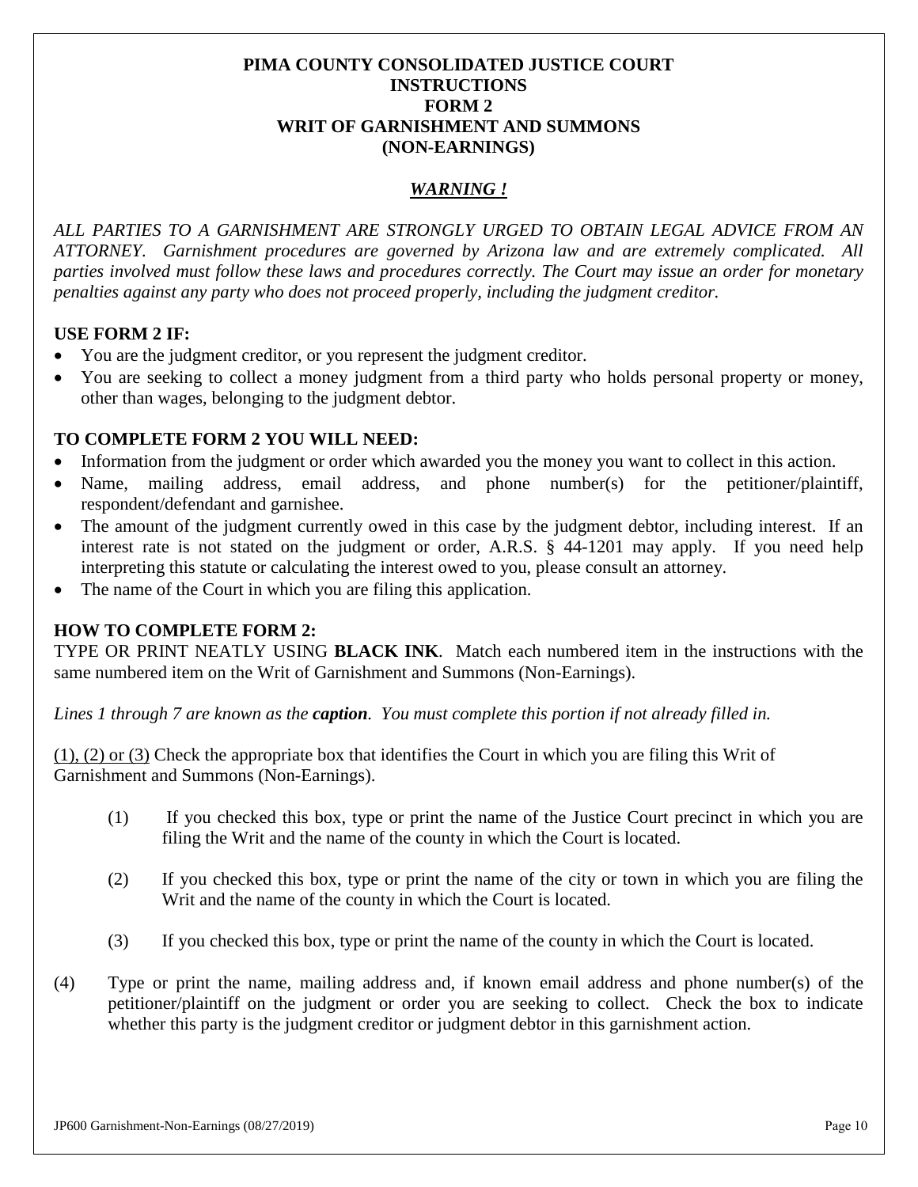# PIMA COUNTY CONSOLIDATED JUSTICE COURT
## INSTRUCTIONS
## FORM 2
## WRIT OF GARNISHMENT AND SUMMONS
## (NON-EARNINGS)

***WARNING !***

*ALL PARTIES TO A GARNISHMENT ARE STRONGLY URGED TO OBTAIN LEGAL ADVICE FROM AN ATTORNEY. Garnishment procedures are governed by Arizona law and are extremely complicated. All parties involved must follow these laws and procedures correctly. The Court may issue an order for monetary penalties against any party who does not proceed properly, including the judgment creditor.*

**USE FORM 2 IF:**

- You are the judgment creditor, or you represent the judgment creditor.
- You are seeking to collect a money judgment from a third party who holds personal property or money, other than wages, belonging to the judgment debtor.

**TO COMPLETE FORM 2 YOU WILL NEED:**

- Information from the judgment or order which awarded you the money you want to collect in this action.
- Name, mailing address, email address, and phone number(s) for the petitioner/plaintiff, respondent/defendant and garnishee.
- The amount of the judgment currently owed in this case by the judgment debtor, including interest. If an interest rate is not stated on the judgment or order, A.R.S. § 44-1201 may apply. If you need help interpreting this statute or calculating the interest owed to you, please consult an attorney.
- The name of the Court in which you are filing this application.

**HOW TO COMPLETE FORM 2:**

TYPE OR PRINT NEATLY USING **BLACK INK**. Match each numbered item in the instructions with the same numbered item on the Writ of Garnishment and Summons (Non-Earnings).

*Lines 1 through 7 are known as the* ***caption****. You must complete this portion if not already filled in.*

(1), (2) or (3) Check the appropriate box that identifies the Court in which you are filing this Writ of Garnishment and Summons (Non-Earnings).

(1) If you checked this box, type or print the name of the Justice Court precinct in which you are filing the Writ and the name of the county in which the Court is located.

(2) If you checked this box, type or print the name of the city or town in which you are filing the Writ and the name of the county in which the Court is located.

(3) If you checked this box, type or print the name of the county in which the Court is located.

(4) Type or print the name, mailing address and, if known email address and phone number(s) of the petitioner/plaintiff on the judgment or order you are seeking to collect. Check the box to indicate whether this party is the judgment creditor or judgment debtor in this garnishment action.

JP600 Garnishment-Non-Earnings (08/27/2019)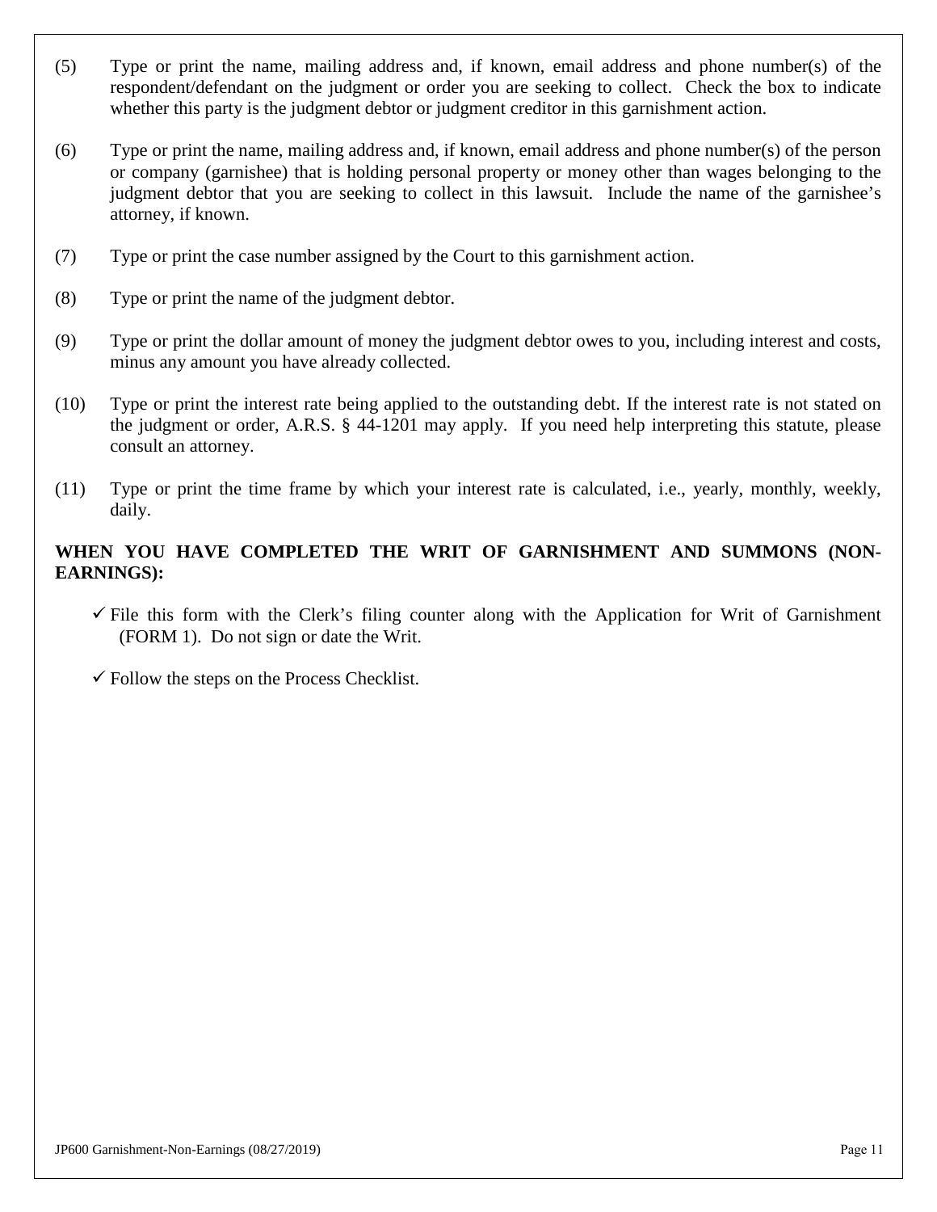(5) Type or print the name, mailing address and, if known, email address and phone number(s) of the respondent/defendant on the judgment or order you are seeking to collect. Check the box to indicate whether this party is the judgment debtor or judgment creditor in this garnishment action.

(6) Type or print the name, mailing address and, if known, email address and phone number(s) of the person or company (garnishee) that is holding personal property or money other than wages belonging to the judgment debtor that you are seeking to collect in this lawsuit. Include the name of the garnishee's attorney, if known.

(7) Type or print the case number assigned by the Court to this garnishment action.

(8) Type or print the name of the judgment debtor.

(9) Type or print the dollar amount of money the judgment debtor owes to you, including interest and costs, minus any amount you have already collected.

(10) Type or print the interest rate being applied to the outstanding debt. If the interest rate is not stated on the judgment or order, A.R.S. § 44-1201 may apply. If you need help interpreting this statute, please consult an attorney.

(11) Type or print the time frame by which your interest rate is calculated, i.e., yearly, monthly, weekly, daily.

**WHEN YOU HAVE COMPLETED THE WRIT OF GARNISHMENT AND SUMMONS (NON-EARNINGS):**

- ✓ File this form with the Clerk's filing counter along with the Application for Writ of Garnishment (FORM 1). Do not sign or date the Writ.
- ✓ Follow the steps on the Process Checklist.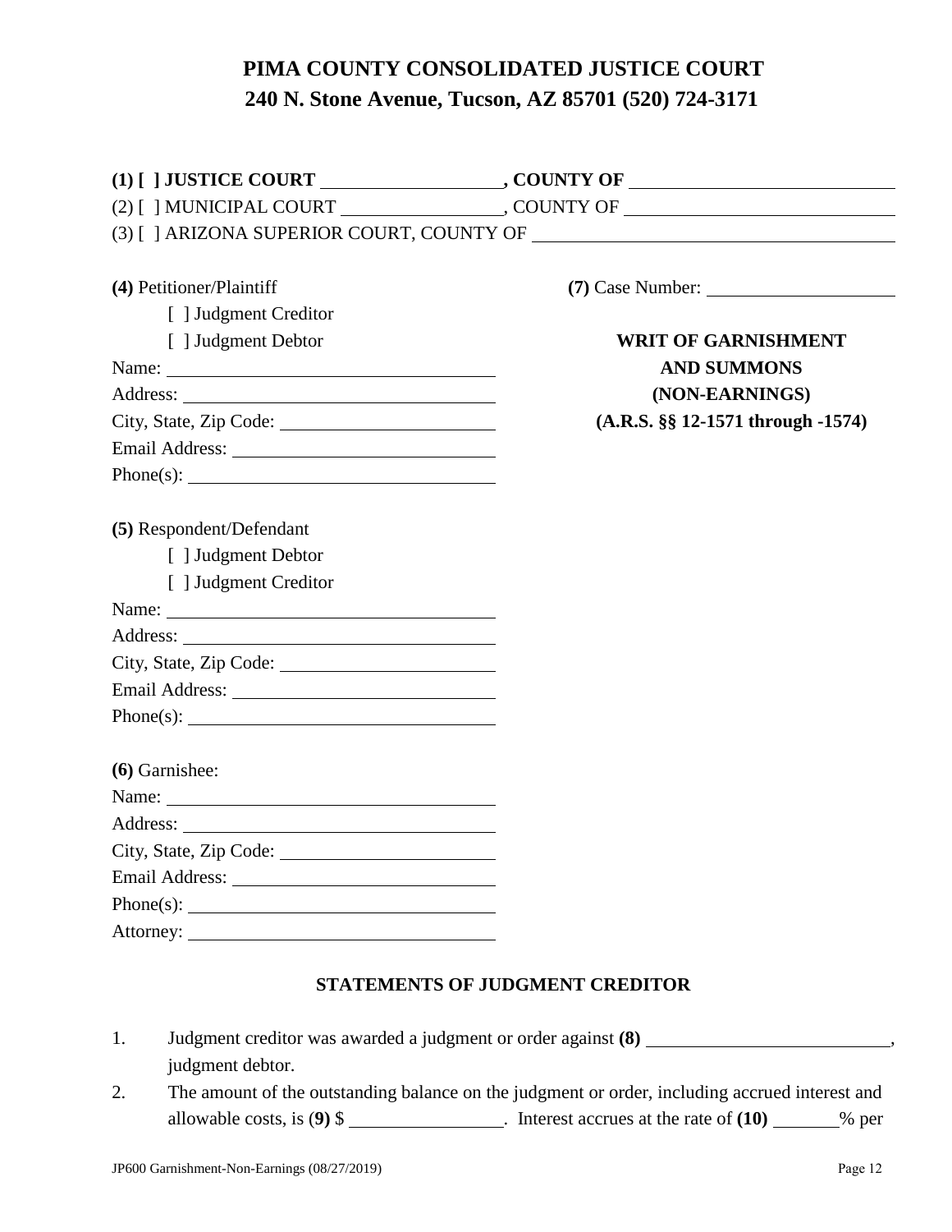# PIMA COUNTY CONSOLIDATED JUSTICE COURT
## 240 N. Stone Avenue, Tucson, AZ 85701 (520) 724-3171

**(1) [ ] JUSTICE COURT \_\_\_\_\_\_\_\_\_\_\_\_\_\_\_\_\_\_, COUNTY OF \_\_\_\_\_\_\_\_\_\_\_\_\_\_\_\_\_\_\_\_\_\_\_\_\_\_**

(2) [ ] MUNICIPAL COURT \_\_\_\_\_\_\_\_\_\_\_\_\_\_\_\_\_, COUNTY OF \_\_\_\_\_\_\_\_\_\_\_\_\_\_\_\_\_\_\_\_\_\_\_\_\_\_

(3) [ ] ARIZONA SUPERIOR COURT, COUNTY OF \_\_\_\_\_\_\_\_\_\_\_\_\_\_\_\_\_\_\_\_\_\_\_\_\_\_\_\_\_\_\_\_\_\_\_\_

**(7)** Case Number: \_\_\_\_\_\_\_\_\_\_\_\_\_\_\_\_\_\_\_\_

**WRIT OF GARNISHMENT**
**AND SUMMONS**
**(NON-EARNINGS)**
**(A.R.S. §§ 12-1571 through -1574)**

**(4)** Petitioner/Plaintiff

[ ] Judgment Creditor

[ ] Judgment Debtor

Name: \_\_\_\_\_\_\_\_\_\_\_\_\_\_\_\_\_\_\_\_\_\_\_\_\_\_\_\_\_\_\_\_

Address: \_\_\_\_\_\_\_\_\_\_\_\_\_\_\_\_\_\_\_\_\_\_\_\_\_\_\_\_\_\_

City, State, Zip Code: \_\_\_\_\_\_\_\_\_\_\_\_\_\_\_\_\_\_\_\_\_\_

Email Address: \_\_\_\_\_\_\_\_\_\_\_\_\_\_\_\_\_\_\_\_\_\_\_\_\_\_

Phone(s): \_\_\_\_\_\_\_\_\_\_\_\_\_\_\_\_\_\_\_\_\_\_\_\_\_\_\_\_\_\_

**(5)** Respondent/Defendant

[ ] Judgment Debtor

[ ] Judgment Creditor

Name: \_\_\_\_\_\_\_\_\_\_\_\_\_\_\_\_\_\_\_\_\_\_\_\_\_\_\_\_\_\_\_\_

Address: \_\_\_\_\_\_\_\_\_\_\_\_\_\_\_\_\_\_\_\_\_\_\_\_\_\_\_\_\_\_

City, State, Zip Code: \_\_\_\_\_\_\_\_\_\_\_\_\_\_\_\_\_\_\_\_\_\_

Email Address: \_\_\_\_\_\_\_\_\_\_\_\_\_\_\_\_\_\_\_\_\_\_\_\_\_\_

Phone(s): \_\_\_\_\_\_\_\_\_\_\_\_\_\_\_\_\_\_\_\_\_\_\_\_\_\_\_\_\_\_

**(6)** Garnishee:

Name: \_\_\_\_\_\_\_\_\_\_\_\_\_\_\_\_\_\_\_\_\_\_\_\_\_\_\_\_\_\_\_\_

Address: \_\_\_\_\_\_\_\_\_\_\_\_\_\_\_\_\_\_\_\_\_\_\_\_\_\_\_\_\_\_

City, State, Zip Code: \_\_\_\_\_\_\_\_\_\_\_\_\_\_\_\_\_\_\_\_\_\_

Email Address: \_\_\_\_\_\_\_\_\_\_\_\_\_\_\_\_\_\_\_\_\_\_\_\_\_\_

Phone(s): \_\_\_\_\_\_\_\_\_\_\_\_\_\_\_\_\_\_\_\_\_\_\_\_\_\_\_\_\_\_

Attorney: \_\_\_\_\_\_\_\_\_\_\_\_\_\_\_\_\_\_\_\_\_\_\_\_\_\_\_\_\_\_

### STATEMENTS OF JUDGMENT CREDITOR

1. Judgment creditor was awarded a judgment or order against **(8)** \_\_\_\_\_\_\_\_\_\_\_\_\_\_\_\_\_\_\_\_\_\_\_\_\_\_, judgment debtor.
2. The amount of the outstanding balance on the judgment or order, including accrued interest and allowable costs, is (**9)** $ \_\_\_\_\_\_\_\_\_\_\_\_\_\_\_\_. Interest accrues at the rate of **(10)** \_\_\_\_\_\_\_% per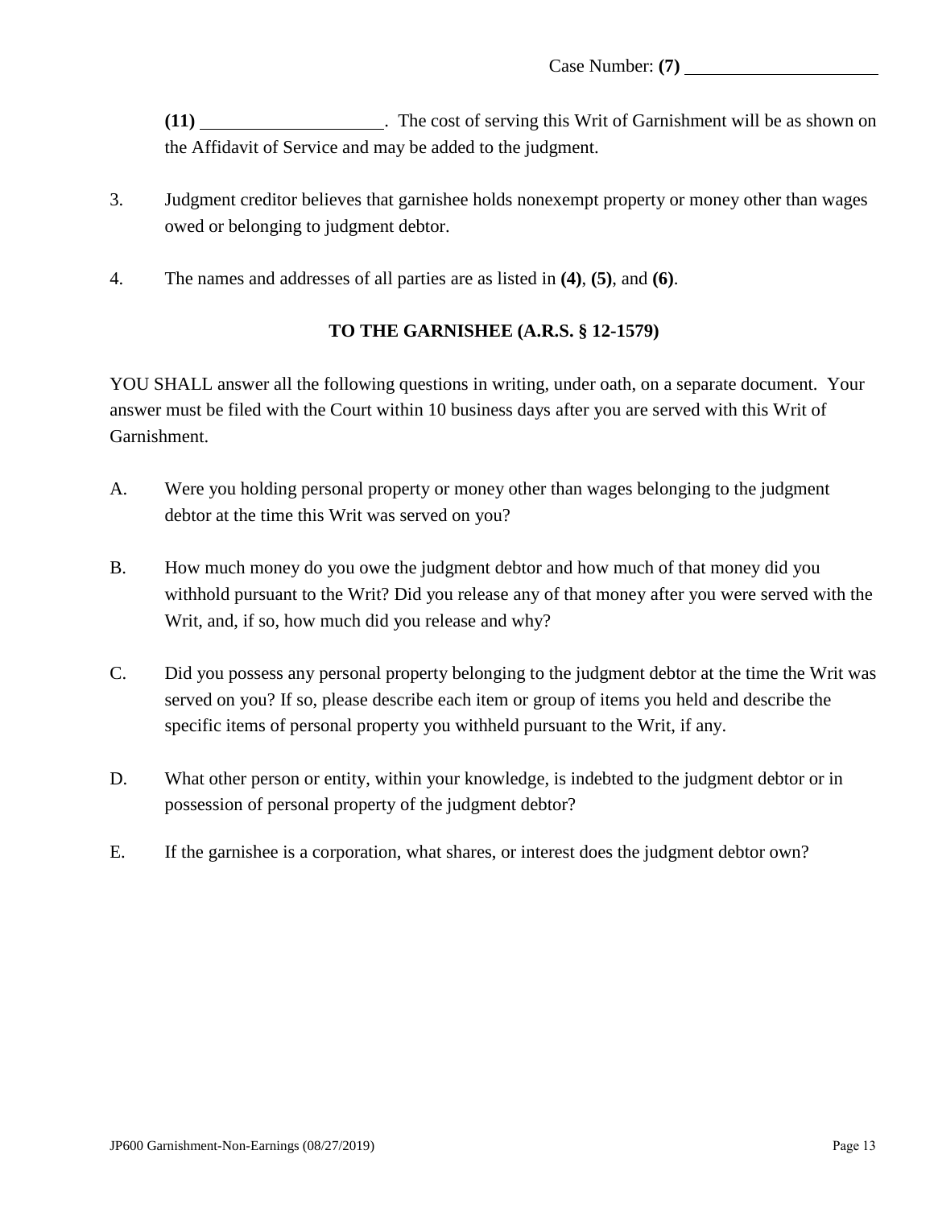Case Number: **(7)** ____________________

**(11)** ____________________. The cost of serving this Writ of Garnishment will be as shown on the Affidavit of Service and may be added to the judgment.

3. Judgment creditor believes that garnishee holds nonexempt property or money other than wages owed or belonging to judgment debtor.

4. The names and addresses of all parties are as listed in **(4)**, **(5)**, and **(6)**.

**TO THE GARNISHEE (A.R.S. § 12-1579)**

YOU SHALL answer all the following questions in writing, under oath, on a separate document. Your answer must be filed with the Court within 10 business days after you are served with this Writ of Garnishment.

A. Were you holding personal property or money other than wages belonging to the judgment debtor at the time this Writ was served on you?

B. How much money do you owe the judgment debtor and how much of that money did you withhold pursuant to the Writ? Did you release any of that money after you were served with the Writ, and, if so, how much did you release and why?

C. Did you possess any personal property belonging to the judgment debtor at the time the Writ was served on you? If so, please describe each item or group of items you held and describe the specific items of personal property you withheld pursuant to the Writ, if any.

D. What other person or entity, within your knowledge, is indebted to the judgment debtor or in possession of personal property of the judgment debtor?

E. If the garnishee is a corporation, what shares, or interest does the judgment debtor own?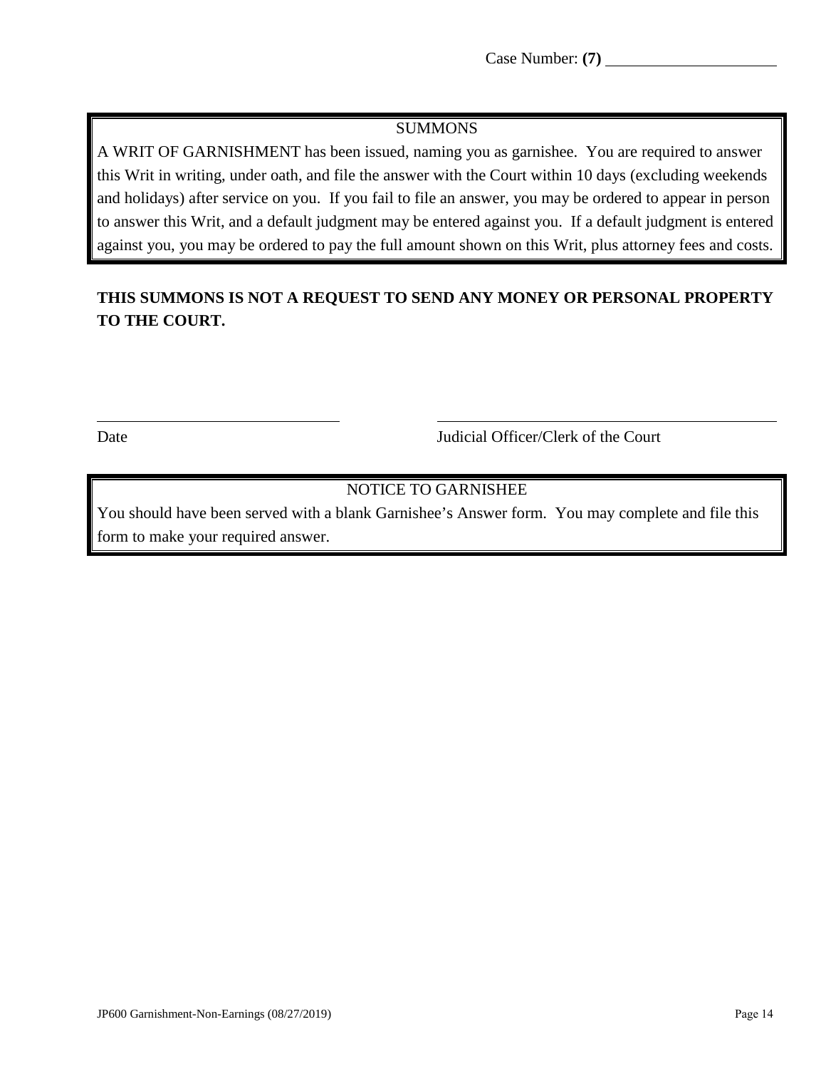Case Number: **(7)** ____________________

## SUMMONS

A WRIT OF GARNISHMENT has been issued, naming you as garnishee. You are required to answer this Writ in writing, under oath, and file the answer with the Court within 10 days (excluding weekends and holidays) after service on you. If you fail to file an answer, you may be ordered to appear in person to answer this Writ, and a default judgment may be entered against you. If a default judgment is entered against you, you may be ordered to pay the full amount shown on this Writ, plus attorney fees and costs.

**THIS SUMMONS IS NOT A REQUEST TO SEND ANY MONEY OR PERSONAL PROPERTY TO THE COURT.**

____________________ ____________________

Date Judicial Officer/Clerk of the Court

## NOTICE TO GARNISHEE

You should have been served with a blank Garnishee's Answer form. You may complete and file this form to make your required answer.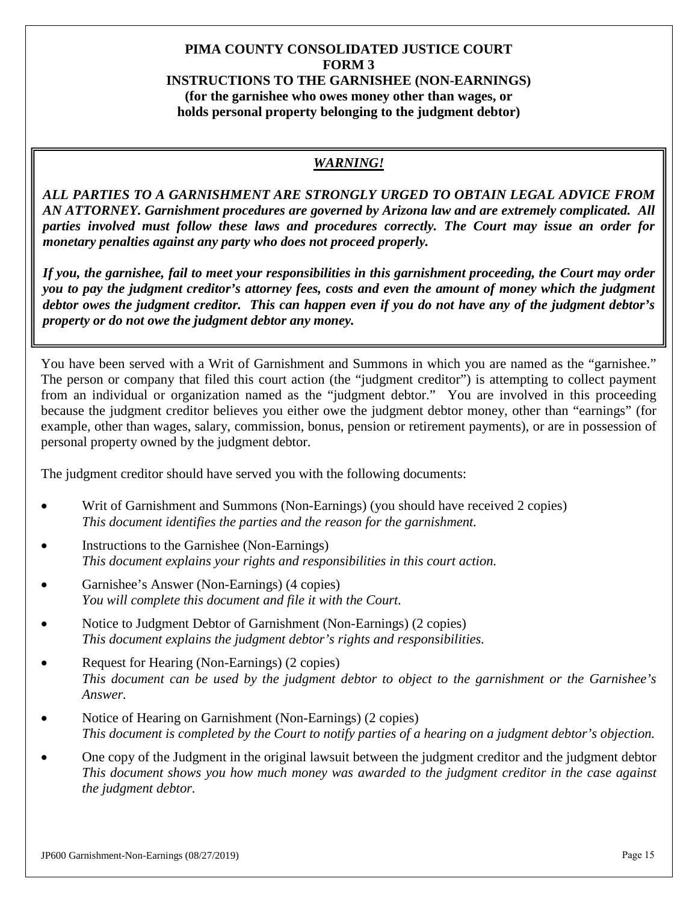**PIMA COUNTY CONSOLIDATED JUSTICE COURT**
**FORM 3**
**INSTRUCTIONS TO THE GARNISHEE (NON-EARNINGS)**
**(for the garnishee who owes money other than wages, or holds personal property belonging to the judgment debtor)**

***WARNING!***

***ALL PARTIES TO A GARNISHMENT ARE STRONGLY URGED TO OBTAIN LEGAL ADVICE FROM AN ATTORNEY. Garnishment procedures are governed by Arizona law and are extremely complicated. All parties involved must follow these laws and procedures correctly. The Court may issue an order for monetary penalties against any party who does not proceed properly.***

***If you, the garnishee, fail to meet your responsibilities in this garnishment proceeding, the Court may order you to pay the judgment creditor's attorney fees, costs and even the amount of money which the judgment debtor owes the judgment creditor. This can happen even if you do not have any of the judgment debtor's property or do not owe the judgment debtor any money.***

You have been served with a Writ of Garnishment and Summons in which you are named as the "garnishee." The person or company that filed this court action (the "judgment creditor") is attempting to collect payment from an individual or organization named as the "judgment debtor." You are involved in this proceeding because the judgment creditor believes you either owe the judgment debtor money, other than "earnings" (for example, other than wages, salary, commission, bonus, pension or retirement payments), or are in possession of personal property owned by the judgment debtor.

The judgment creditor should have served you with the following documents:

- Writ of Garnishment and Summons (Non-Earnings) (you should have received 2 copies)
  *This document identifies the parties and the reason for the garnishment.*
- Instructions to the Garnishee (Non-Earnings)
  *This document explains your rights and responsibilities in this court action.*
- Garnishee's Answer (Non-Earnings) (4 copies)
  *You will complete this document and file it with the Court.*
- Notice to Judgment Debtor of Garnishment (Non-Earnings) (2 copies)
  *This document explains the judgment debtor's rights and responsibilities.*
- Request for Hearing (Non-Earnings) (2 copies)
  *This document can be used by the judgment debtor to object to the garnishment or the Garnishee's Answer.*
- Notice of Hearing on Garnishment (Non-Earnings) (2 copies)
  *This document is completed by the Court to notify parties of a hearing on a judgment debtor's objection.*
- One copy of the Judgment in the original lawsuit between the judgment creditor and the judgment debtor
  *This document shows you how much money was awarded to the judgment creditor in the case against the judgment debtor.*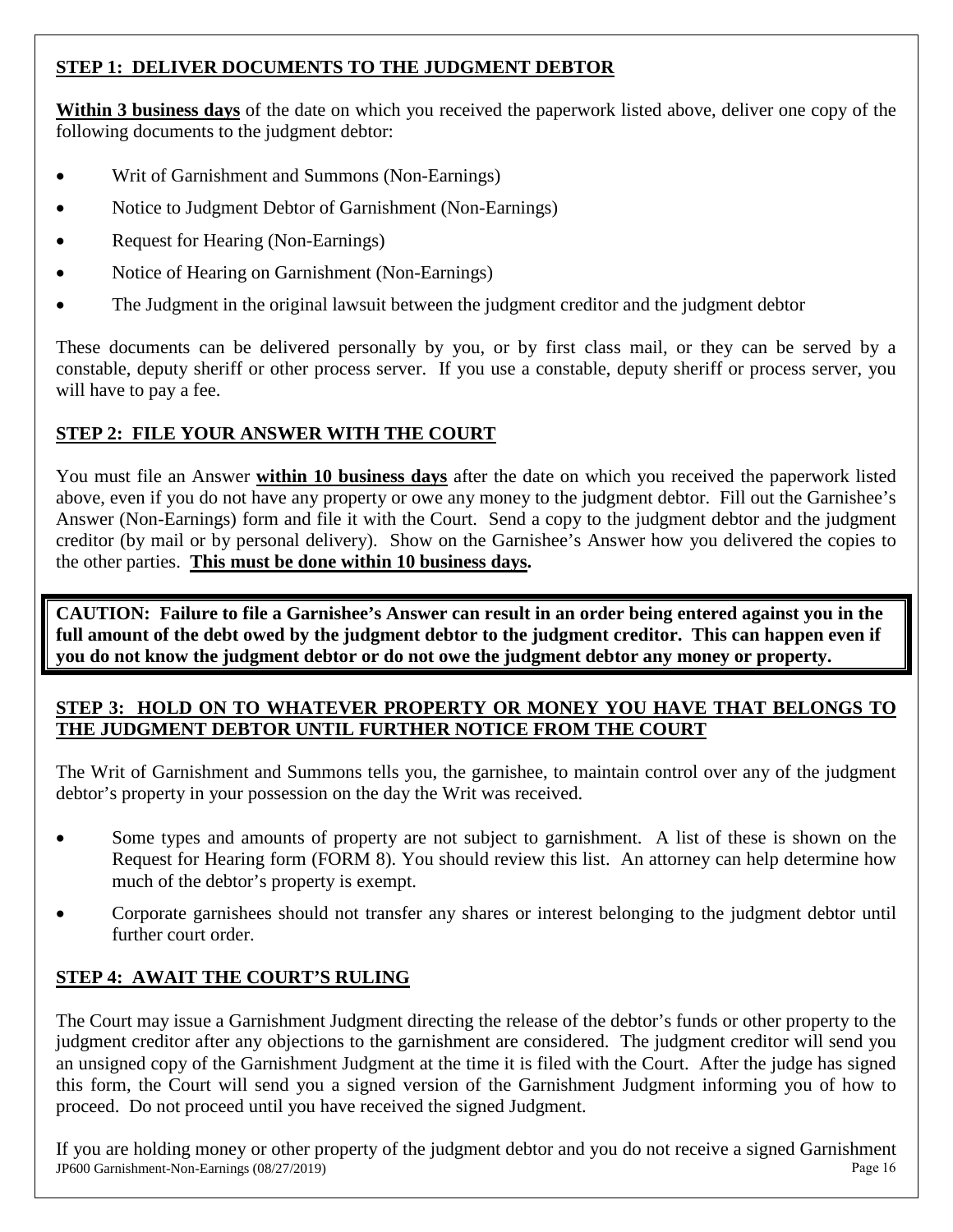## STEP 1: DELIVER DOCUMENTS TO THE JUDGMENT DEBTOR

**Within 3 business days** of the date on which you received the paperwork listed above, deliver one copy of the following documents to the judgment debtor:

- Writ of Garnishment and Summons (Non-Earnings)
- Notice to Judgment Debtor of Garnishment (Non-Earnings)
- Request for Hearing (Non-Earnings)
- Notice of Hearing on Garnishment (Non-Earnings)
- The Judgment in the original lawsuit between the judgment creditor and the judgment debtor

These documents can be delivered personally by you, or by first class mail, or they can be served by a constable, deputy sheriff or other process server. If you use a constable, deputy sheriff or process server, you will have to pay a fee.

## STEP 2: FILE YOUR ANSWER WITH THE COURT

You must file an Answer **within 10 business days** after the date on which you received the paperwork listed above, even if you do not have any property or owe any money to the judgment debtor. Fill out the Garnishee's Answer (Non-Earnings) form and file it with the Court. Send a copy to the judgment debtor and the judgment creditor (by mail or by personal delivery). Show on the Garnishee's Answer how you delivered the copies to the other parties. **This must be done within 10 business days.**

**CAUTION: Failure to file a Garnishee's Answer can result in an order being entered against you in the full amount of the debt owed by the judgment debtor to the judgment creditor. This can happen even if you do not know the judgment debtor or do not owe the judgment debtor any money or property.**

## STEP 3: HOLD ON TO WHATEVER PROPERTY OR MONEY YOU HAVE THAT BELONGS TO THE JUDGMENT DEBTOR UNTIL FURTHER NOTICE FROM THE COURT

The Writ of Garnishment and Summons tells you, the garnishee, to maintain control over any of the judgment debtor's property in your possession on the day the Writ was received.

- Some types and amounts of property are not subject to garnishment. A list of these is shown on the Request for Hearing form (FORM 8). You should review this list. An attorney can help determine how much of the debtor's property is exempt.
- Corporate garnishees should not transfer any shares or interest belonging to the judgment debtor until further court order.

## STEP 4: AWAIT THE COURT'S RULING

The Court may issue a Garnishment Judgment directing the release of the debtor's funds or other property to the judgment creditor after any objections to the garnishment are considered. The judgment creditor will send you an unsigned copy of the Garnishment Judgment at the time it is filed with the Court. After the judge has signed this form, the Court will send you a signed version of the Garnishment Judgment informing you of how to proceed. Do not proceed until you have received the signed Judgment.

If you are holding money or other property of the judgment debtor and you do not receive a signed Garnishment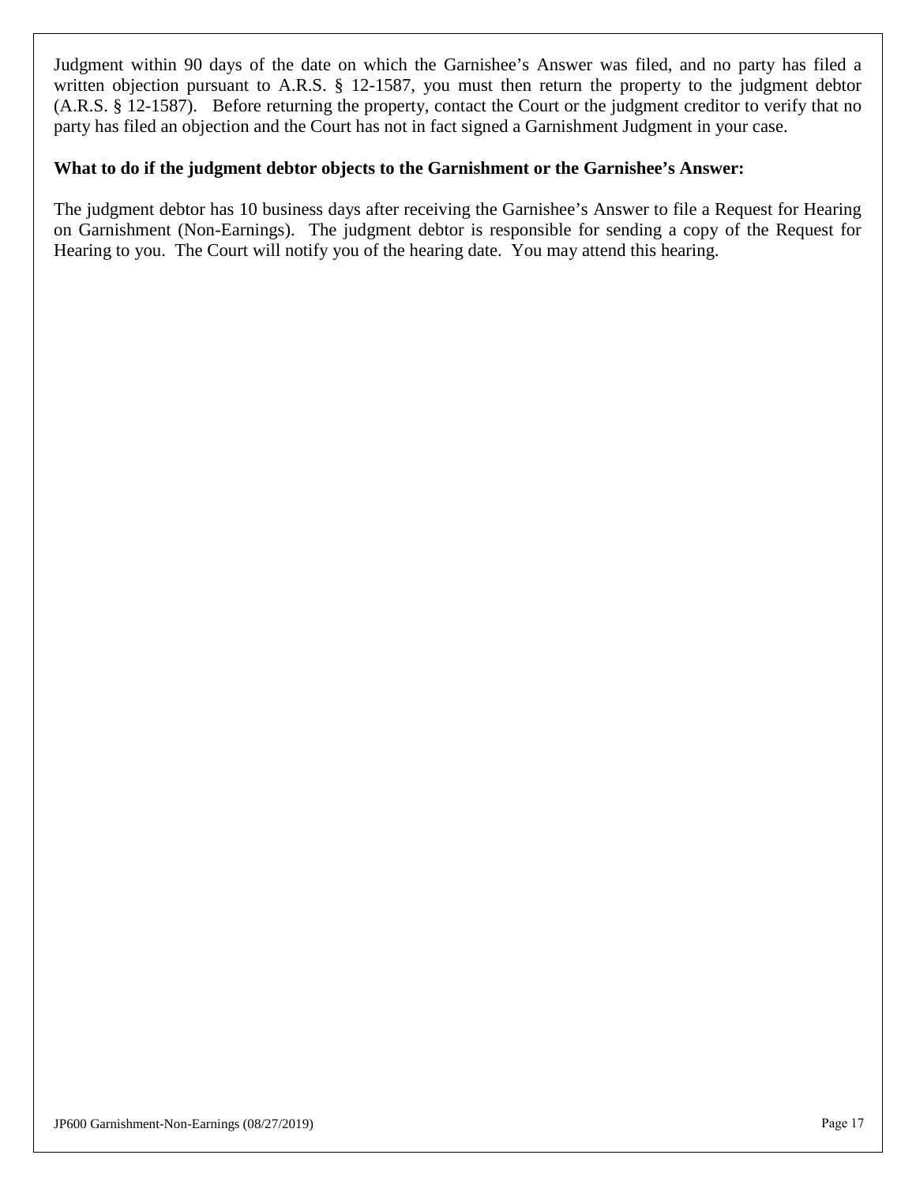Judgment within 90 days of the date on which the Garnishee's Answer was filed, and no party has filed a written objection pursuant to A.R.S. § 12-1587, you must then return the property to the judgment debtor (A.R.S. § 12-1587). Before returning the property, contact the Court or the judgment creditor to verify that no party has filed an objection and the Court has not in fact signed a Garnishment Judgment in your case.

**What to do if the judgment debtor objects to the Garnishment or the Garnishee's Answer:**

The judgment debtor has 10 business days after receiving the Garnishee's Answer to file a Request for Hearing on Garnishment (Non-Earnings). The judgment debtor is responsible for sending a copy of the Request for Hearing to you. The Court will notify you of the hearing date. You may attend this hearing.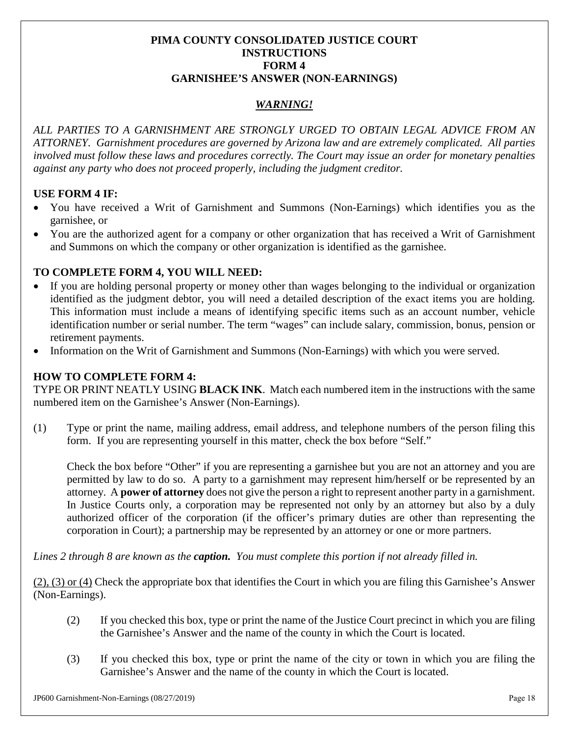**PIMA COUNTY CONSOLIDATED JUSTICE COURT**
**INSTRUCTIONS**
**FORM 4**
**GARNISHEE'S ANSWER (NON-EARNINGS)**

***WARNING!***

*ALL PARTIES TO A GARNISHMENT ARE STRONGLY URGED TO OBTAIN LEGAL ADVICE FROM AN ATTORNEY. Garnishment procedures are governed by Arizona law and are extremely complicated. All parties involved must follow these laws and procedures correctly. The Court may issue an order for monetary penalties against any party who does not proceed properly, including the judgment creditor.*

**USE FORM 4 IF:**

- You have received a Writ of Garnishment and Summons (Non-Earnings) which identifies you as the garnishee, or
- You are the authorized agent for a company or other organization that has received a Writ of Garnishment and Summons on which the company or other organization is identified as the garnishee.

**TO COMPLETE FORM 4, YOU WILL NEED:**

- If you are holding personal property or money other than wages belonging to the individual or organization identified as the judgment debtor, you will need a detailed description of the exact items you are holding. This information must include a means of identifying specific items such as an account number, vehicle identification number or serial number. The term "wages" can include salary, commission, bonus, pension or retirement payments.
- Information on the Writ of Garnishment and Summons (Non-Earnings) with which you were served.

**HOW TO COMPLETE FORM 4:**

TYPE OR PRINT NEATLY USING **BLACK INK**. Match each numbered item in the instructions with the same numbered item on the Garnishee's Answer (Non-Earnings).

(1) Type or print the name, mailing address, email address, and telephone numbers of the person filing this form. If you are representing yourself in this matter, check the box before "Self."

Check the box before "Other" if you are representing a garnishee but you are not an attorney and you are permitted by law to do so. A party to a garnishment may represent him/herself or be represented by an attorney. A **power of attorney** does not give the person a right to represent another party in a garnishment. In Justice Courts only, a corporation may be represented not only by an attorney but also by a duly authorized officer of the corporation (if the officer's primary duties are other than representing the corporation in Court); a partnership may be represented by an attorney or one or more partners.

*Lines 2 through 8 are known as the **caption.** You must complete this portion if not already filled in.*

(2), (3) or (4) Check the appropriate box that identifies the Court in which you are filing this Garnishee's Answer (Non-Earnings).

(2) If you checked this box, type or print the name of the Justice Court precinct in which you are filing the Garnishee's Answer and the name of the county in which the Court is located.

(3) If you checked this box, type or print the name of the city or town in which you are filing the Garnishee's Answer and the name of the county in which the Court is located.

JP600 Garnishment-Non-Earnings (08/27/2019)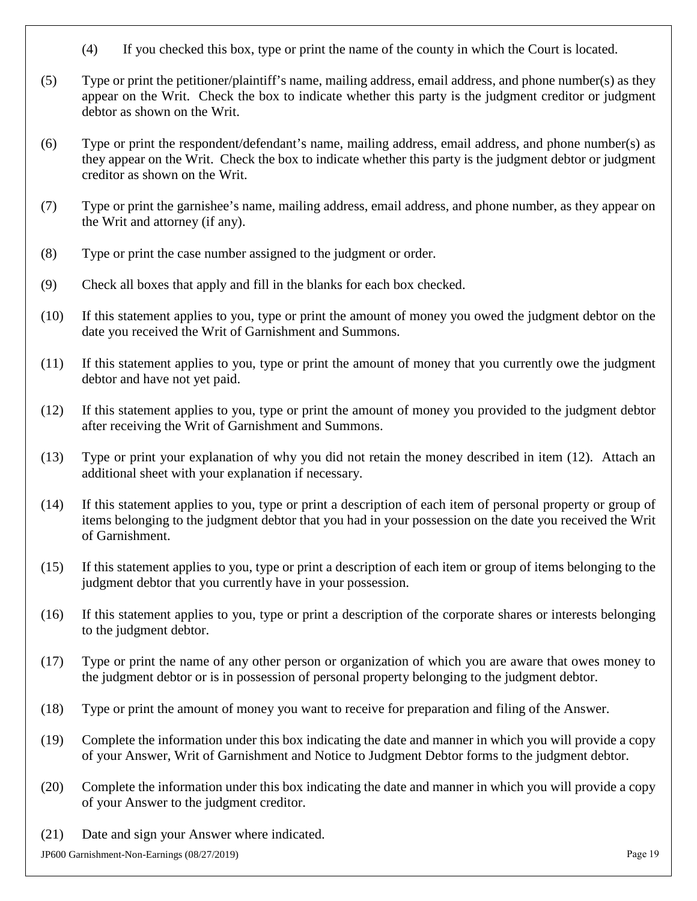(4) If you checked this box, type or print the name of the county in which the Court is located.

(5) Type or print the petitioner/plaintiff's name, mailing address, email address, and phone number(s) as they appear on the Writ. Check the box to indicate whether this party is the judgment creditor or judgment debtor as shown on the Writ.

(6) Type or print the respondent/defendant's name, mailing address, email address, and phone number(s) as they appear on the Writ. Check the box to indicate whether this party is the judgment debtor or judgment creditor as shown on the Writ.

(7) Type or print the garnishee's name, mailing address, email address, and phone number, as they appear on the Writ and attorney (if any).

(8) Type or print the case number assigned to the judgment or order.

(9) Check all boxes that apply and fill in the blanks for each box checked.

(10) If this statement applies to you, type or print the amount of money you owed the judgment debtor on the date you received the Writ of Garnishment and Summons.

(11) If this statement applies to you, type or print the amount of money that you currently owe the judgment debtor and have not yet paid.

(12) If this statement applies to you, type or print the amount of money you provided to the judgment debtor after receiving the Writ of Garnishment and Summons.

(13) Type or print your explanation of why you did not retain the money described in item (12). Attach an additional sheet with your explanation if necessary.

(14) If this statement applies to you, type or print a description of each item of personal property or group of items belonging to the judgment debtor that you had in your possession on the date you received the Writ of Garnishment.

(15) If this statement applies to you, type or print a description of each item or group of items belonging to the judgment debtor that you currently have in your possession.

(16) If this statement applies to you, type or print a description of the corporate shares or interests belonging to the judgment debtor.

(17) Type or print the name of any other person or organization of which you are aware that owes money to the judgment debtor or is in possession of personal property belonging to the judgment debtor.

(18) Type or print the amount of money you want to receive for preparation and filing of the Answer.

(19) Complete the information under this box indicating the date and manner in which you will provide a copy of your Answer, Writ of Garnishment and Notice to Judgment Debtor forms to the judgment debtor.

(20) Complete the information under this box indicating the date and manner in which you will provide a copy of your Answer to the judgment creditor.

(21) Date and sign your Answer where indicated.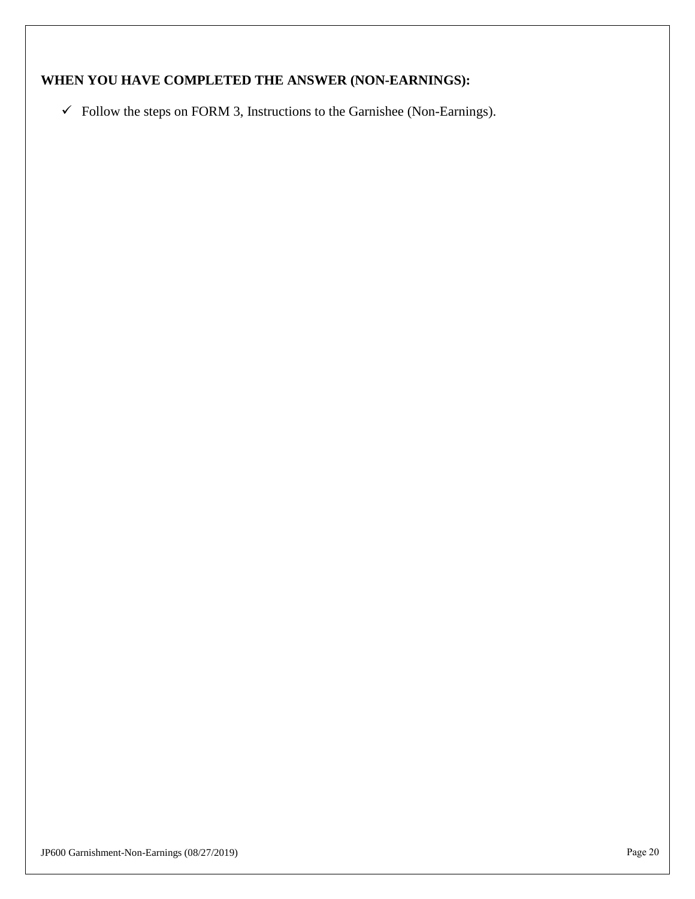**WHEN YOU HAVE COMPLETED THE ANSWER (NON-EARNINGS):**

- ✓ Follow the steps on FORM 3, Instructions to the Garnishee (Non-Earnings).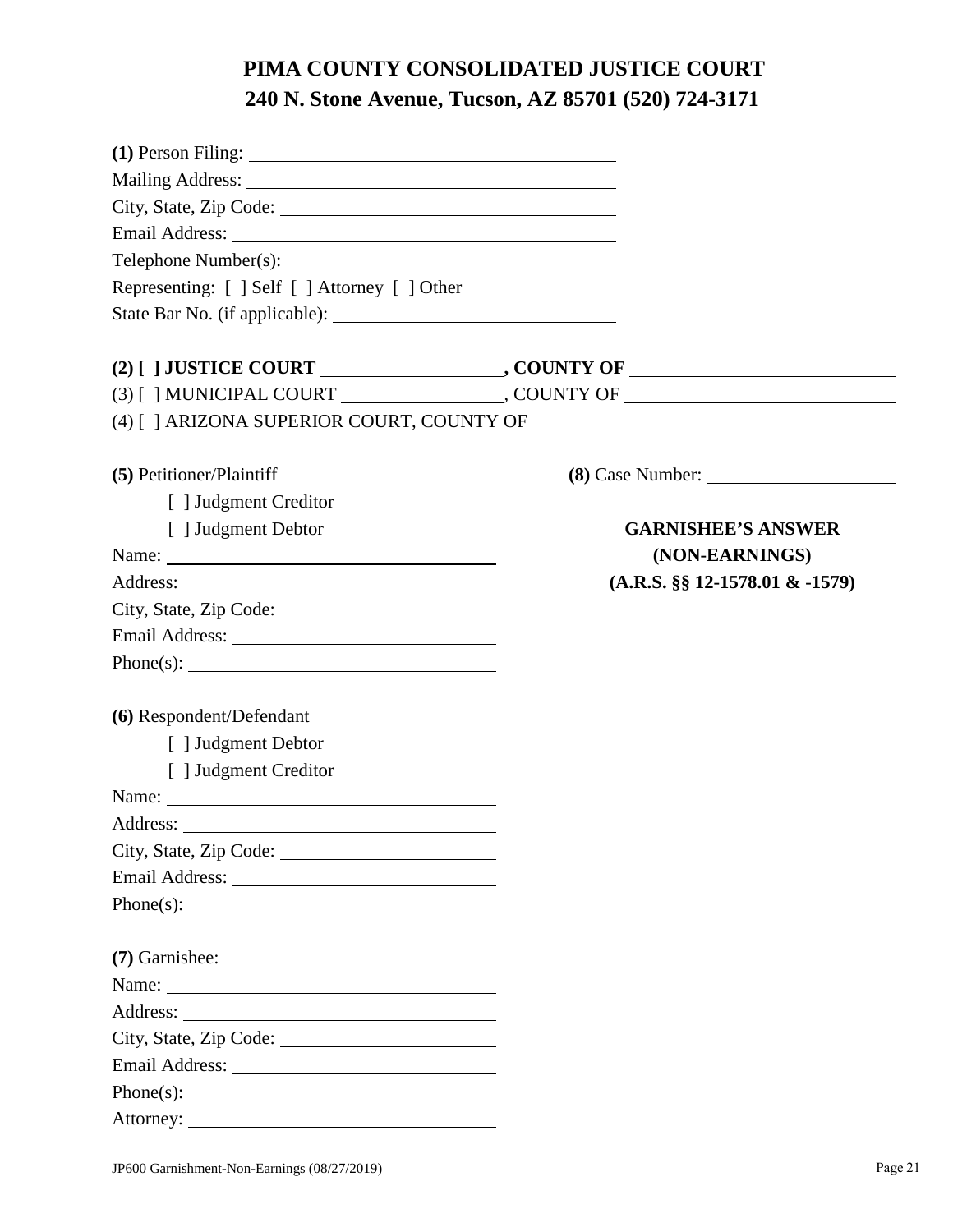# PIMA COUNTY CONSOLIDATED JUSTICE COURT
## 240 N. Stone Avenue, Tucson, AZ 85701 (520) 724-3171

**(1)** Person Filing: ______________________________
Mailing Address: ______________________________
City, State, Zip Code: ______________________________
Email Address: ______________________________
Telephone Number(s): ______________________________
Representing: [ ] Self [ ] Attorney [ ] Other
State Bar No. (if applicable): ______________________________

**(2) [ ] JUSTICE COURT ______________, COUNTY OF ______________________**
(3) [ ] MUNICIPAL COURT ______________, COUNTY OF ______________________
(4) [ ] ARIZONA SUPERIOR COURT, COUNTY OF ______________________________

**(5)** Petitioner/Plaintiff
[ ] Judgment Creditor
[ ] Judgment Debtor
Name: ______________________________
Address: ______________________________
City, State, Zip Code: ______________________
Email Address: ______________________________
Phone(s): ______________________________

**(8)** Case Number: ____________________

**GARNISHEE'S ANSWER**
**(NON-EARNINGS)**
**(A.R.S. §§ 12-1578.01 & -1579)**

**(6)** Respondent/Defendant
[ ] Judgment Debtor
[ ] Judgment Creditor
Name: ______________________________
Address: ______________________________
City, State, Zip Code: ______________________
Email Address: ______________________________
Phone(s): ______________________________

**(7)** Garnishee:
Name: ______________________________
Address: ______________________________
City, State, Zip Code: ______________________
Email Address: ______________________________
Phone(s): ______________________________
Attorney: ______________________________

JP600 Garnishment-Non-Earnings (08/27/2019)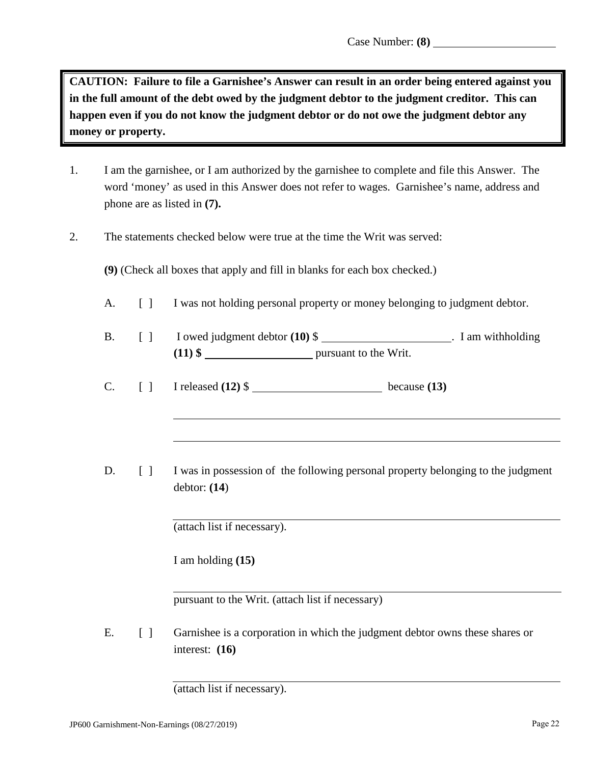Case Number: **(8)** ______________________

**CAUTION: Failure to file a Garnishee's Answer can result in an order being entered against you in the full amount of the debt owed by the judgment debtor to the judgment creditor. This can happen even if you do not know the judgment debtor or do not owe the judgment debtor any money or property.**

1. I am the garnishee, or I am authorized by the garnishee to complete and file this Answer. The word 'money' as used in this Answer does not refer to wages. Garnishee's name, address and phone are as listed in **(7).**

2. The statements checked below were true at the time the Writ was served:

   **(9)** (Check all boxes that apply and fill in blanks for each box checked.)

   A. [ ] I was not holding personal property or money belonging to judgment debtor.

   B. [ ] I owed judgment debtor **(10)** $ ______________________. I am withholding **(11) $** ___________________ pursuant to the Writ.

   C. [ ] I released **(12)** $ ______________________ because **(13)**

   ______________________________________________________________________

   ______________________________________________________________________

   D. [ ] I was in possession of the following personal property belonging to the judgment debtor: **(14**)

   ______________________________________________________________________
   (attach list if necessary).

   I am holding **(15)**

   ______________________________________________________________________
   pursuant to the Writ. (attach list if necessary)

   E. [ ] Garnishee is a corporation in which the judgment debtor owns these shares or interest: **(16)**

   ______________________________________________________________________
   (attach list if necessary).

JP600 Garnishment-Non-Earnings (08/27/2019)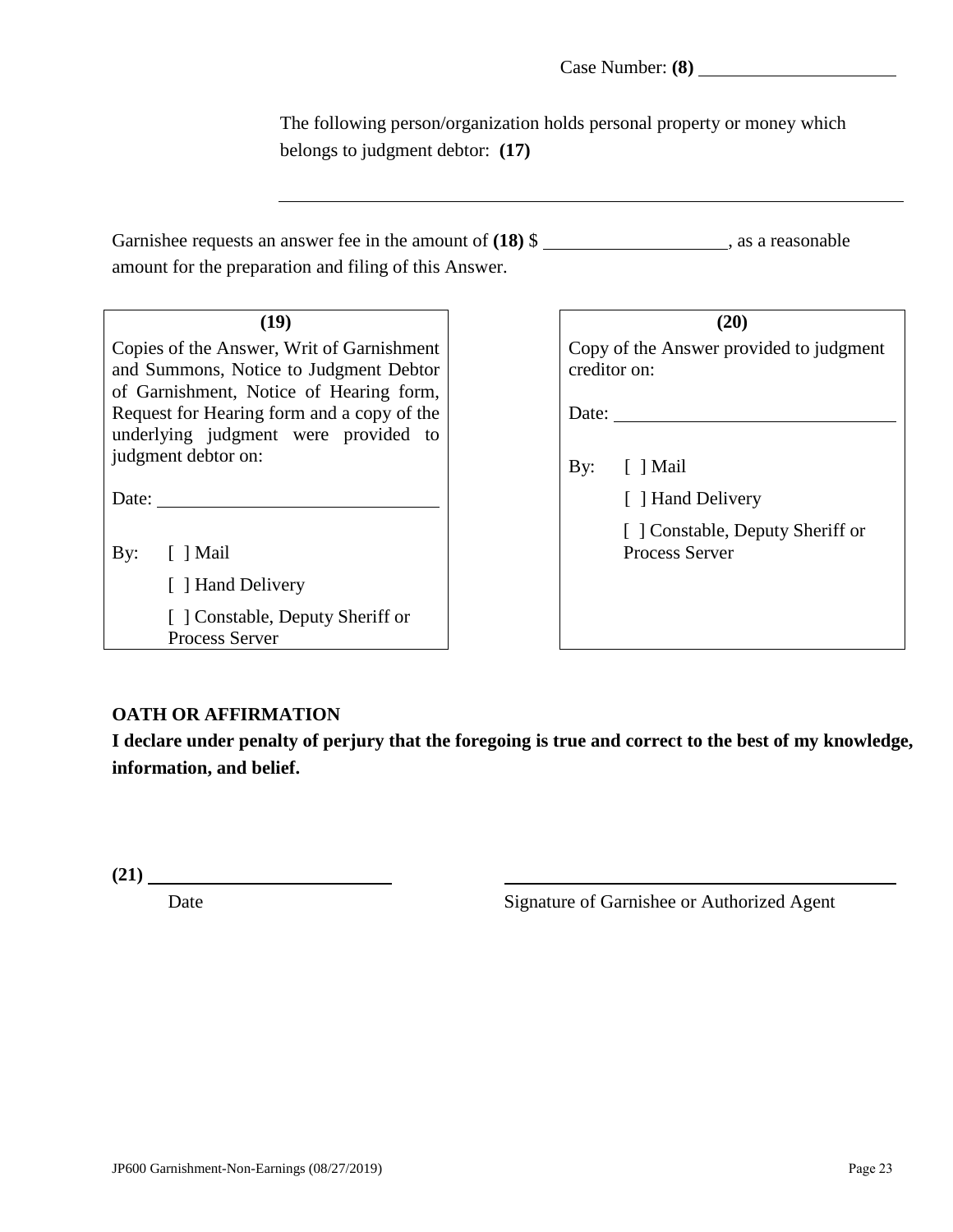Case Number: **(8)** ____________________

The following person/organization holds personal property or money which belongs to judgment debtor: **(17)**

______________________________________________________________

Garnishee requests an answer fee in the amount of **(18)** $ __________________, as a reasonable amount for the preparation and filing of this Answer.

**(19)**

Copies of the Answer, Writ of Garnishment and Summons, Notice to Judgment Debtor of Garnishment, Notice of Hearing form, Request for Hearing form and a copy of the underlying judgment were provided to judgment debtor on:

Date: ____________________________

By: [ ] Mail

[ ] Hand Delivery

[ ] Constable, Deputy Sheriff or Process Server

**(20)**

Copy of the Answer provided to judgment creditor on:

Date: ____________________________

By: [ ] Mail

[ ] Hand Delivery

[ ] Constable, Deputy Sheriff or Process Server

**OATH OR AFFIRMATION**

**I declare under penalty of perjury that the foregoing is true and correct to the best of my knowledge, information, and belief.**

**(21)** ________________________ ________________________________

Date Signature of Garnishee or Authorized Agent

JP600 Garnishment-Non-Earnings (08/27/2019)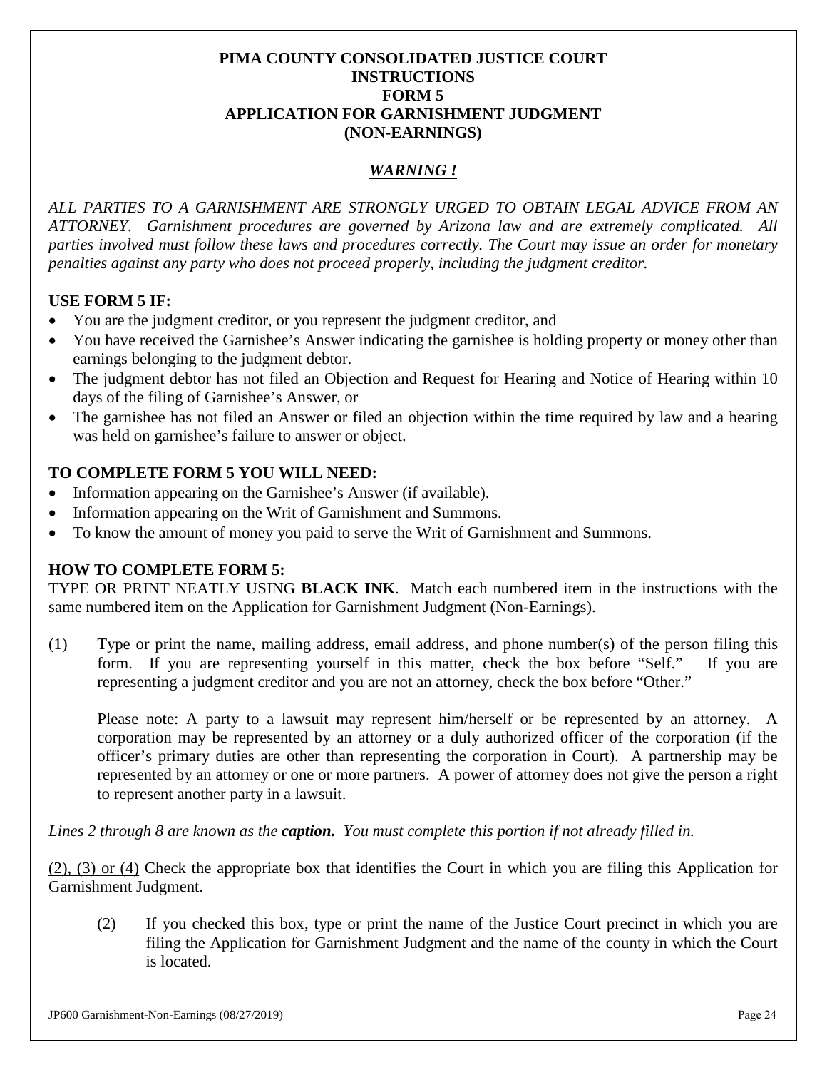# PIMA COUNTY CONSOLIDATED JUSTICE COURT
# INSTRUCTIONS
# FORM 5
# APPLICATION FOR GARNISHMENT JUDGMENT (NON-EARNINGS)

## ***WARNING !***

*ALL PARTIES TO A GARNISHMENT ARE STRONGLY URGED TO OBTAIN LEGAL ADVICE FROM AN ATTORNEY. Garnishment procedures are governed by Arizona law and are extremely complicated. All parties involved must follow these laws and procedures correctly. The Court may issue an order for monetary penalties against any party who does not proceed properly, including the judgment creditor.*

**USE FORM 5 IF:**

- You are the judgment creditor, or you represent the judgment creditor, and
- You have received the Garnishee's Answer indicating the garnishee is holding property or money other than earnings belonging to the judgment debtor.
- The judgment debtor has not filed an Objection and Request for Hearing and Notice of Hearing within 10 days of the filing of Garnishee's Answer, or
- The garnishee has not filed an Answer or filed an objection within the time required by law and a hearing was held on garnishee's failure to answer or object.

**TO COMPLETE FORM 5 YOU WILL NEED:**

- Information appearing on the Garnishee's Answer (if available).
- Information appearing on the Writ of Garnishment and Summons.
- To know the amount of money you paid to serve the Writ of Garnishment and Summons.

**HOW TO COMPLETE FORM 5:**

TYPE OR PRINT NEATLY USING **BLACK INK**. Match each numbered item in the instructions with the same numbered item on the Application for Garnishment Judgment (Non-Earnings).

(1) Type or print the name, mailing address, email address, and phone number(s) of the person filing this form. If you are representing yourself in this matter, check the box before "Self." If you are representing a judgment creditor and you are not an attorney, check the box before "Other."

Please note: A party to a lawsuit may represent him/herself or be represented by an attorney. A corporation may be represented by an attorney or a duly authorized officer of the corporation (if the officer's primary duties are other than representing the corporation in Court). A partnership may be represented by an attorney or one or more partners. A power of attorney does not give the person a right to represent another party in a lawsuit.

*Lines 2 through 8 are known as the **caption.** You must complete this portion if not already filled in.*

<u>(2), (3) or (4)</u> Check the appropriate box that identifies the Court in which you are filing this Application for Garnishment Judgment.

(2) If you checked this box, type or print the name of the Justice Court precinct in which you are filing the Application for Garnishment Judgment and the name of the county in which the Court is located.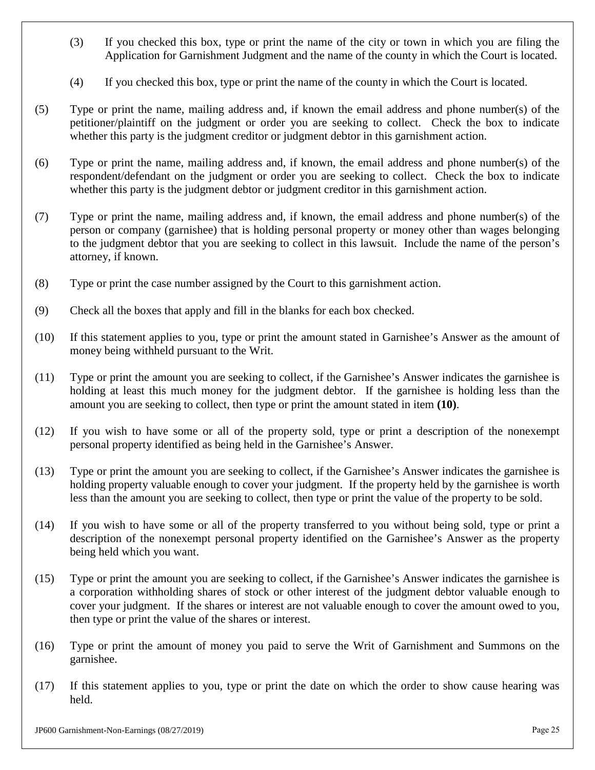(3) If you checked this box, type or print the name of the city or town in which you are filing the Application for Garnishment Judgment and the name of the county in which the Court is located.

(4) If you checked this box, type or print the name of the county in which the Court is located.

(5) Type or print the name, mailing address and, if known the email address and phone number(s) of the petitioner/plaintiff on the judgment or order you are seeking to collect. Check the box to indicate whether this party is the judgment creditor or judgment debtor in this garnishment action.

(6) Type or print the name, mailing address and, if known, the email address and phone number(s) of the respondent/defendant on the judgment or order you are seeking to collect. Check the box to indicate whether this party is the judgment debtor or judgment creditor in this garnishment action.

(7) Type or print the name, mailing address and, if known, the email address and phone number(s) of the person or company (garnishee) that is holding personal property or money other than wages belonging to the judgment debtor that you are seeking to collect in this lawsuit. Include the name of the person's attorney, if known.

(8) Type or print the case number assigned by the Court to this garnishment action.

(9) Check all the boxes that apply and fill in the blanks for each box checked.

(10) If this statement applies to you, type or print the amount stated in Garnishee's Answer as the amount of money being withheld pursuant to the Writ.

(11) Type or print the amount you are seeking to collect, if the Garnishee's Answer indicates the garnishee is holding at least this much money for the judgment debtor. If the garnishee is holding less than the amount you are seeking to collect, then type or print the amount stated in item **(10)**.

(12) If you wish to have some or all of the property sold, type or print a description of the nonexempt personal property identified as being held in the Garnishee's Answer.

(13) Type or print the amount you are seeking to collect, if the Garnishee's Answer indicates the garnishee is holding property valuable enough to cover your judgment. If the property held by the garnishee is worth less than the amount you are seeking to collect, then type or print the value of the property to be sold.

(14) If you wish to have some or all of the property transferred to you without being sold, type or print a description of the nonexempt personal property identified on the Garnishee's Answer as the property being held which you want.

(15) Type or print the amount you are seeking to collect, if the Garnishee's Answer indicates the garnishee is a corporation withholding shares of stock or other interest of the judgment debtor valuable enough to cover your judgment. If the shares or interest are not valuable enough to cover the amount owed to you, then type or print the value of the shares or interest.

(16) Type or print the amount of money you paid to serve the Writ of Garnishment and Summons on the garnishee.

(17) If this statement applies to you, type or print the date on which the order to show cause hearing was held.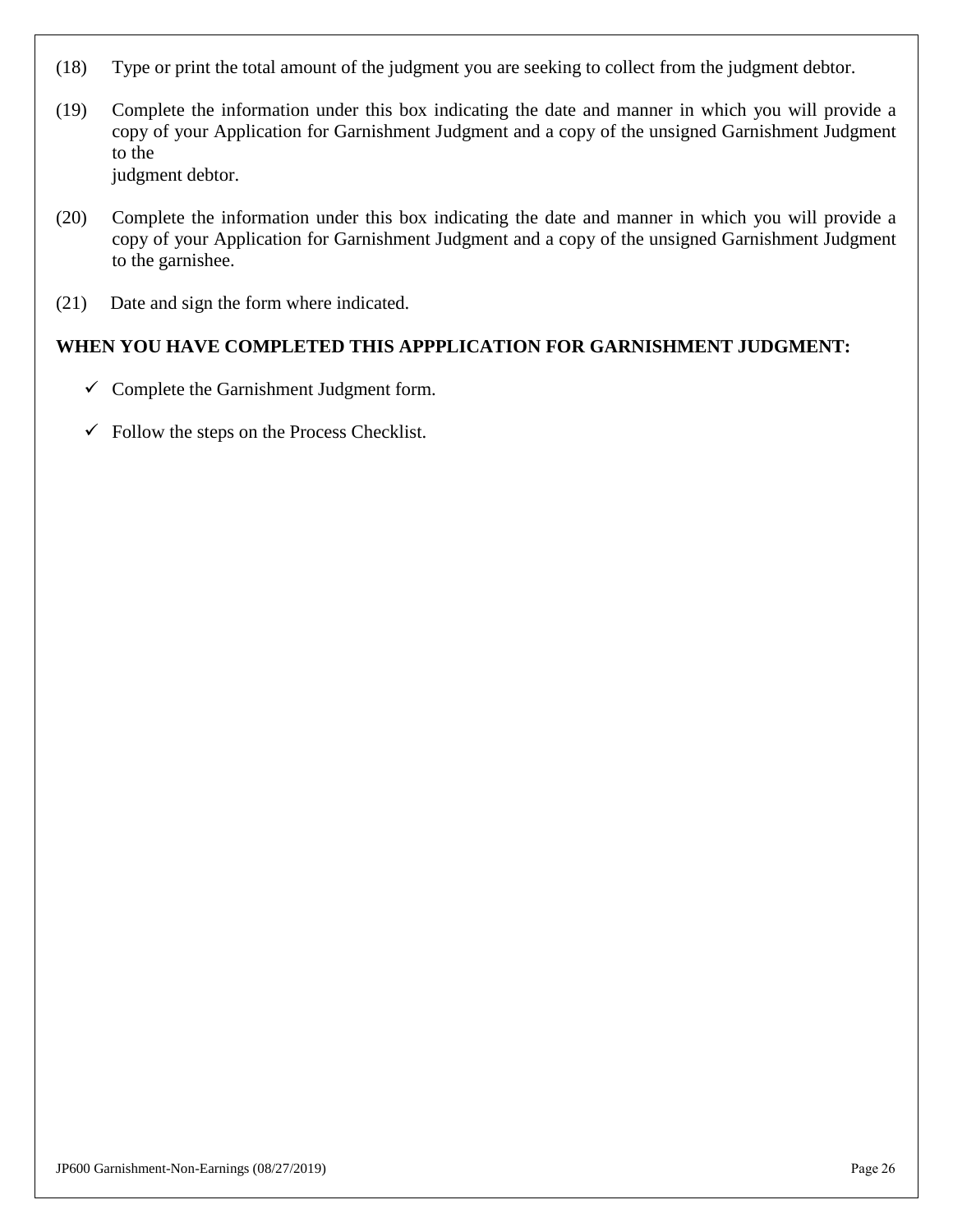(18) Type or print the total amount of the judgment you are seeking to collect from the judgment debtor.

(19) Complete the information under this box indicating the date and manner in which you will provide a copy of your Application for Garnishment Judgment and a copy of the unsigned Garnishment Judgment to the judgment debtor.

(20) Complete the information under this box indicating the date and manner in which you will provide a copy of your Application for Garnishment Judgment and a copy of the unsigned Garnishment Judgment to the garnishee.

(21) Date and sign the form where indicated.

**WHEN YOU HAVE COMPLETED THIS APPPLICATION FOR GARNISHMENT JUDGMENT:**

- ✓ Complete the Garnishment Judgment form.
- ✓ Follow the steps on the Process Checklist.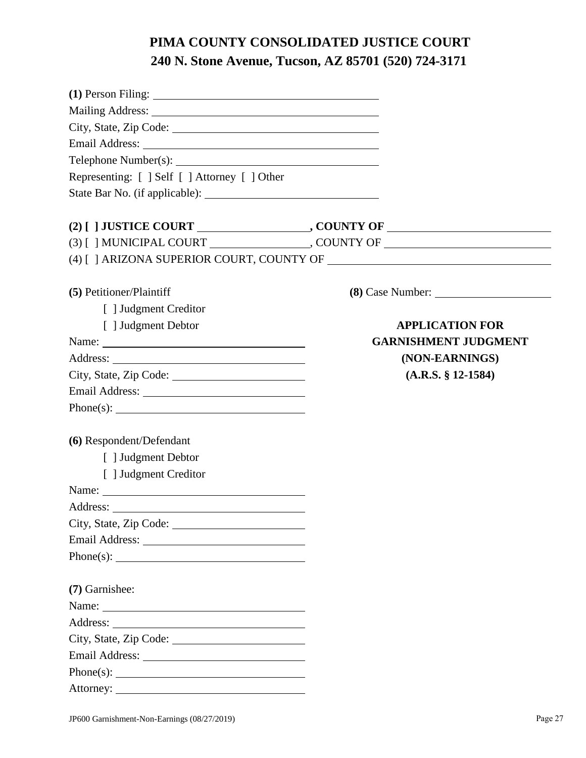# PIMA COUNTY CONSOLIDATED JUSTICE COURT
## 240 N. Stone Avenue, Tucson, AZ 85701 (520) 724-3171

**(1)** Person Filing: ______________________
Mailing Address: ______________________
City, State, Zip Code: ______________________
Email Address: ______________________
Telephone Number(s): ______________________
Representing: [ ] Self [ ] Attorney [ ] Other
State Bar No. (if applicable): ______________________

**(2) [ ] JUSTICE COURT ______________, COUNTY OF ______________**
(3) [ ] MUNICIPAL COURT ______________, COUNTY OF ______________
(4) [ ] ARIZONA SUPERIOR COURT, COUNTY OF ______________

**(8)** Case Number: ______________

**APPLICATION FOR GARNISHMENT JUDGMENT (NON-EARNINGS) (A.R.S. § 12-1584)**

**(5)** Petitioner/Plaintiff
[ ] Judgment Creditor
[ ] Judgment Debtor
Name: ______________________
Address: ______________________
City, State, Zip Code: ______________________
Email Address: ______________________
Phone(s): ______________________

**(6)** Respondent/Defendant
[ ] Judgment Debtor
[ ] Judgment Creditor
Name: ______________________
Address: ______________________
City, State, Zip Code: ______________________
Email Address: ______________________
Phone(s): ______________________

**(7)** Garnishee:
Name: ______________________
Address: ______________________
City, State, Zip Code: ______________________
Email Address: ______________________
Phone(s): ______________________
Attorney: ______________________

JP600 Garnishment-Non-Earnings (08/27/2019)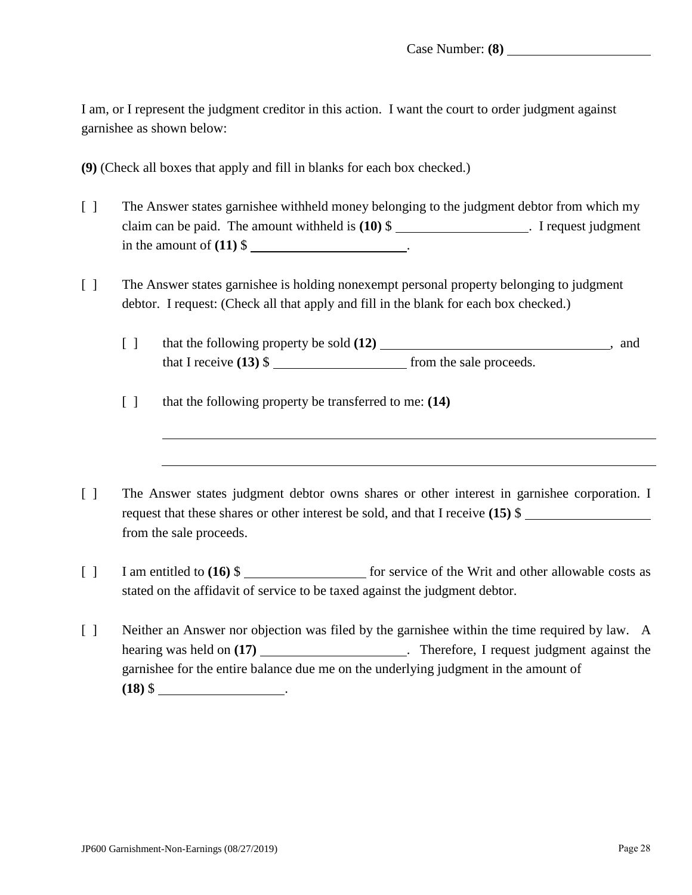Case Number: **(8)** ____________________

I am, or I represent the judgment creditor in this action. I want the court to order judgment against garnishee as shown below:

**(9)** (Check all boxes that apply and fill in blanks for each box checked.)

[ ] The Answer states garnishee withheld money belonging to the judgment debtor from which my claim can be paid. The amount withheld is **(10)** $ __________________. I request judgment in the amount of **(11)** $ ______________________.

[ ] The Answer states garnishee is holding nonexempt personal property belonging to judgment debtor. I request: (Check all that apply and fill in the blank for each box checked.)

[ ] that the following property be sold **(12)** ________________________________, and that I receive **(13)** $ __________________ from the sale proceeds.

[ ] that the following property be transferred to me: **(14)**

___________________________________________________________________________

___________________________________________________________________________

[ ] The Answer states judgment debtor owns shares or other interest in garnishee corporation. I request that these shares or other interest be sold, and that I receive **(15)** $ _________________ from the sale proceeds.

[ ] I am entitled to **(16)** $ _________________ for service of the Writ and other allowable costs as stated on the affidavit of service to be taxed against the judgment debtor.

[ ] Neither an Answer nor objection was filed by the garnishee within the time required by law. A hearing was held on **(17)** ____________________. Therefore, I request judgment against the garnishee for the entire balance due me on the underlying judgment in the amount of **(18)** $ __________________.

JP600 Garnishment-Non-Earnings (08/27/2019)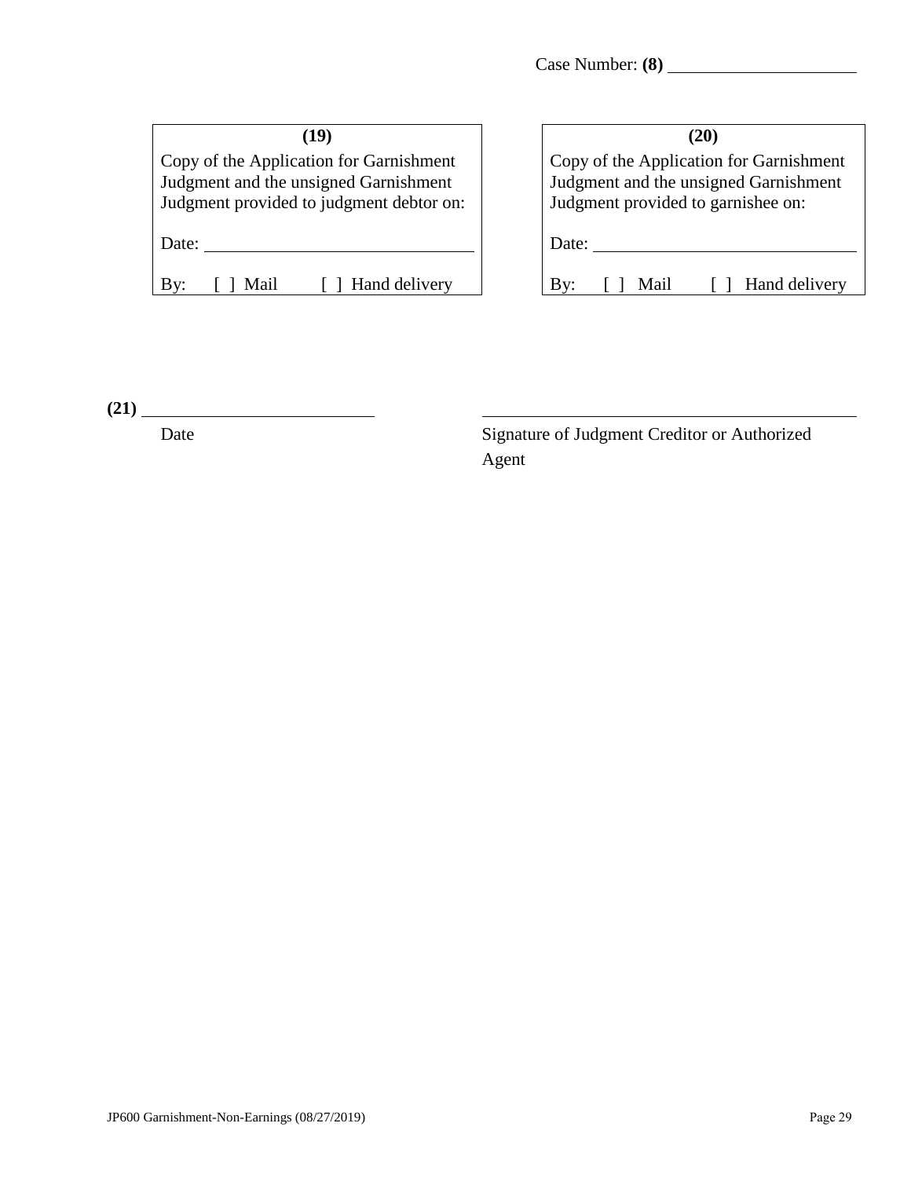Case Number: **(8)** ____________________

| **(19)** | **(20)** |
| --- | --- |
| Copy of the Application for Garnishment Judgment and the unsigned Garnishment Judgment provided to judgment debtor on: | Copy of the Application for Garnishment Judgment and the unsigned Garnishment Judgment provided to garnishee on: |
| Date: ____________________ | Date: ____________________ |
| By: [ ] Mail [ ] Hand delivery | By: [ ] Mail [ ] Hand delivery |

**(21)** ____________________ ____________________

Date

Signature of Judgment Creditor or Authorized Agent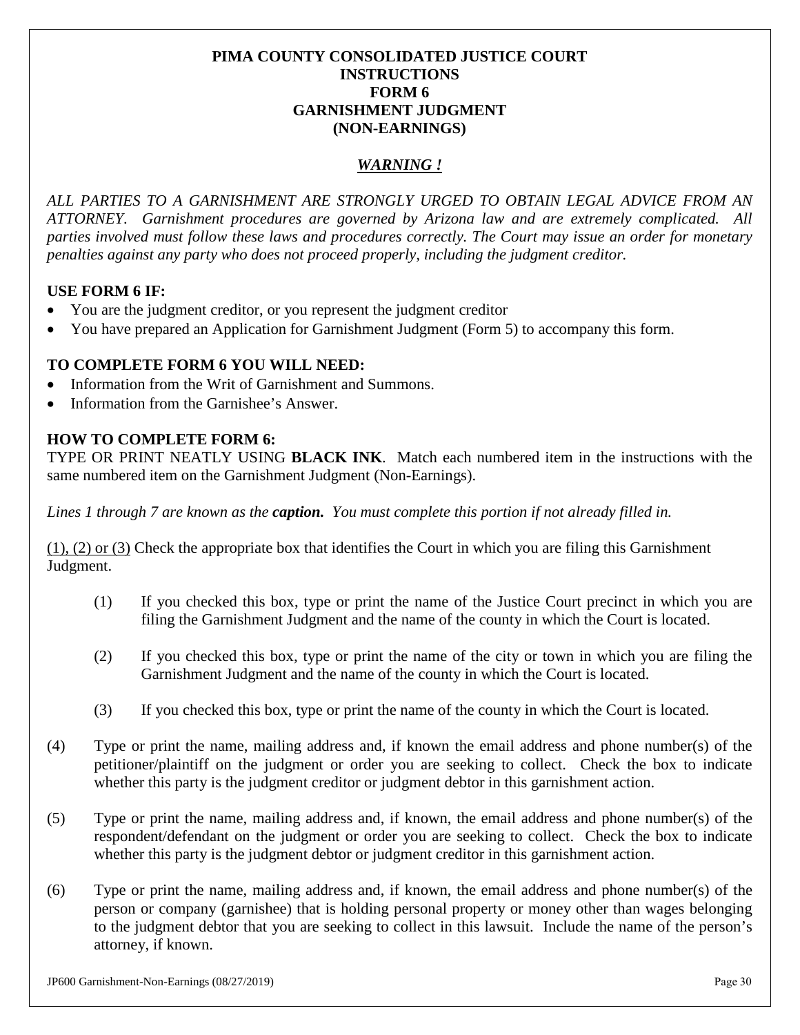# PIMA COUNTY CONSOLIDATED JUSTICE COURT
## INSTRUCTIONS
## FORM 6
## GARNISHMENT JUDGMENT
## (NON-EARNINGS)

***WARNING !***

*ALL PARTIES TO A GARNISHMENT ARE STRONGLY URGED TO OBTAIN LEGAL ADVICE FROM AN ATTORNEY. Garnishment procedures are governed by Arizona law and are extremely complicated. All parties involved must follow these laws and procedures correctly. The Court may issue an order for monetary penalties against any party who does not proceed properly, including the judgment creditor.*

**USE FORM 6 IF:**

- You are the judgment creditor, or you represent the judgment creditor
- You have prepared an Application for Garnishment Judgment (Form 5) to accompany this form.

**TO COMPLETE FORM 6 YOU WILL NEED:**

- Information from the Writ of Garnishment and Summons.
- Information from the Garnishee's Answer.

**HOW TO COMPLETE FORM 6:**

TYPE OR PRINT NEATLY USING **BLACK INK**. Match each numbered item in the instructions with the same numbered item on the Garnishment Judgment (Non-Earnings).

*Lines 1 through 7 are known as the **caption.** You must complete this portion if not already filled in.*

(1), (2) or (3) Check the appropriate box that identifies the Court in which you are filing this Garnishment Judgment.

(1) If you checked this box, type or print the name of the Justice Court precinct in which you are filing the Garnishment Judgment and the name of the county in which the Court is located.

(2) If you checked this box, type or print the name of the city or town in which you are filing the Garnishment Judgment and the name of the county in which the Court is located.

(3) If you checked this box, type or print the name of the county in which the Court is located.

(4) Type or print the name, mailing address and, if known the email address and phone number(s) of the petitioner/plaintiff on the judgment or order you are seeking to collect. Check the box to indicate whether this party is the judgment creditor or judgment debtor in this garnishment action.

(5) Type or print the name, mailing address and, if known, the email address and phone number(s) of the respondent/defendant on the judgment or order you are seeking to collect. Check the box to indicate whether this party is the judgment debtor or judgment creditor in this garnishment action.

(6) Type or print the name, mailing address and, if known, the email address and phone number(s) of the person or company (garnishee) that is holding personal property or money other than wages belonging to the judgment debtor that you are seeking to collect in this lawsuit. Include the name of the person's attorney, if known.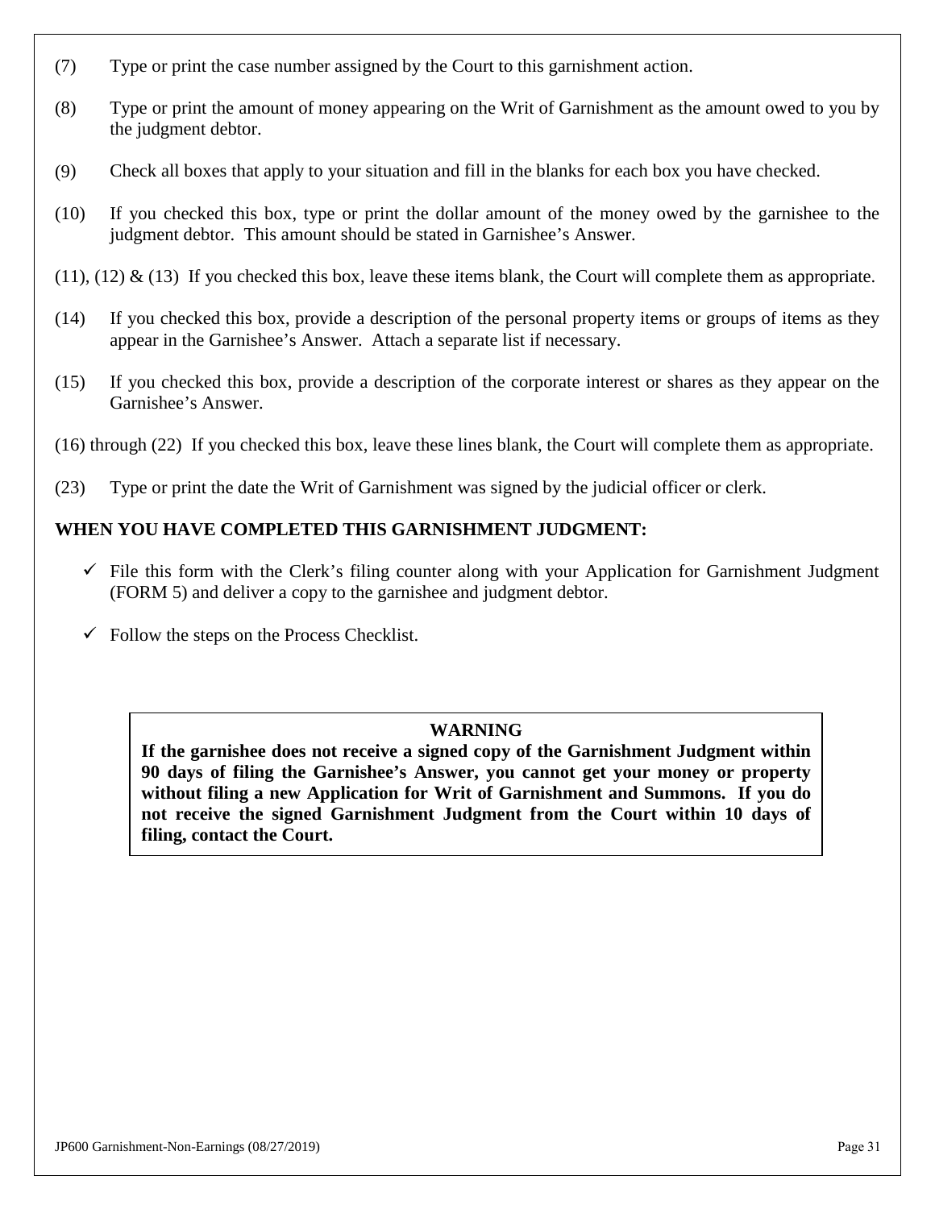(7) Type or print the case number assigned by the Court to this garnishment action.

(8) Type or print the amount of money appearing on the Writ of Garnishment as the amount owed to you by the judgment debtor.

(9) Check all boxes that apply to your situation and fill in the blanks for each box you have checked.

(10) If you checked this box, type or print the dollar amount of the money owed by the garnishee to the judgment debtor. This amount should be stated in Garnishee's Answer.

(11), (12) & (13) If you checked this box, leave these items blank, the Court will complete them as appropriate.

(14) If you checked this box, provide a description of the personal property items or groups of items as they appear in the Garnishee's Answer. Attach a separate list if necessary.

(15) If you checked this box, provide a description of the corporate interest or shares as they appear on the Garnishee's Answer.

(16) through (22) If you checked this box, leave these lines blank, the Court will complete them as appropriate.

(23) Type or print the date the Writ of Garnishment was signed by the judicial officer or clerk.

**WHEN YOU HAVE COMPLETED THIS GARNISHMENT JUDGMENT:**

- ✓ File this form with the Clerk's filing counter along with your Application for Garnishment Judgment (FORM 5) and deliver a copy to the garnishee and judgment debtor.
- ✓ Follow the steps on the Process Checklist.

**WARNING**

**If the garnishee does not receive a signed copy of the Garnishment Judgment within 90 days of filing the Garnishee's Answer, you cannot get your money or property without filing a new Application for Writ of Garnishment and Summons. If you do not receive the signed Garnishment Judgment from the Court within 10 days of filing, contact the Court.**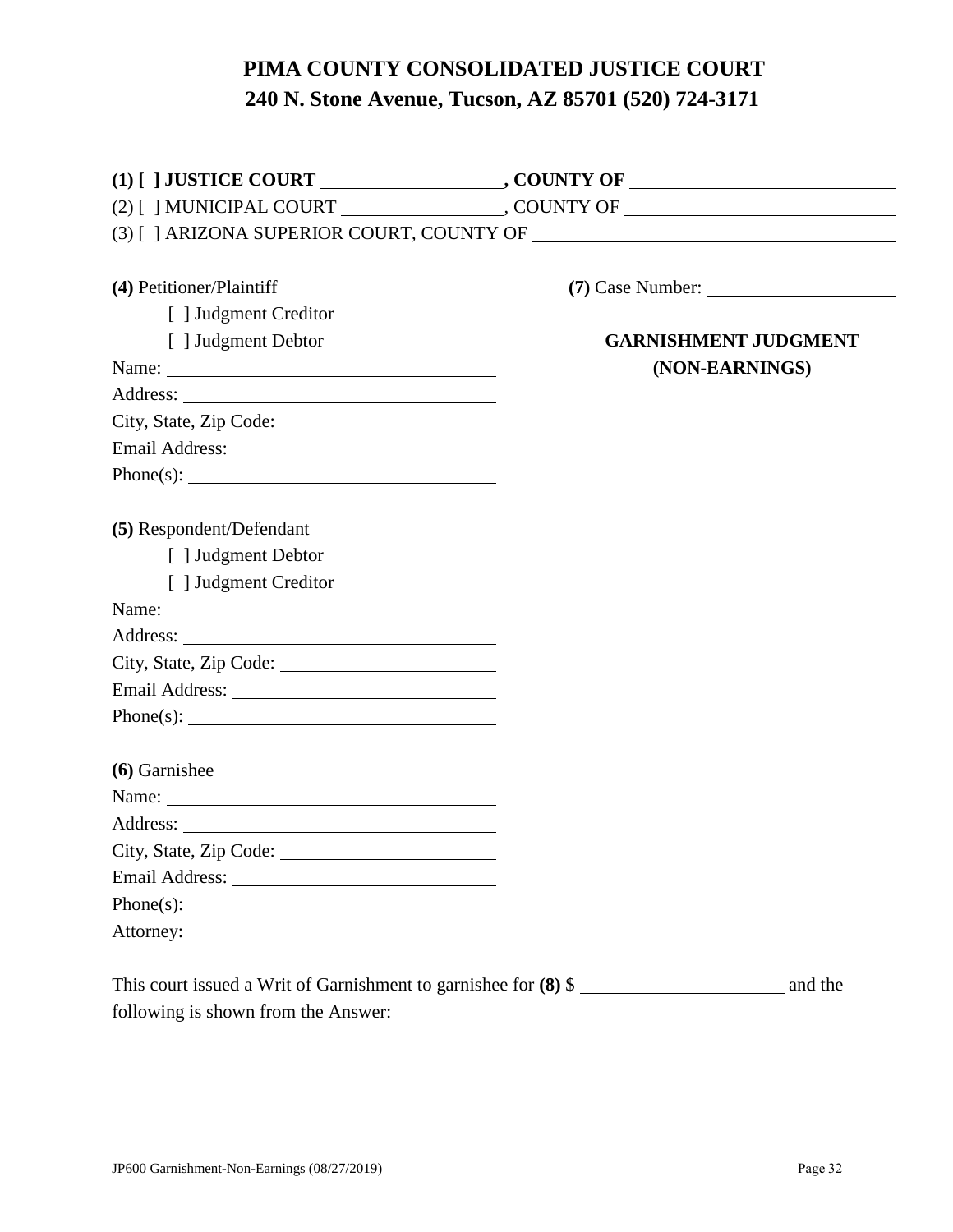# PIMA COUNTY CONSOLIDATED JUSTICE COURT
# 240 N. Stone Avenue, Tucson, AZ 85701 (520) 724-3171

**(1) [ ] JUSTICE COURT \_\_\_\_\_\_\_\_\_\_\_\_\_\_\_\_\_\_\_\_, COUNTY OF \_\_\_\_\_\_\_\_\_\_\_\_\_\_\_\_\_\_\_\_\_\_\_\_\_\_\_\_**

(2) [ ] MUNICIPAL COURT \_\_\_\_\_\_\_\_\_\_\_\_\_\_\_\_\_\_, COUNTY OF \_\_\_\_\_\_\_\_\_\_\_\_\_\_\_\_\_\_\_\_\_\_\_\_\_\_\_\_\_\_

(3) [ ] ARIZONA SUPERIOR COURT, COUNTY OF \_\_\_\_\_\_\_\_\_\_\_\_\_\_\_\_\_\_\_\_\_\_\_\_\_\_\_\_\_\_\_\_\_\_\_\_\_\_

**(4)** Petitioner/Plaintiff

[ ] Judgment Creditor

[ ] Judgment Debtor

Name: \_\_\_\_\_\_\_\_\_\_\_\_\_\_\_\_\_\_\_\_\_\_\_\_\_\_\_\_\_\_\_\_\_\_\_

Address: \_\_\_\_\_\_\_\_\_\_\_\_\_\_\_\_\_\_\_\_\_\_\_\_\_\_\_\_\_\_\_\_\_

City, State, Zip Code: \_\_\_\_\_\_\_\_\_\_\_\_\_\_\_\_\_\_\_\_\_\_\_

Email Address: \_\_\_\_\_\_\_\_\_\_\_\_\_\_\_\_\_\_\_\_\_\_\_\_\_\_\_\_

Phone(s): \_\_\_\_\_\_\_\_\_\_\_\_\_\_\_\_\_\_\_\_\_\_\_\_\_\_\_\_\_\_\_\_\_

**(7)** Case Number: \_\_\_\_\_\_\_\_\_\_\_\_\_\_\_\_\_\_\_\_\_

**GARNISHMENT JUDGMENT**
**(NON-EARNINGS)**

**(5)** Respondent/Defendant

[ ] Judgment Debtor

[ ] Judgment Creditor

Name: \_\_\_\_\_\_\_\_\_\_\_\_\_\_\_\_\_\_\_\_\_\_\_\_\_\_\_\_\_\_\_\_\_\_\_

Address: \_\_\_\_\_\_\_\_\_\_\_\_\_\_\_\_\_\_\_\_\_\_\_\_\_\_\_\_\_\_\_\_\_

City, State, Zip Code: \_\_\_\_\_\_\_\_\_\_\_\_\_\_\_\_\_\_\_\_\_\_\_

Email Address: \_\_\_\_\_\_\_\_\_\_\_\_\_\_\_\_\_\_\_\_\_\_\_\_\_\_\_\_

Phone(s): \_\_\_\_\_\_\_\_\_\_\_\_\_\_\_\_\_\_\_\_\_\_\_\_\_\_\_\_\_\_\_\_\_

**(6)** Garnishee

Name: \_\_\_\_\_\_\_\_\_\_\_\_\_\_\_\_\_\_\_\_\_\_\_\_\_\_\_\_\_\_\_\_\_\_\_

Address: \_\_\_\_\_\_\_\_\_\_\_\_\_\_\_\_\_\_\_\_\_\_\_\_\_\_\_\_\_\_\_\_\_

City, State, Zip Code: \_\_\_\_\_\_\_\_\_\_\_\_\_\_\_\_\_\_\_\_\_\_\_

Email Address: \_\_\_\_\_\_\_\_\_\_\_\_\_\_\_\_\_\_\_\_\_\_\_\_\_\_\_\_

Phone(s): \_\_\_\_\_\_\_\_\_\_\_\_\_\_\_\_\_\_\_\_\_\_\_\_\_\_\_\_\_\_\_\_\_

Attorney: \_\_\_\_\_\_\_\_\_\_\_\_\_\_\_\_\_\_\_\_\_\_\_\_\_\_\_\_\_\_\_\_\_

This court issued a Writ of Garnishment to garnishee for **(8)** $ \_\_\_\_\_\_\_\_\_\_\_\_\_\_\_\_\_\_\_\_\_\_ and the following is shown from the Answer:

JP600 Garnishment-Non-Earnings (08/27/2019)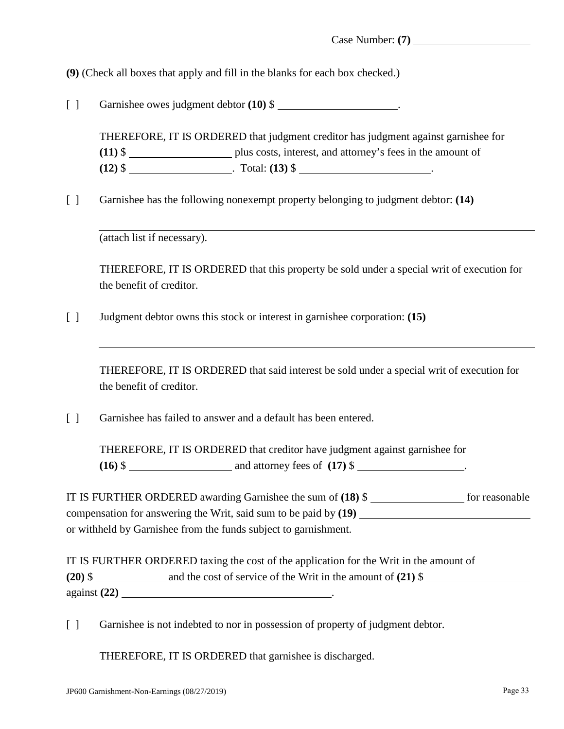Case Number: **(7)** ____________________

**(9)** (Check all boxes that apply and fill in the blanks for each box checked.)

[ ] Garnishee owes judgment debtor **(10)** $ ____________________.

THEREFORE, IT IS ORDERED that judgment creditor has judgment against garnishee for **(11)** $ ________________ plus costs, interest, and attorney's fees in the amount of **(12)** $ ________________. Total: **(13)** $ ____________________.

[ ] Garnishee has the following nonexempt property belonging to judgment debtor: **(14)**

______________________________________________________________________
(attach list if necessary).

THEREFORE, IT IS ORDERED that this property be sold under a special writ of execution for the benefit of creditor.

[ ] Judgment debtor owns this stock or interest in garnishee corporation: **(15)**

______________________________________________________________________

THEREFORE, IT IS ORDERED that said interest be sold under a special writ of execution for the benefit of creditor.

[ ] Garnishee has failed to answer and a default has been entered.

THEREFORE, IT IS ORDERED that creditor have judgment against garnishee for **(16)** $ ________________ and attorney fees of **(17)** $ ________________.

IT IS FURTHER ORDERED awarding Garnishee the sum of **(18)** $ ______________ for reasonable compensation for answering the Writ, said sum to be paid by **(19)** ___________________________ or withheld by Garnishee from the funds subject to garnishment.

IT IS FURTHER ORDERED taxing the cost of the application for the Writ in the amount of **(20)** $ __________ and the cost of service of the Writ in the amount of **(21)** $ ________________ against **(22)** __________________________________.

[ ] Garnishee is not indebted to nor in possession of property of judgment debtor.

THEREFORE, IT IS ORDERED that garnishee is discharged.

JP600 Garnishment-Non-Earnings (08/27/2019)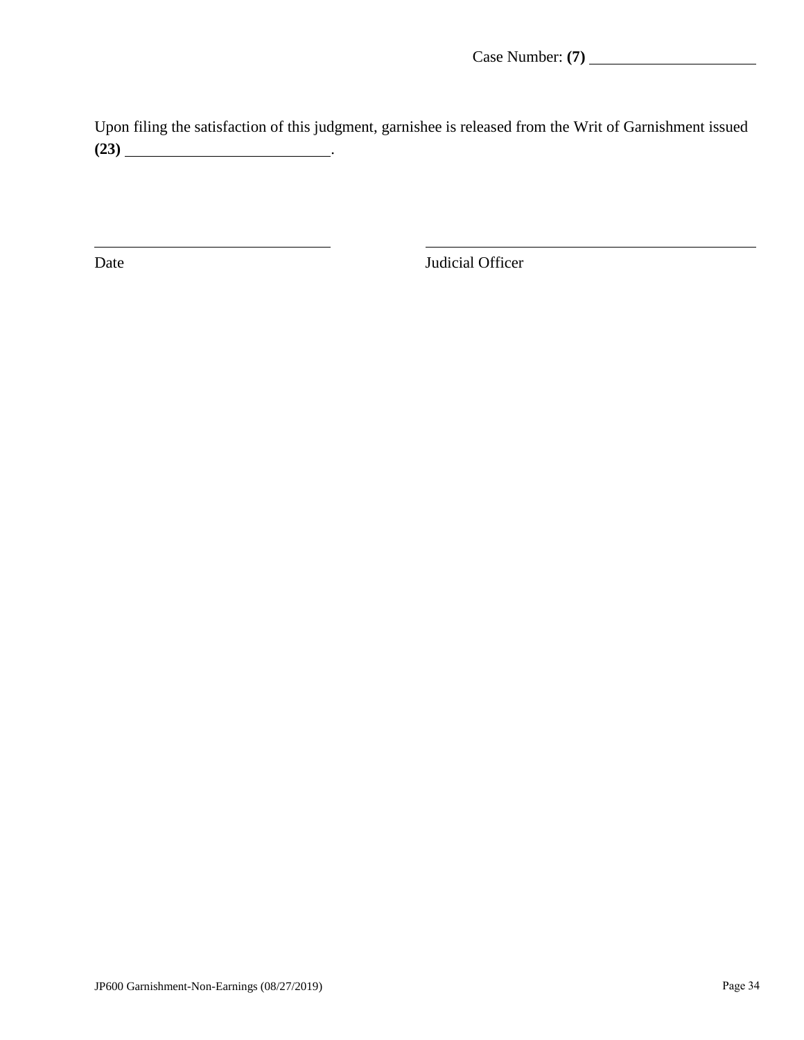Case Number: **(7)** ____________________

Upon filing the satisfaction of this judgment, garnishee is released from the Writ of Garnishment issued **(23)** ________________________.

______________________________ ______________________________________

Date Judicial Officer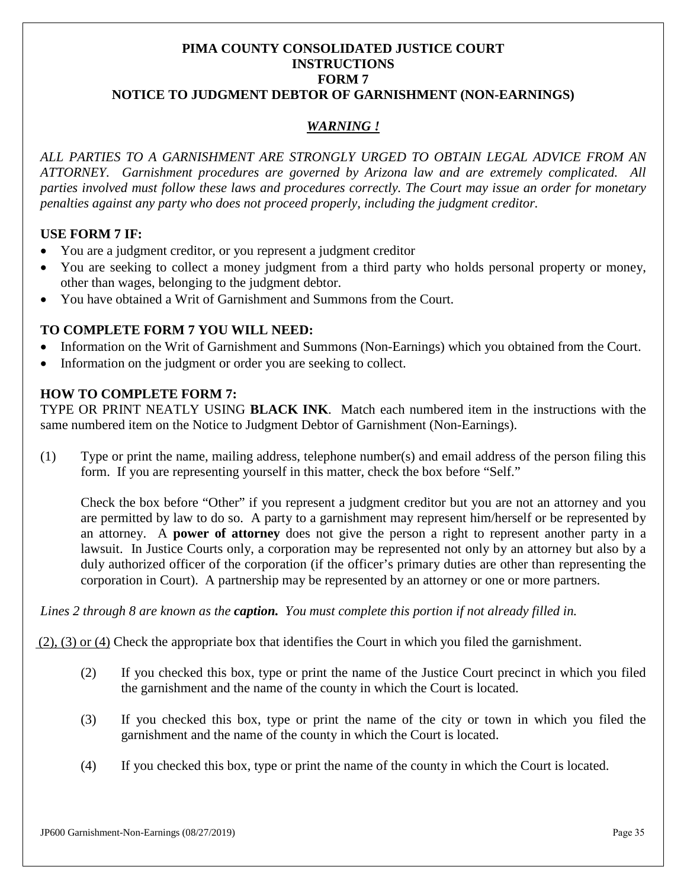# PIMA COUNTY CONSOLIDATED JUSTICE COURT
# INSTRUCTIONS
# FORM 7
# NOTICE TO JUDGMENT DEBTOR OF GARNISHMENT (NON-EARNINGS)

## ***WARNING !***

*ALL PARTIES TO A GARNISHMENT ARE STRONGLY URGED TO OBTAIN LEGAL ADVICE FROM AN ATTORNEY. Garnishment procedures are governed by Arizona law and are extremely complicated. All parties involved must follow these laws and procedures correctly. The Court may issue an order for monetary penalties against any party who does not proceed properly, including the judgment creditor.*

**USE FORM 7 IF:**

- You are a judgment creditor, or you represent a judgment creditor
- You are seeking to collect a money judgment from a third party who holds personal property or money, other than wages, belonging to the judgment debtor.
- You have obtained a Writ of Garnishment and Summons from the Court.

**TO COMPLETE FORM 7 YOU WILL NEED:**

- Information on the Writ of Garnishment and Summons (Non-Earnings) which you obtained from the Court.
- Information on the judgment or order you are seeking to collect.

**HOW TO COMPLETE FORM 7:**

TYPE OR PRINT NEATLY USING **BLACK INK**. Match each numbered item in the instructions with the same numbered item on the Notice to Judgment Debtor of Garnishment (Non-Earnings).

(1) Type or print the name, mailing address, telephone number(s) and email address of the person filing this form. If you are representing yourself in this matter, check the box before "Self."

Check the box before "Other" if you represent a judgment creditor but you are not an attorney and you are permitted by law to do so. A party to a garnishment may represent him/herself or be represented by an attorney. A **power of attorney** does not give the person a right to represent another party in a lawsuit. In Justice Courts only, a corporation may be represented not only by an attorney but also by a duly authorized officer of the corporation (if the officer's primary duties are other than representing the corporation in Court). A partnership may be represented by an attorney or one or more partners.

*Lines 2 through 8 are known as the **caption.** You must complete this portion if not already filled in.*

<u>(2), (3) or (4)</u> Check the appropriate box that identifies the Court in which you filed the garnishment.

(2) If you checked this box, type or print the name of the Justice Court precinct in which you filed the garnishment and the name of the county in which the Court is located.

(3) If you checked this box, type or print the name of the city or town in which you filed the garnishment and the name of the county in which the Court is located.

(4) If you checked this box, type or print the name of the county in which the Court is located.

JP600 Garnishment-Non-Earnings (08/27/2019)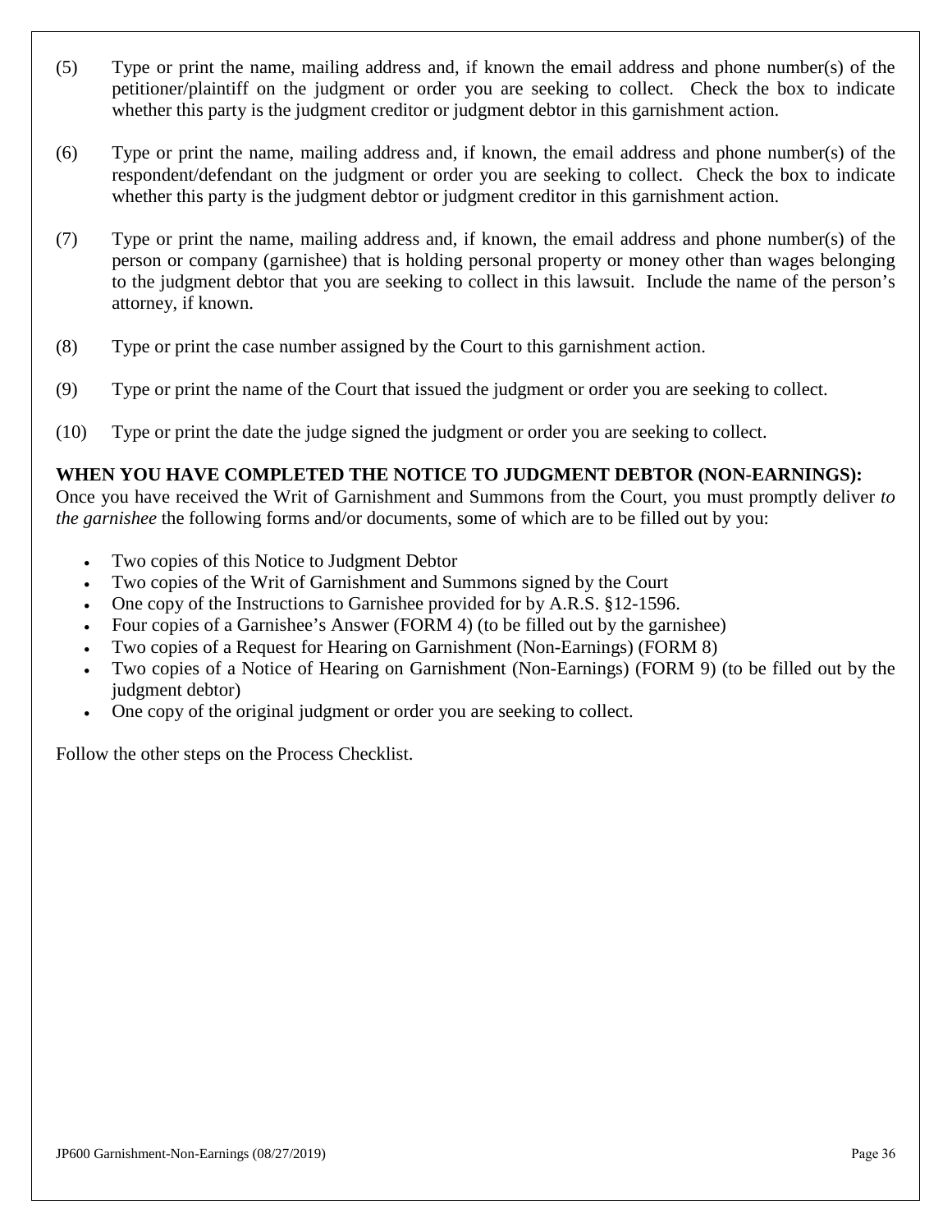(5) Type or print the name, mailing address and, if known the email address and phone number(s) of the petitioner/plaintiff on the judgment or order you are seeking to collect. Check the box to indicate whether this party is the judgment creditor or judgment debtor in this garnishment action.

(6) Type or print the name, mailing address and, if known, the email address and phone number(s) of the respondent/defendant on the judgment or order you are seeking to collect. Check the box to indicate whether this party is the judgment debtor or judgment creditor in this garnishment action.

(7) Type or print the name, mailing address and, if known, the email address and phone number(s) of the person or company (garnishee) that is holding personal property or money other than wages belonging to the judgment debtor that you are seeking to collect in this lawsuit. Include the name of the person's attorney, if known.

(8) Type or print the case number assigned by the Court to this garnishment action.

(9) Type or print the name of the Court that issued the judgment or order you are seeking to collect.

(10) Type or print the date the judge signed the judgment or order you are seeking to collect.

**WHEN YOU HAVE COMPLETED THE NOTICE TO JUDGMENT DEBTOR (NON-EARNINGS):**
Once you have received the Writ of Garnishment and Summons from the Court, you must promptly deliver *to the garnishee* the following forms and/or documents, some of which are to be filled out by you:

- Two copies of this Notice to Judgment Debtor
- Two copies of the Writ of Garnishment and Summons signed by the Court
- One copy of the Instructions to Garnishee provided for by A.R.S. §12-1596.
- Four copies of a Garnishee's Answer (FORM 4) (to be filled out by the garnishee)
- Two copies of a Request for Hearing on Garnishment (Non-Earnings) (FORM 8)
- Two copies of a Notice of Hearing on Garnishment (Non-Earnings) (FORM 9) (to be filled out by the judgment debtor)
- One copy of the original judgment or order you are seeking to collect.

Follow the other steps on the Process Checklist.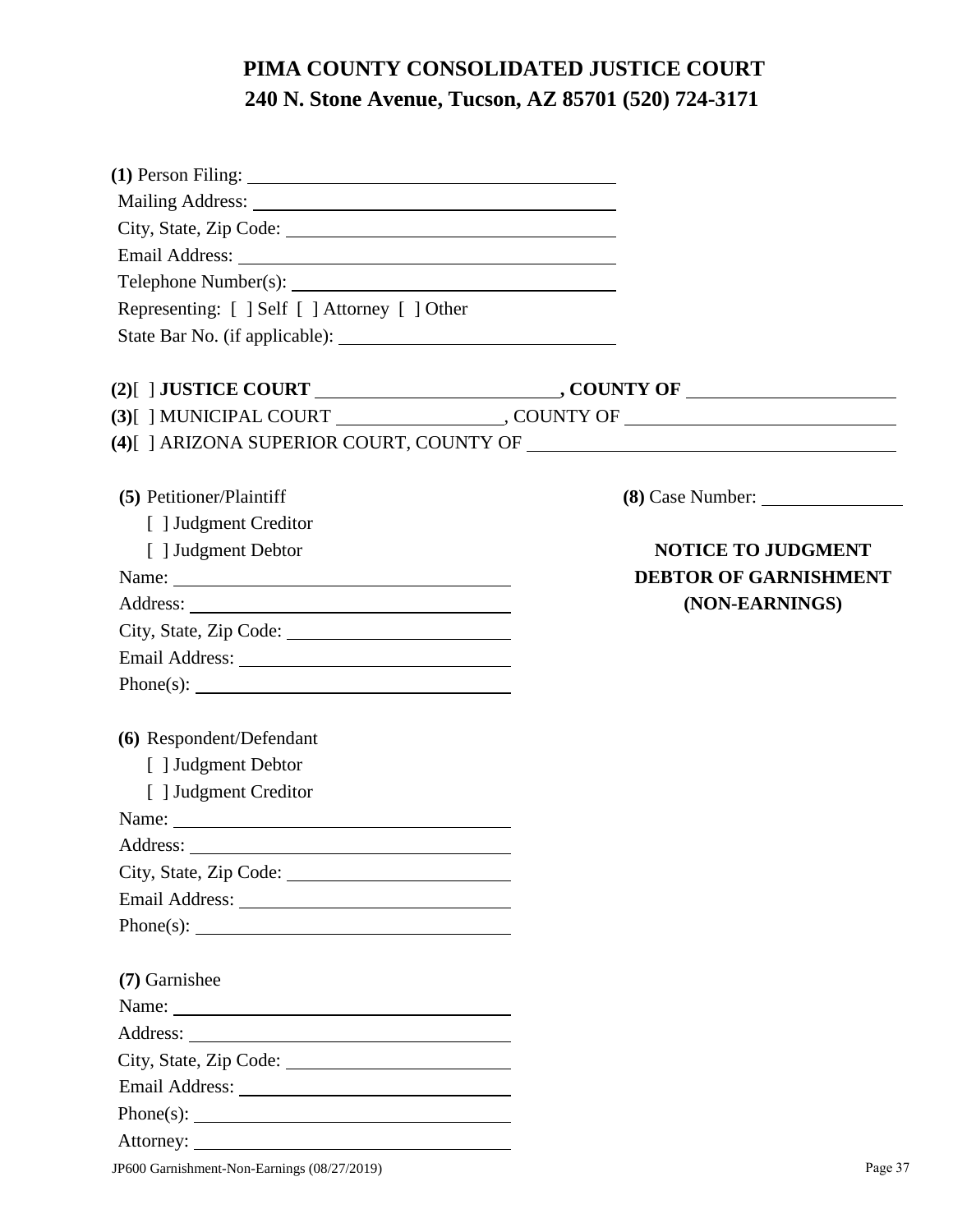# PIMA COUNTY CONSOLIDATED JUSTICE COURT
## 240 N. Stone Avenue, Tucson, AZ 85701 (520) 724-3171

**(1)** Person Filing: ______________________________
Mailing Address: ______________________________
City, State, Zip Code: ______________________________
Email Address: ______________________________
Telephone Number(s): ______________________________
Representing: [ ] Self [ ] Attorney [ ] Other
State Bar No. (if applicable): ______________________________

**(2)**[ ] **JUSTICE COURT ____________________, COUNTY OF ____________________**
**(3)**[ ] MUNICIPAL COURT ______________, COUNTY OF ____________________
**(4)**[ ] ARIZONA SUPERIOR COURT, COUNTY OF ______________________________

**(8)** Case Number: ______________

**NOTICE TO JUDGMENT DEBTOR OF GARNISHMENT (NON-EARNINGS)**

**(5)** Petitioner/Plaintiff
[ ] Judgment Creditor
[ ] Judgment Debtor
Name: ______________________________
Address: ______________________________
City, State, Zip Code: ______________________________
Email Address: ______________________________
Phone(s): ______________________________

**(6)** Respondent/Defendant
[ ] Judgment Debtor
[ ] Judgment Creditor
Name: ______________________________
Address: ______________________________
City, State, Zip Code: ______________________________
Email Address: ______________________________
Phone(s): ______________________________

**(7)** Garnishee
Name: ______________________________
Address: ______________________________
City, State, Zip Code: ______________________________
Email Address: ______________________________
Phone(s): ______________________________
Attorney: ______________________________

JP600 Garnishment-Non-Earnings (08/27/2019)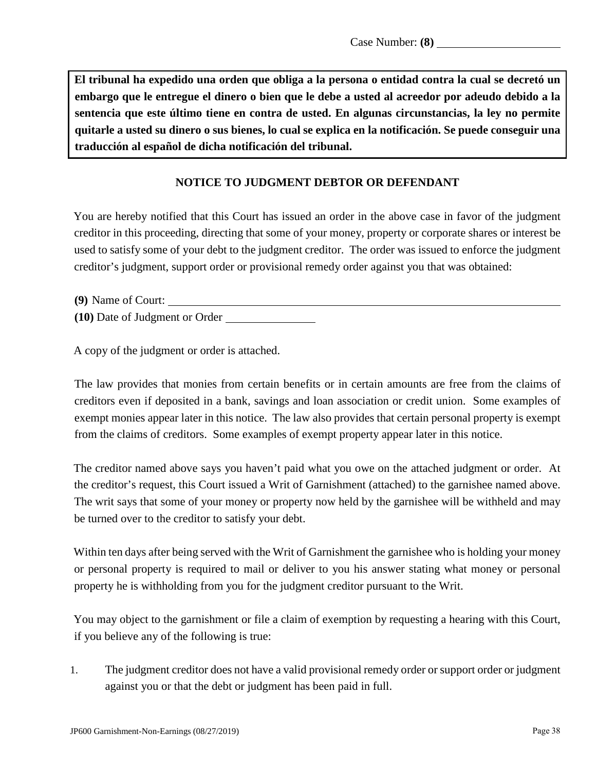Case Number: **(8)** ____________________

**El tribunal ha expedido una orden que obliga a la persona o entidad contra la cual se decretó un embargo que le entregue el dinero o bien que le debe a usted al acreedor por adeudo debido a la sentencia que este último tiene en contra de usted. En algunas circunstancias, la ley no permite quitarle a usted su dinero o sus bienes, lo cual se explica en la notificación. Se puede conseguir una traducción al español de dicha notificación del tribunal.**

## NOTICE TO JUDGMENT DEBTOR OR DEFENDANT

You are hereby notified that this Court has issued an order in the above case in favor of the judgment creditor in this proceeding, directing that some of your money, property or corporate shares or interest be used to satisfy some of your debt to the judgment creditor. The order was issued to enforce the judgment creditor's judgment, support order or provisional remedy order against you that was obtained:

**(9)** Name of Court: ____________________________________________

**(10)** Date of Judgment or Order ______________

A copy of the judgment or order is attached.

The law provides that monies from certain benefits or in certain amounts are free from the claims of creditors even if deposited in a bank, savings and loan association or credit union. Some examples of exempt monies appear later in this notice. The law also provides that certain personal property is exempt from the claims of creditors. Some examples of exempt property appear later in this notice.

The creditor named above says you haven't paid what you owe on the attached judgment or order. At the creditor's request, this Court issued a Writ of Garnishment (attached) to the garnishee named above. The writ says that some of your money or property now held by the garnishee will be withheld and may be turned over to the creditor to satisfy your debt.

Within ten days after being served with the Writ of Garnishment the garnishee who is holding your money or personal property is required to mail or deliver to you his answer stating what money or personal property he is withholding from you for the judgment creditor pursuant to the Writ.

You may object to the garnishment or file a claim of exemption by requesting a hearing with this Court, if you believe any of the following is true:

1. The judgment creditor does not have a valid provisional remedy order or support order or judgment against you or that the debt or judgment has been paid in full.

JP600 Garnishment-Non-Earnings (08/27/2019)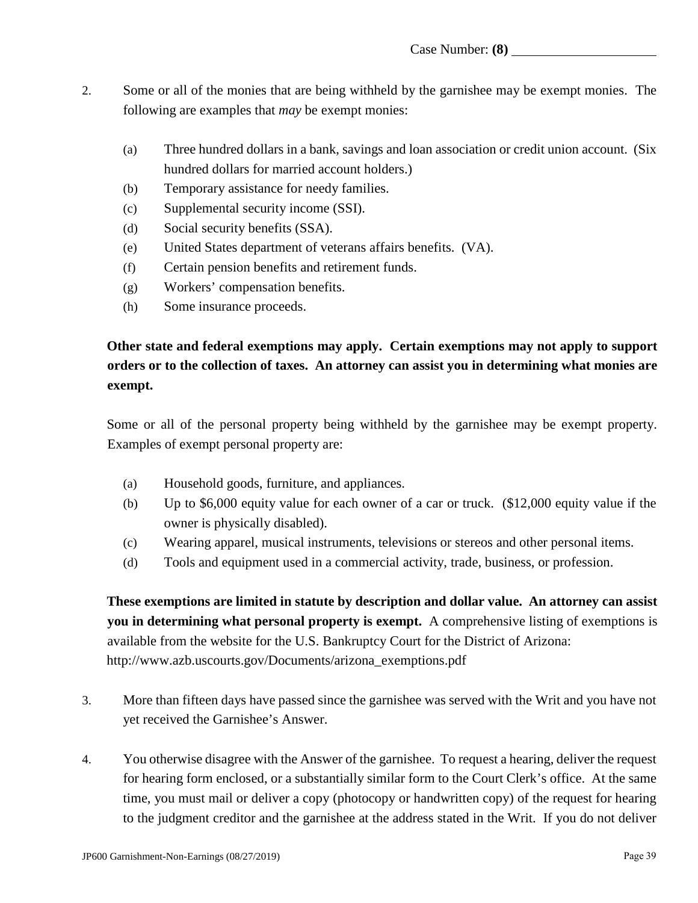Case Number: **(8)** ____________________

2. Some or all of the monies that are being withheld by the garnishee may be exempt monies. The following are examples that *may* be exempt monies:

   (a) Three hundred dollars in a bank, savings and loan association or credit union account. (Six hundred dollars for married account holders.)
   (b) Temporary assistance for needy families.
   (c) Supplemental security income (SSI).
   (d) Social security benefits (SSA).
   (e) United States department of veterans affairs benefits. (VA).
   (f) Certain pension benefits and retirement funds.
   (g) Workers' compensation benefits.
   (h) Some insurance proceeds.

   **Other state and federal exemptions may apply. Certain exemptions may not apply to support orders or to the collection of taxes. An attorney can assist you in determining what monies are exempt.**

   Some or all of the personal property being withheld by the garnishee may be exempt property. Examples of exempt personal property are:

   (a) Household goods, furniture, and appliances.
   (b) Up to $6,000 equity value for each owner of a car or truck. ($12,000 equity value if the owner is physically disabled).
   (c) Wearing apparel, musical instruments, televisions or stereos and other personal items.
   (d) Tools and equipment used in a commercial activity, trade, business, or profession.

   **These exemptions are limited in statute by description and dollar value. An attorney can assist you in determining what personal property is exempt.** A comprehensive listing of exemptions is available from the website for the U.S. Bankruptcy Court for the District of Arizona: http://www.azb.uscourts.gov/Documents/arizona_exemptions.pdf

3. More than fifteen days have passed since the garnishee was served with the Writ and you have not yet received the Garnishee's Answer.

4. You otherwise disagree with the Answer of the garnishee. To request a hearing, deliver the request for hearing form enclosed, or a substantially similar form to the Court Clerk's office. At the same time, you must mail or deliver a copy (photocopy or handwritten copy) of the request for hearing to the judgment creditor and the garnishee at the address stated in the Writ. If you do not deliver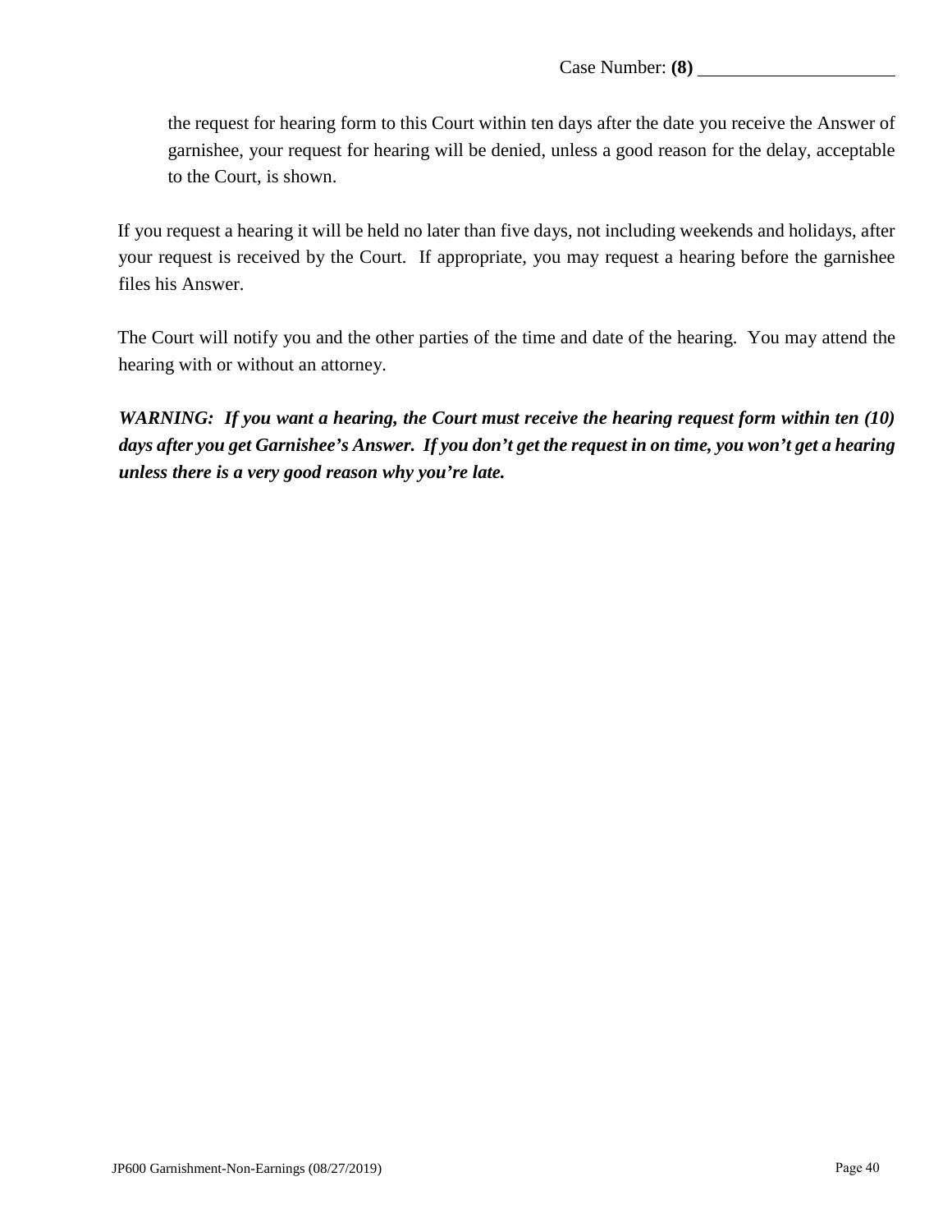Case Number: **(8)** ____________________

the request for hearing form to this Court within ten days after the date you receive the Answer of garnishee, your request for hearing will be denied, unless a good reason for the delay, acceptable to the Court, is shown.

If you request a hearing it will be held no later than five days, not including weekends and holidays, after your request is received by the Court. If appropriate, you may request a hearing before the garnishee files his Answer.

The Court will notify you and the other parties of the time and date of the hearing. You may attend the hearing with or without an attorney.

***WARNING: If you want a hearing, the Court must receive the hearing request form within ten (10) days after you get Garnishee's Answer. If you don't get the request in on time, you won't get a hearing unless there is a very good reason why you're late.***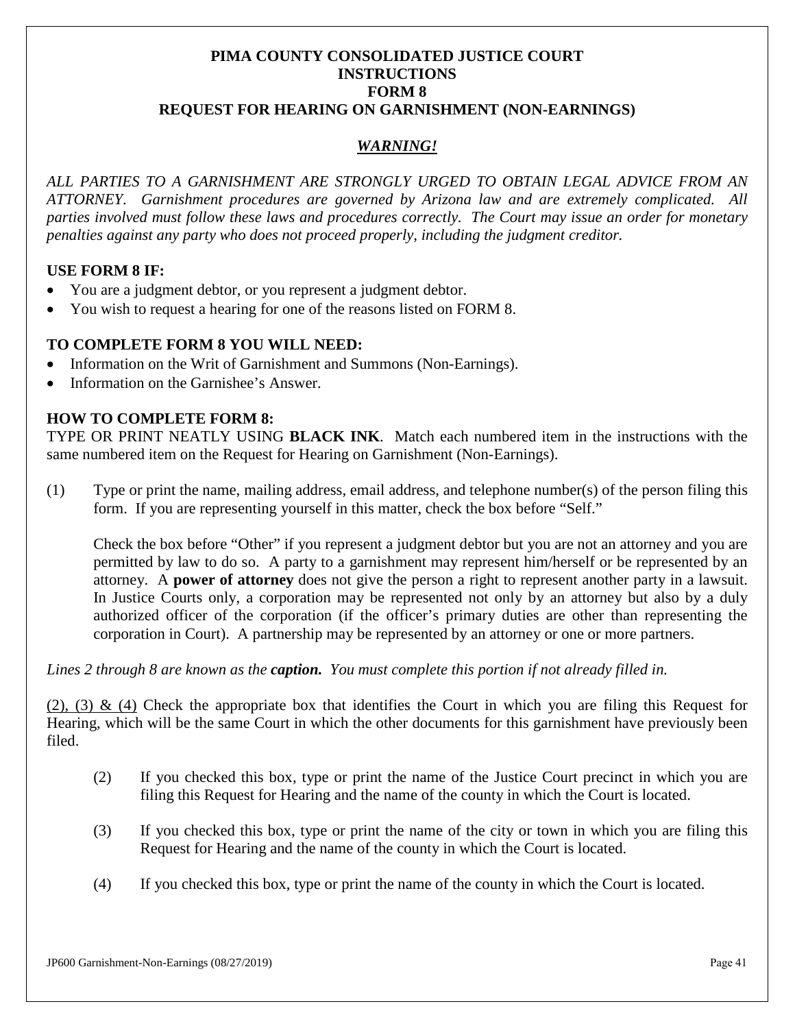# PIMA COUNTY CONSOLIDATED JUSTICE COURT
## INSTRUCTIONS
## FORM 8
## REQUEST FOR HEARING ON GARNISHMENT (NON-EARNINGS)

***WARNING!***

*ALL PARTIES TO A GARNISHMENT ARE STRONGLY URGED TO OBTAIN LEGAL ADVICE FROM AN ATTORNEY. Garnishment procedures are governed by Arizona law and are extremely complicated. All parties involved must follow these laws and procedures correctly. The Court may issue an order for monetary penalties against any party who does not proceed properly, including the judgment creditor.*

**USE FORM 8 IF:**

- You are a judgment debtor, or you represent a judgment debtor.
- You wish to request a hearing for one of the reasons listed on FORM 8.

**TO COMPLETE FORM 8 YOU WILL NEED:**

- Information on the Writ of Garnishment and Summons (Non-Earnings).
- Information on the Garnishee's Answer.

**HOW TO COMPLETE FORM 8:**

TYPE OR PRINT NEATLY USING **BLACK INK**. Match each numbered item in the instructions with the same numbered item on the Request for Hearing on Garnishment (Non-Earnings).

(1) Type or print the name, mailing address, email address, and telephone number(s) of the person filing this form. If you are representing yourself in this matter, check the box before "Self."

Check the box before "Other" if you represent a judgment debtor but you are not an attorney and you are permitted by law to do so. A party to a garnishment may represent him/herself or be represented by an attorney. A **power of attorney** does not give the person a right to represent another party in a lawsuit. In Justice Courts only, a corporation may be represented not only by an attorney but also by a duly authorized officer of the corporation (if the officer's primary duties are other than representing the corporation in Court). A partnership may be represented by an attorney or one or more partners.

*Lines 2 through 8 are known as the **caption.** You must complete this portion if not already filled in.*

(2), (3) & (4) Check the appropriate box that identifies the Court in which you are filing this Request for Hearing, which will be the same Court in which the other documents for this garnishment have previously been filed.

(2) If you checked this box, type or print the name of the Justice Court precinct in which you are filing this Request for Hearing and the name of the county in which the Court is located.

(3) If you checked this box, type or print the name of the city or town in which you are filing this Request for Hearing and the name of the county in which the Court is located.

(4) If you checked this box, type or print the name of the county in which the Court is located.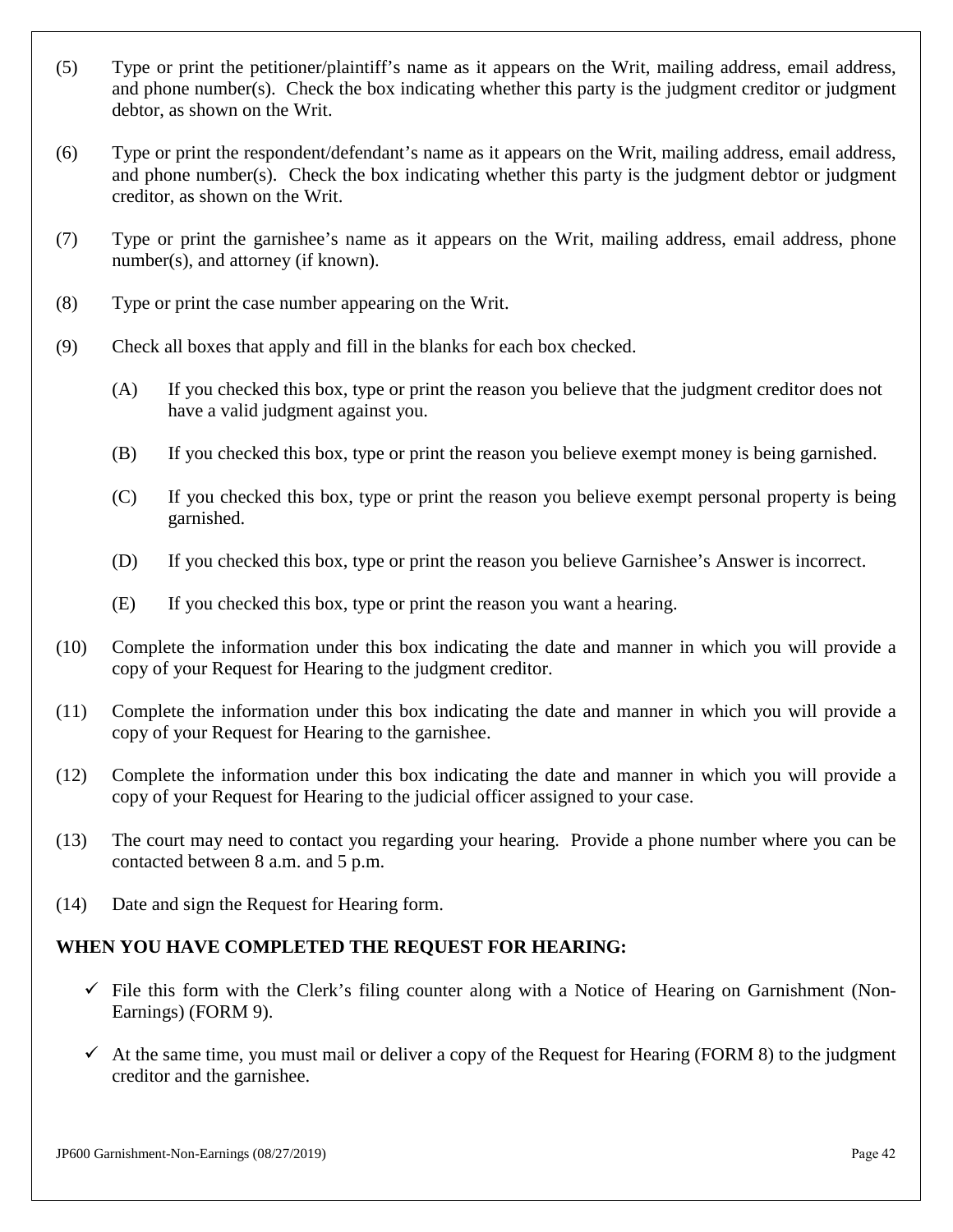(5) Type or print the petitioner/plaintiff's name as it appears on the Writ, mailing address, email address, and phone number(s). Check the box indicating whether this party is the judgment creditor or judgment debtor, as shown on the Writ.

(6) Type or print the respondent/defendant's name as it appears on the Writ, mailing address, email address, and phone number(s). Check the box indicating whether this party is the judgment debtor or judgment creditor, as shown on the Writ.

(7) Type or print the garnishee's name as it appears on the Writ, mailing address, email address, phone number(s), and attorney (if known).

(8) Type or print the case number appearing on the Writ.

(9) Check all boxes that apply and fill in the blanks for each box checked.

  (A) If you checked this box, type or print the reason you believe that the judgment creditor does not have a valid judgment against you.

  (B) If you checked this box, type or print the reason you believe exempt money is being garnished.

  (C) If you checked this box, type or print the reason you believe exempt personal property is being garnished.

  (D) If you checked this box, type or print the reason you believe Garnishee's Answer is incorrect.

  (E) If you checked this box, type or print the reason you want a hearing.

(10) Complete the information under this box indicating the date and manner in which you will provide a copy of your Request for Hearing to the judgment creditor.

(11) Complete the information under this box indicating the date and manner in which you will provide a copy of your Request for Hearing to the garnishee.

(12) Complete the information under this box indicating the date and manner in which you will provide a copy of your Request for Hearing to the judicial officer assigned to your case.

(13) The court may need to contact you regarding your hearing. Provide a phone number where you can be contacted between 8 a.m. and 5 p.m.

(14) Date and sign the Request for Hearing form.

**WHEN YOU HAVE COMPLETED THE REQUEST FOR HEARING:**

- ✓ File this form with the Clerk's filing counter along with a Notice of Hearing on Garnishment (Non-Earnings) (FORM 9).
- ✓ At the same time, you must mail or deliver a copy of the Request for Hearing (FORM 8) to the judgment creditor and the garnishee.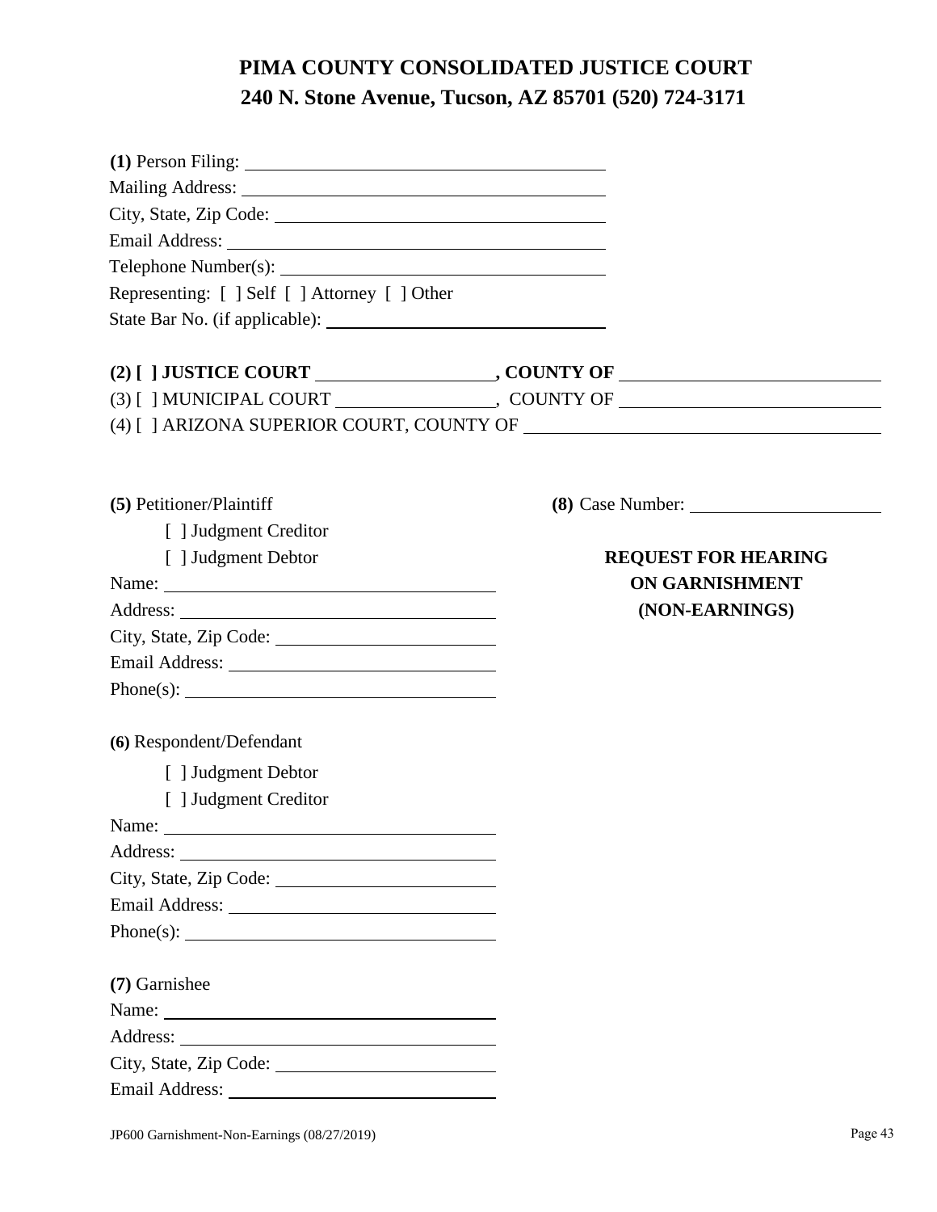# PIMA COUNTY CONSOLIDATED JUSTICE COURT
## 240 N. Stone Avenue, Tucson, AZ 85701 (520) 724-3171

**(1)** Person Filing: ____________________
Mailing Address: ____________________
City, State, Zip Code: ____________________
Email Address: ____________________
Telephone Number(s): ____________________
Representing: [ ] Self [ ] Attorney [ ] Other
State Bar No. (if applicable): ____________________

**(2) [ ] JUSTICE COURT ____________, COUNTY OF ____________**
(3) [ ] MUNICIPAL COURT ____________, COUNTY OF ____________
(4) [ ] ARIZONA SUPERIOR COURT, COUNTY OF ____________

**(8)** Case Number: ____________

**REQUEST FOR HEARING ON GARNISHMENT (NON-EARNINGS)**

**(5)** Petitioner/Plaintiff
[ ] Judgment Creditor
[ ] Judgment Debtor
Name: ____________________
Address: ____________________
City, State, Zip Code: ____________________
Email Address: ____________________
Phone(s): ____________________

**(6)** Respondent/Defendant
[ ] Judgment Debtor
[ ] Judgment Creditor
Name: ____________________
Address: ____________________
City, State, Zip Code: ____________________
Email Address: ____________________
Phone(s): ____________________

**(7)** Garnishee
Name: ____________________
Address: ____________________
City, State, Zip Code: ____________________
Email Address: ____________________

JP600 Garnishment-Non-Earnings (08/27/2019)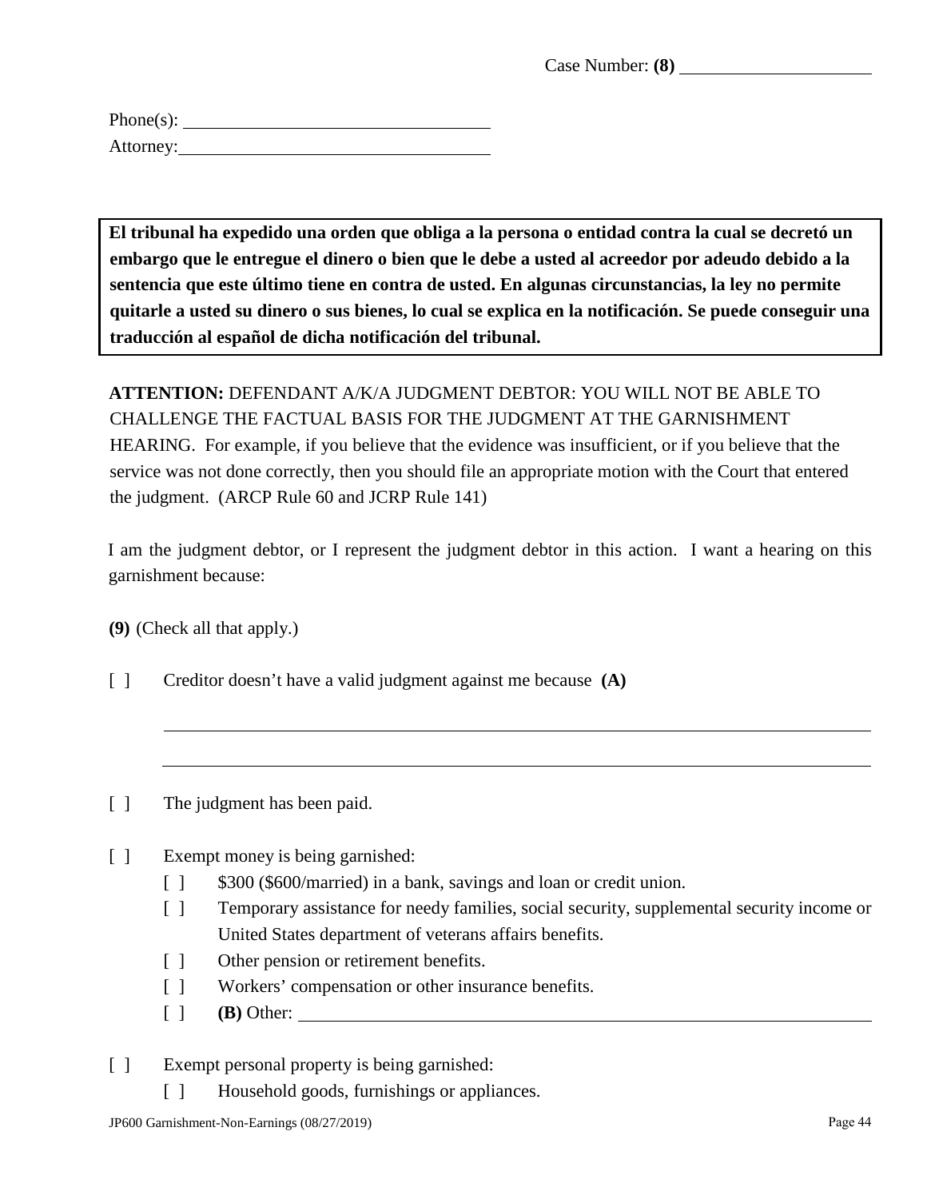Case Number: **(8)** ____________________

Phone(s): ________________________________

Attorney: ________________________________

> **El tribunal ha expedido una orden que obliga a la persona o entidad contra la cual se decretó un embargo que le entregue el dinero o bien que le debe a usted al acreedor por adeudo debido a la sentencia que este último tiene en contra de usted. En algunas circunstancias, la ley no permite quitarle a usted su dinero o sus bienes, lo cual se explica en la notificación. Se puede conseguir una traducción al español de dicha notificación del tribunal.**

**ATTENTION:** DEFENDANT A/K/A JUDGMENT DEBTOR: YOU WILL NOT BE ABLE TO CHALLENGE THE FACTUAL BASIS FOR THE JUDGMENT AT THE GARNISHMENT HEARING. For example, if you believe that the evidence was insufficient, or if you believe that the service was not done correctly, then you should file an appropriate motion with the Court that entered the judgment. (ARCP Rule 60 and JCRP Rule 141)

I am the judgment debtor, or I represent the judgment debtor in this action. I want a hearing on this garnishment because:

**(9)** (Check all that apply.)

[ ] Creditor doesn't have a valid judgment against me because **(A)**

________________________________________________________________

________________________________________________________________

[ ] The judgment has been paid.

[ ] Exempt money is being garnished:

- [ ] $300 ($600/married) in a bank, savings and loan or credit union.
- [ ] Temporary assistance for needy families, social security, supplemental security income or United States department of veterans affairs benefits.
- [ ] Other pension or retirement benefits.
- [ ] Workers' compensation or other insurance benefits.
- [ ] **(B)** Other: ________________________________________________

[ ] Exempt personal property is being garnished:

- [ ] Household goods, furnishings or appliances.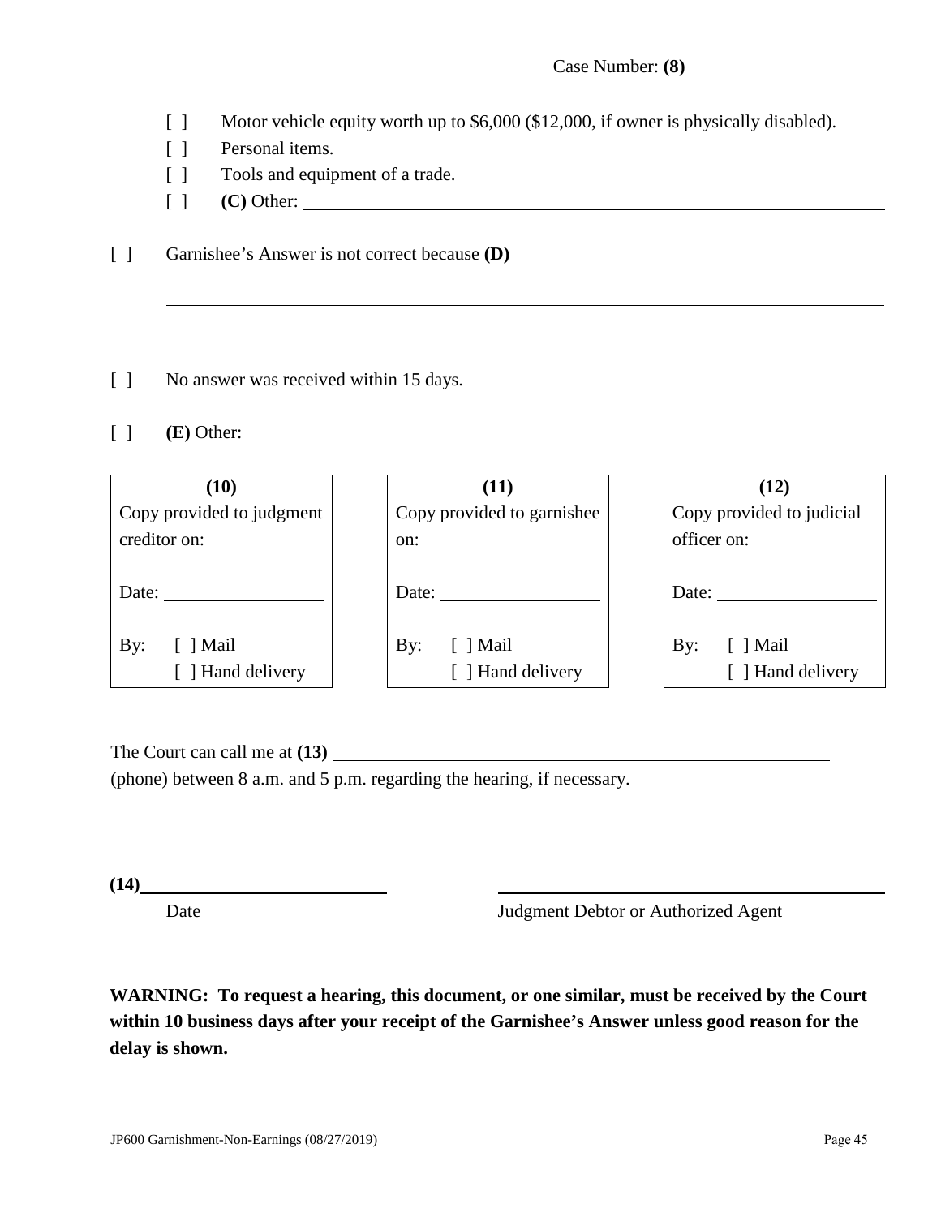Case Number: **(8)** ____________________

- [ ] Motor vehicle equity worth up to $6,000 ($12,000, if owner is physically disabled).
- [ ] Personal items.
- [ ] Tools and equipment of a trade.
- [ ] **(C)** Other: ____________________

[ ] Garnishee's Answer is not correct because **(D)**

____________________

____________________

[ ] No answer was received within 15 days.

[ ] **(E)** Other: ____________________

| | | |
|---|---|---|
| **(10)** Copy provided to judgment creditor on: | **(11)** Copy provided to garnishee on: | **(12)** Copy provided to judicial officer on: |
| Date: ____________ | Date: ____________ | Date: ____________ |
| By: [ ] Mail [ ] Hand delivery | By: [ ] Mail [ ] Hand delivery | By: [ ] Mail [ ] Hand delivery |

The Court can call me at **(13)** ____________________ (phone) between 8 a.m. and 5 p.m. regarding the hearing, if necessary.

**(14)** ____________________ Date

____________________ Judgment Debtor or Authorized Agent

**WARNING: To request a hearing, this document, or one similar, must be received by the Court within 10 business days after your receipt of the Garnishee's Answer unless good reason for the delay is shown.**

JP600 Garnishment-Non-Earnings (08/27/2019)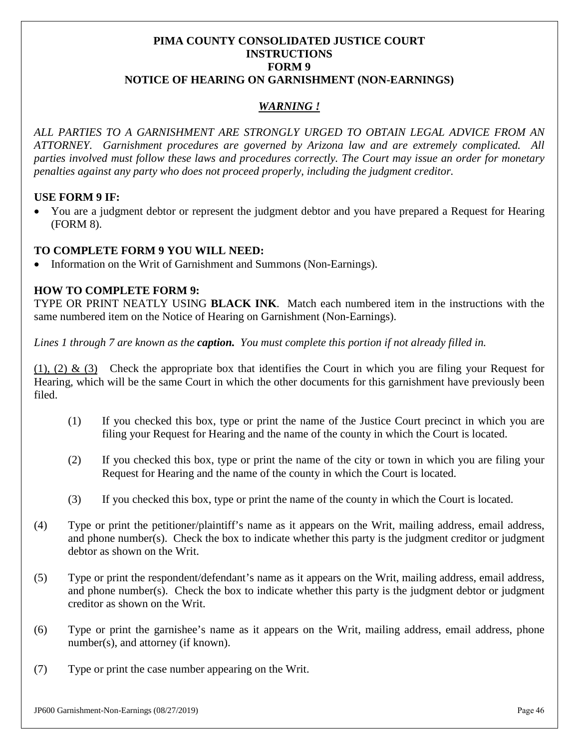# PIMA COUNTY CONSOLIDATED JUSTICE COURT
## INSTRUCTIONS
## FORM 9
## NOTICE OF HEARING ON GARNISHMENT (NON-EARNINGS)

***WARNING !***

*ALL PARTIES TO A GARNISHMENT ARE STRONGLY URGED TO OBTAIN LEGAL ADVICE FROM AN ATTORNEY. Garnishment procedures are governed by Arizona law and are extremely complicated. All parties involved must follow these laws and procedures correctly. The Court may issue an order for monetary penalties against any party who does not proceed properly, including the judgment creditor.*

**USE FORM 9 IF:**

- You are a judgment debtor or represent the judgment debtor and you have prepared a Request for Hearing (FORM 8).

**TO COMPLETE FORM 9 YOU WILL NEED:**

- Information on the Writ of Garnishment and Summons (Non-Earnings).

**HOW TO COMPLETE FORM 9:**

TYPE OR PRINT NEATLY USING **BLACK INK**. Match each numbered item in the instructions with the same numbered item on the Notice of Hearing on Garnishment (Non-Earnings).

*Lines 1 through 7 are known as the **caption.** You must complete this portion if not already filled in.*

(1), (2) & (3) Check the appropriate box that identifies the Court in which you are filing your Request for Hearing, which will be the same Court in which the other documents for this garnishment have previously been filed.

(1) If you checked this box, type or print the name of the Justice Court precinct in which you are filing your Request for Hearing and the name of the county in which the Court is located.

(2) If you checked this box, type or print the name of the city or town in which you are filing your Request for Hearing and the name of the county in which the Court is located.

(3) If you checked this box, type or print the name of the county in which the Court is located.

(4) Type or print the petitioner/plaintiff's name as it appears on the Writ, mailing address, email address, and phone number(s). Check the box to indicate whether this party is the judgment creditor or judgment debtor as shown on the Writ.

(5) Type or print the respondent/defendant's name as it appears on the Writ, mailing address, email address, and phone number(s). Check the box to indicate whether this party is the judgment debtor or judgment creditor as shown on the Writ.

(6) Type or print the garnishee's name as it appears on the Writ, mailing address, email address, phone number(s), and attorney (if known).

(7) Type or print the case number appearing on the Writ.

JP600 Garnishment-Non-Earnings (08/27/2019)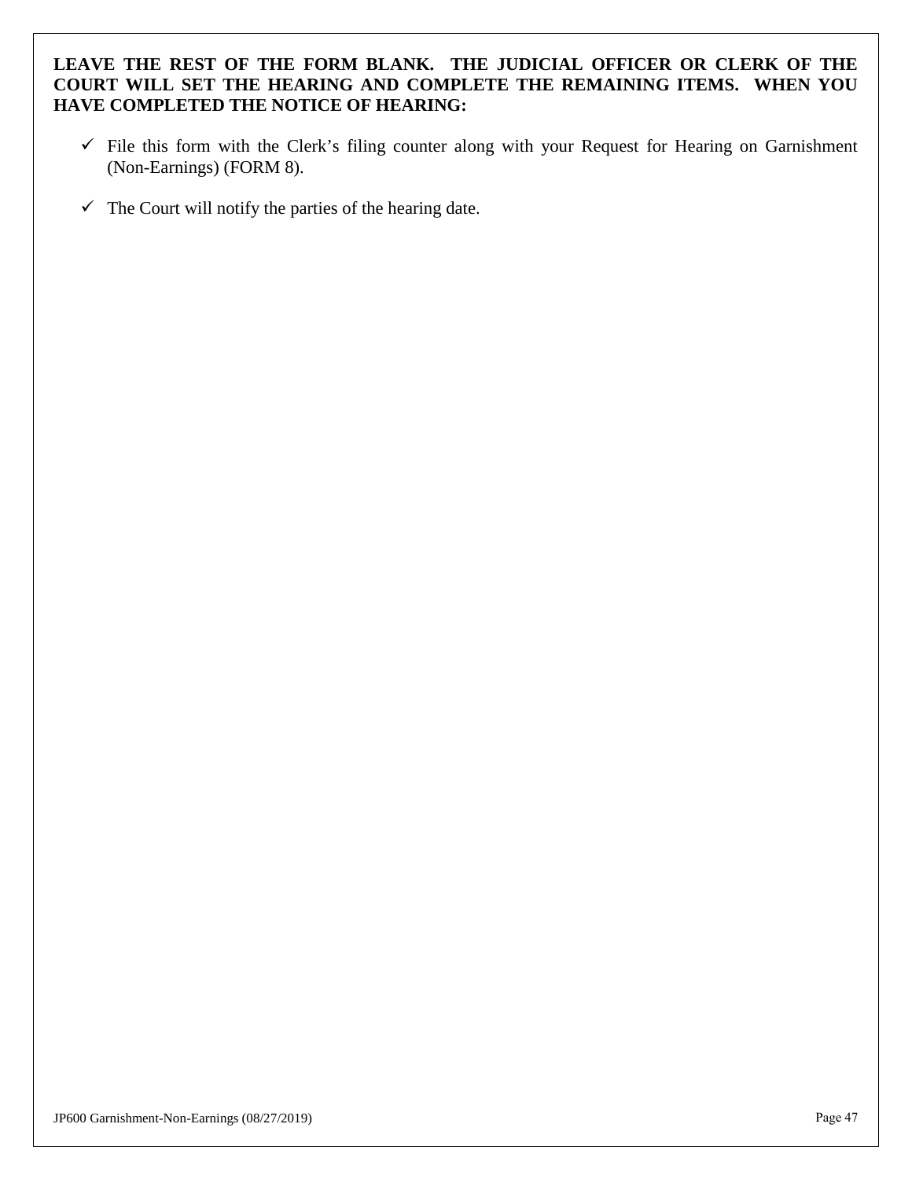**LEAVE THE REST OF THE FORM BLANK. THE JUDICIAL OFFICER OR CLERK OF THE COURT WILL SET THE HEARING AND COMPLETE THE REMAINING ITEMS. WHEN YOU HAVE COMPLETED THE NOTICE OF HEARING:**

- ✓ File this form with the Clerk's filing counter along with your Request for Hearing on Garnishment (Non-Earnings) (FORM 8).
- ✓ The Court will notify the parties of the hearing date.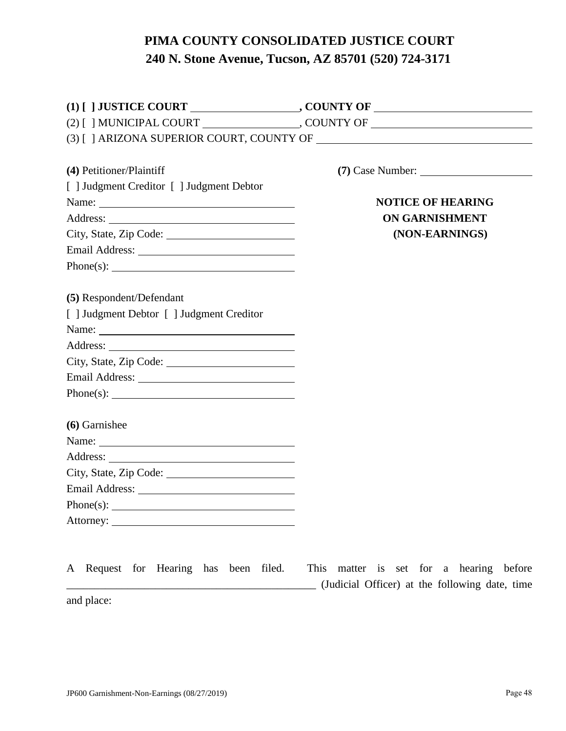# PIMA COUNTY CONSOLIDATED JUSTICE COURT
## 240 N. Stone Avenue, Tucson, AZ 85701 (520) 724-3171

**(1) [ ] JUSTICE COURT ____________________, COUNTY OF ____________________________**
(2) [ ] MUNICIPAL COURT __________________, COUNTY OF ____________________________
(3) [ ] ARIZONA SUPERIOR COURT, COUNTY OF _______________________________________

**(7)** Case Number: ____________________

**NOTICE OF HEARING ON GARNISHMENT (NON-EARNINGS)**

**(4)** Petitioner/Plaintiff
[ ] Judgment Creditor [ ] Judgment Debtor
Name: ___________________________________
Address: _________________________________
City, State, Zip Code: _______________________
Email Address: ___________________________
Phone(s): ________________________________

**(5)** Respondent/Defendant
[ ] Judgment Debtor [ ] Judgment Creditor
Name: ___________________________________
Address: _________________________________
City, State, Zip Code: _______________________
Email Address: ___________________________
Phone(s): ________________________________

**(6)** Garnishee
Name: ___________________________________
Address: _________________________________
City, State, Zip Code: _______________________
Email Address: ___________________________
Phone(s): ________________________________
Attorney: ________________________________

A Request for Hearing has been filed. This matter is set for a hearing before _______________________________________________ (Judicial Officer) at the following date, time and place: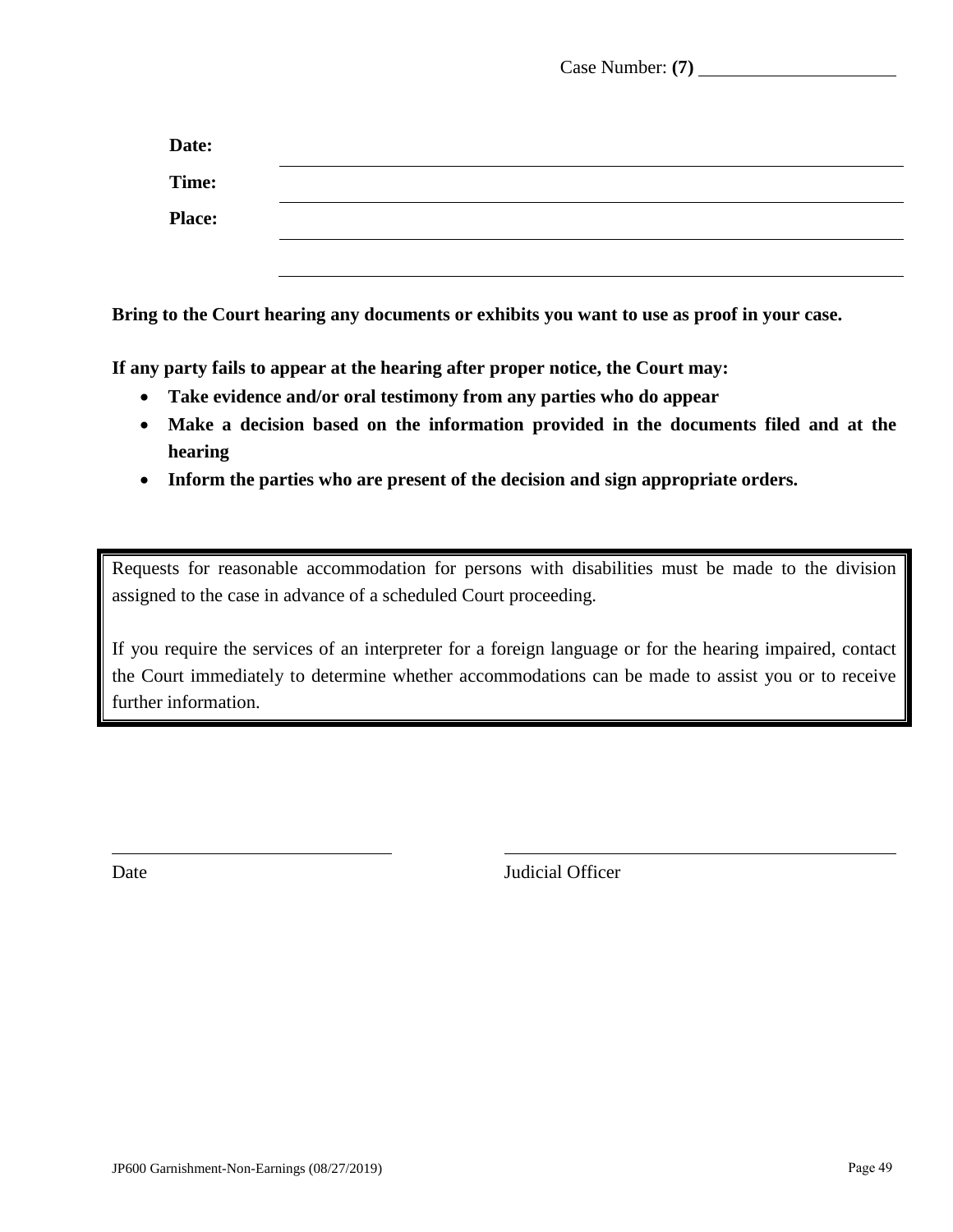Case Number: **(7)** ____________________

**Date:** ____________________________________________

**Time:** ____________________________________________

**Place:** ____________________________________________

____________________________________________

**Bring to the Court hearing any documents or exhibits you want to use as proof in your case.**

**If any party fails to appear at the hearing after proper notice, the Court may:**

- **Take evidence and/or oral testimony from any parties who do appear**
- **Make a decision based on the information provided in the documents filed and at the hearing**
- **Inform the parties who are present of the decision and sign appropriate orders.**

> Requests for reasonable accommodation for persons with disabilities must be made to the division assigned to the case in advance of a scheduled Court proceeding.
>
> If you require the services of an interpreter for a foreign language or for the hearing impaired, contact the Court immediately to determine whether accommodations can be made to assist you or to receive further information.

______________________________ ______________________________

Date Judicial Officer

JP600 Garnishment-Non-Earnings (08/27/2019)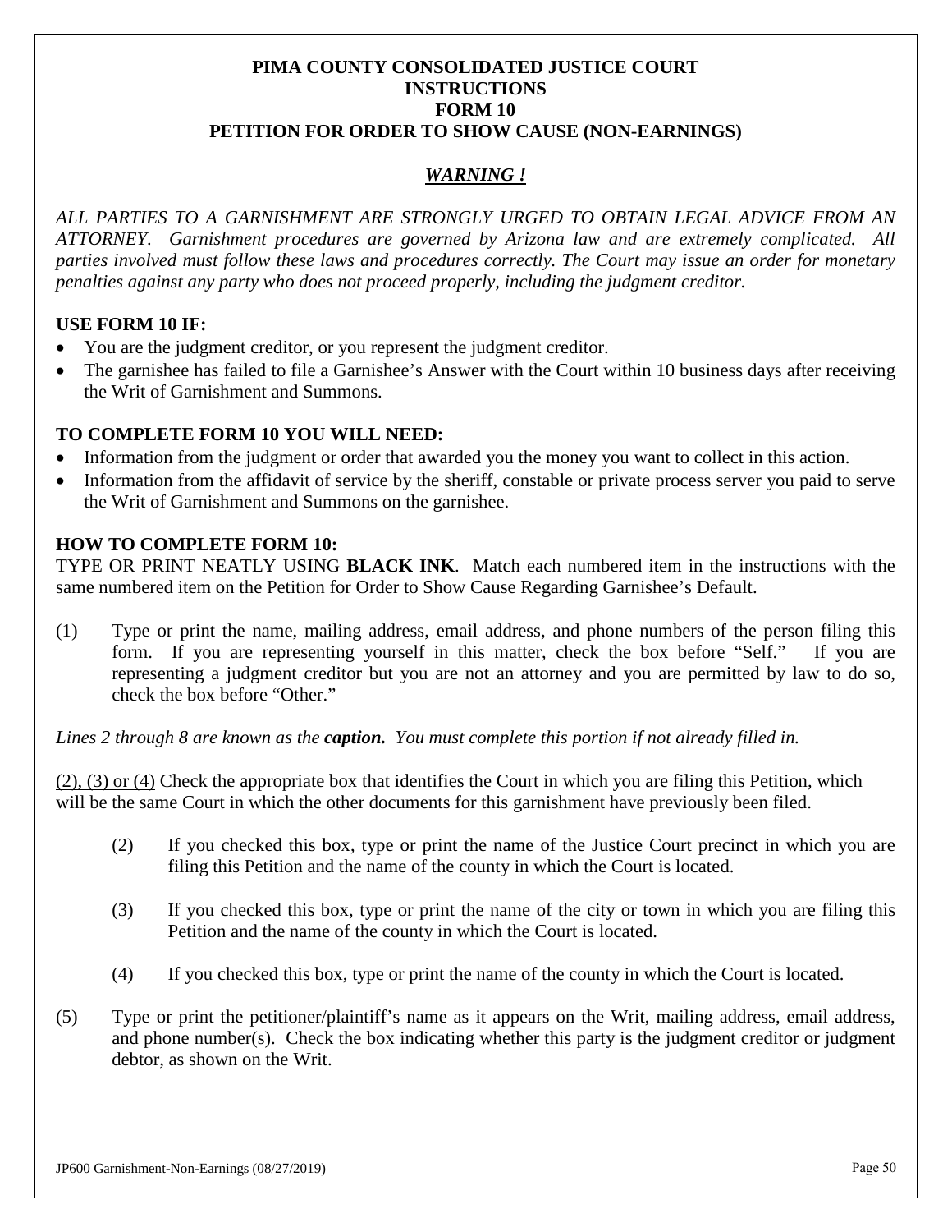# PIMA COUNTY CONSOLIDATED JUSTICE COURT
# INSTRUCTIONS
# FORM 10
# PETITION FOR ORDER TO SHOW CAUSE (NON-EARNINGS)

***WARNING !***

*ALL PARTIES TO A GARNISHMENT ARE STRONGLY URGED TO OBTAIN LEGAL ADVICE FROM AN ATTORNEY. Garnishment procedures are governed by Arizona law and are extremely complicated. All parties involved must follow these laws and procedures correctly. The Court may issue an order for monetary penalties against any party who does not proceed properly, including the judgment creditor.*

**USE FORM 10 IF:**

- You are the judgment creditor, or you represent the judgment creditor.
- The garnishee has failed to file a Garnishee's Answer with the Court within 10 business days after receiving the Writ of Garnishment and Summons.

**TO COMPLETE FORM 10 YOU WILL NEED:**

- Information from the judgment or order that awarded you the money you want to collect in this action.
- Information from the affidavit of service by the sheriff, constable or private process server you paid to serve the Writ of Garnishment and Summons on the garnishee.

**HOW TO COMPLETE FORM 10:**

TYPE OR PRINT NEATLY USING **BLACK INK**. Match each numbered item in the instructions with the same numbered item on the Petition for Order to Show Cause Regarding Garnishee's Default.

(1) Type or print the name, mailing address, email address, and phone numbers of the person filing this form. If you are representing yourself in this matter, check the box before "Self." If you are representing a judgment creditor but you are not an attorney and you are permitted by law to do so, check the box before "Other."

*Lines 2 through 8 are known as the **caption.** You must complete this portion if not already filled in.*

<u>(2), (3) or (4)</u> Check the appropriate box that identifies the Court in which you are filing this Petition, which will be the same Court in which the other documents for this garnishment have previously been filed.

> (2) If you checked this box, type or print the name of the Justice Court precinct in which you are filing this Petition and the name of the county in which the Court is located.
>
> (3) If you checked this box, type or print the name of the city or town in which you are filing this Petition and the name of the county in which the Court is located.
>
> (4) If you checked this box, type or print the name of the county in which the Court is located.

(5) Type or print the petitioner/plaintiff's name as it appears on the Writ, mailing address, email address, and phone number(s). Check the box indicating whether this party is the judgment creditor or judgment debtor, as shown on the Writ.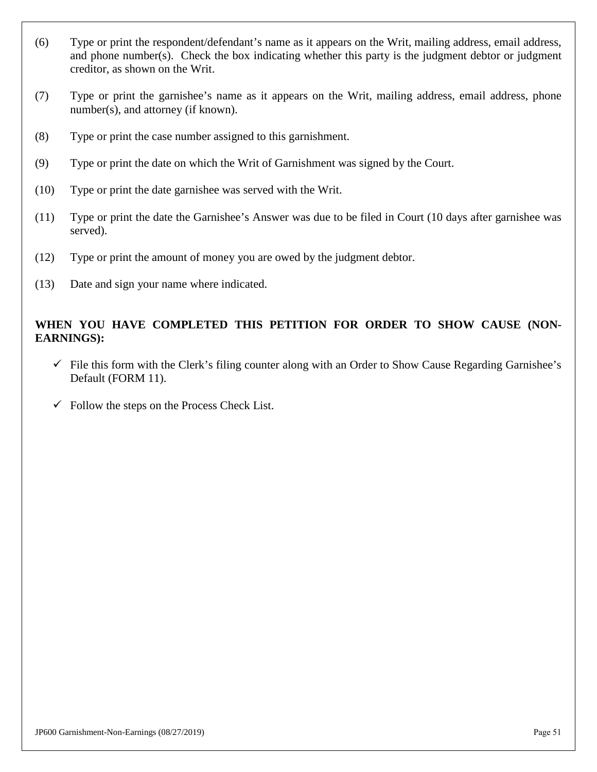(6) Type or print the respondent/defendant's name as it appears on the Writ, mailing address, email address, and phone number(s). Check the box indicating whether this party is the judgment debtor or judgment creditor, as shown on the Writ.

(7) Type or print the garnishee's name as it appears on the Writ, mailing address, email address, phone number(s), and attorney (if known).

(8) Type or print the case number assigned to this garnishment.

(9) Type or print the date on which the Writ of Garnishment was signed by the Court.

(10) Type or print the date garnishee was served with the Writ.

(11) Type or print the date the Garnishee's Answer was due to be filed in Court (10 days after garnishee was served).

(12) Type or print the amount of money you are owed by the judgment debtor.

(13) Date and sign your name where indicated.

**WHEN YOU HAVE COMPLETED THIS PETITION FOR ORDER TO SHOW CAUSE (NON-EARNINGS):**

- ✓ File this form with the Clerk's filing counter along with an Order to Show Cause Regarding Garnishee's Default (FORM 11).
- ✓ Follow the steps on the Process Check List.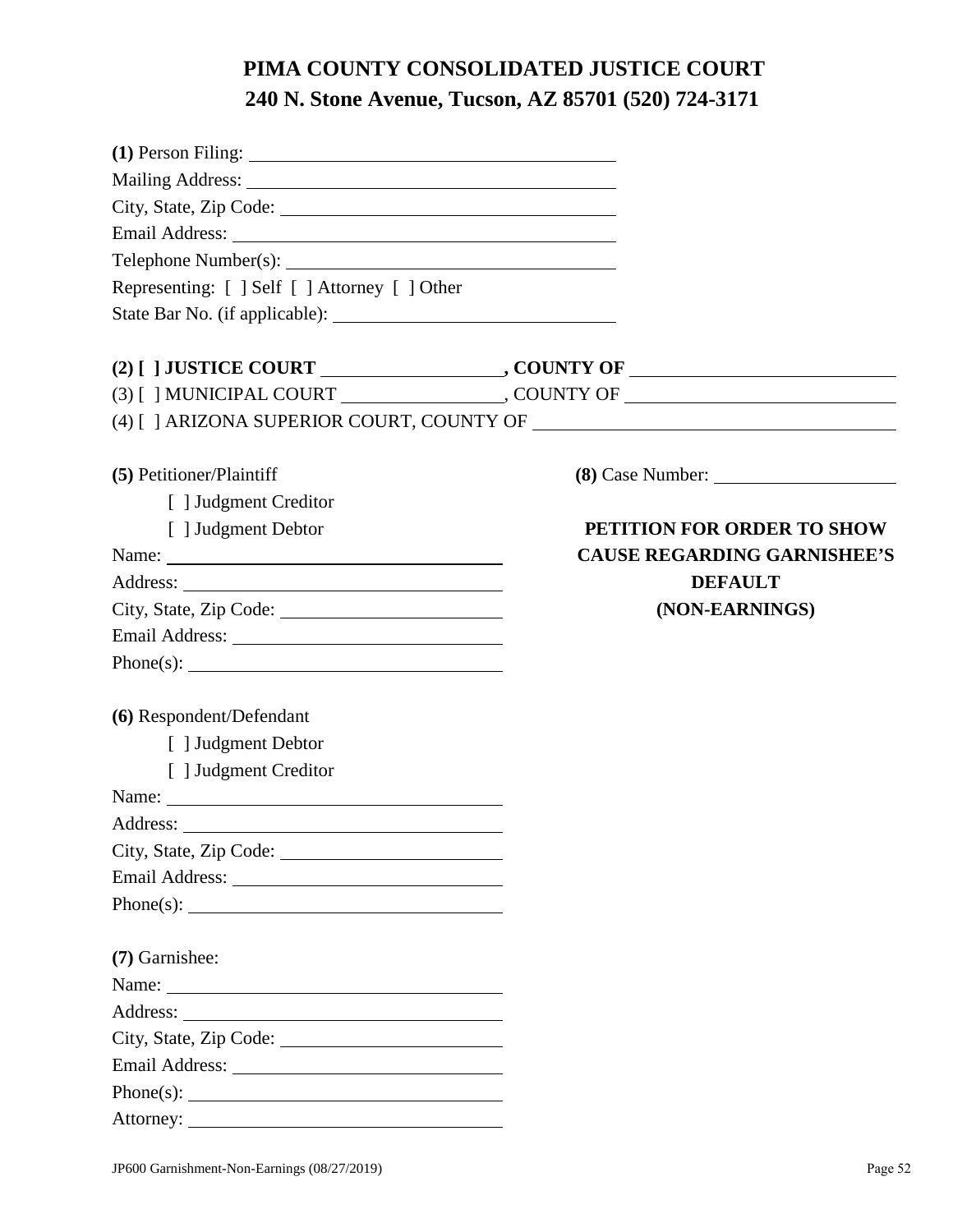# PIMA COUNTY CONSOLIDATED JUSTICE COURT
## 240 N. Stone Avenue, Tucson, AZ 85701 (520) 724-3171

**(1)** Person Filing: ______________________________
Mailing Address: ______________________________
City, State, Zip Code: ______________________________
Email Address: ______________________________
Telephone Number(s): ______________________________
Representing: [ ] Self [ ] Attorney [ ] Other
State Bar No. (if applicable): ______________________________

**(2) [ ] JUSTICE COURT ______________, COUNTY OF ______________________**
(3) [ ] MUNICIPAL COURT ______________, COUNTY OF ______________________
(4) [ ] ARIZONA SUPERIOR COURT, COUNTY OF ______________________________

**(8)** Case Number: ________________

**PETITION FOR ORDER TO SHOW CAUSE REGARDING GARNISHEE'S DEFAULT (NON-EARNINGS)**

**(5)** Petitioner/Plaintiff
- [ ] Judgment Creditor
- [ ] Judgment Debtor

Name: ______________________________
Address: ______________________________
City, State, Zip Code: ____________________
Email Address: ________________________
Phone(s): ____________________________

**(6)** Respondent/Defendant
- [ ] Judgment Debtor
- [ ] Judgment Creditor

Name: ______________________________
Address: ______________________________
City, State, Zip Code: ____________________
Email Address: ________________________
Phone(s): ____________________________

**(7)** Garnishee:
Name: ______________________________
Address: ______________________________
City, State, Zip Code: ____________________
Email Address: ________________________
Phone(s): ____________________________
Attorney: ____________________________

JP600 Garnishment-Non-Earnings (08/27/2019)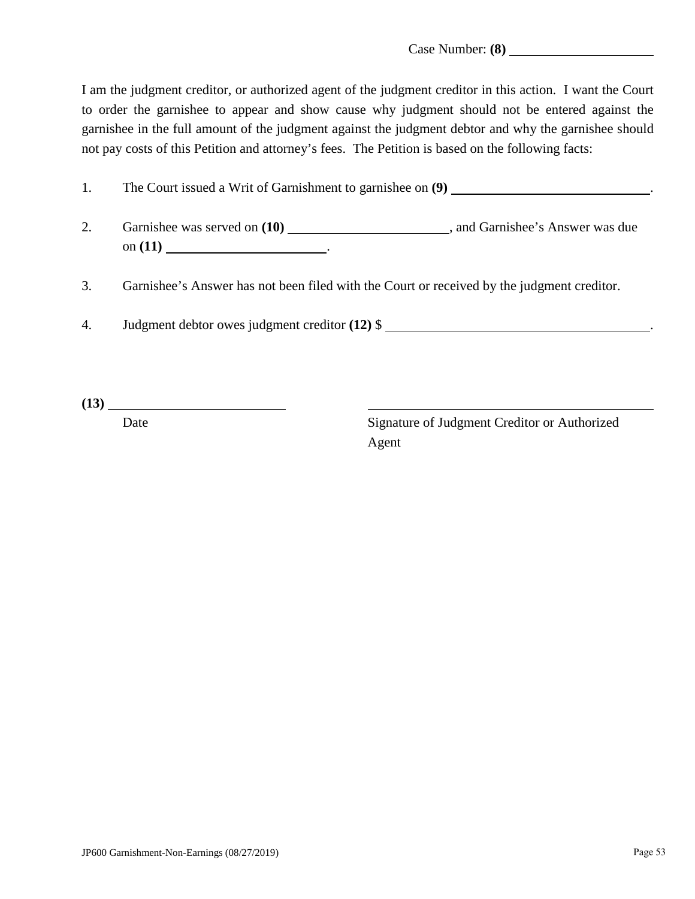Case Number: **(8)** ____________________

I am the judgment creditor, or authorized agent of the judgment creditor in this action. I want the Court to order the garnishee to appear and show cause why judgment should not be entered against the garnishee in the full amount of the judgment against the judgment debtor and why the garnishee should not pay costs of this Petition and attorney's fees. The Petition is based on the following facts:

1. The Court issued a Writ of Garnishment to garnishee on **(9)** ____________________________.

2. Garnishee was served on **(10)** ______________________, and Garnishee's Answer was due on **(11)** ______________________.

3. Garnishee's Answer has not been filed with the Court or received by the judgment creditor.

4. Judgment debtor owes judgment creditor **(12)** $ ____________________________________.

**(13)** ________________________  
Date

____________________________________________  
Signature of Judgment Creditor or Authorized Agent

JP600 Garnishment-Non-Earnings (08/27/2019)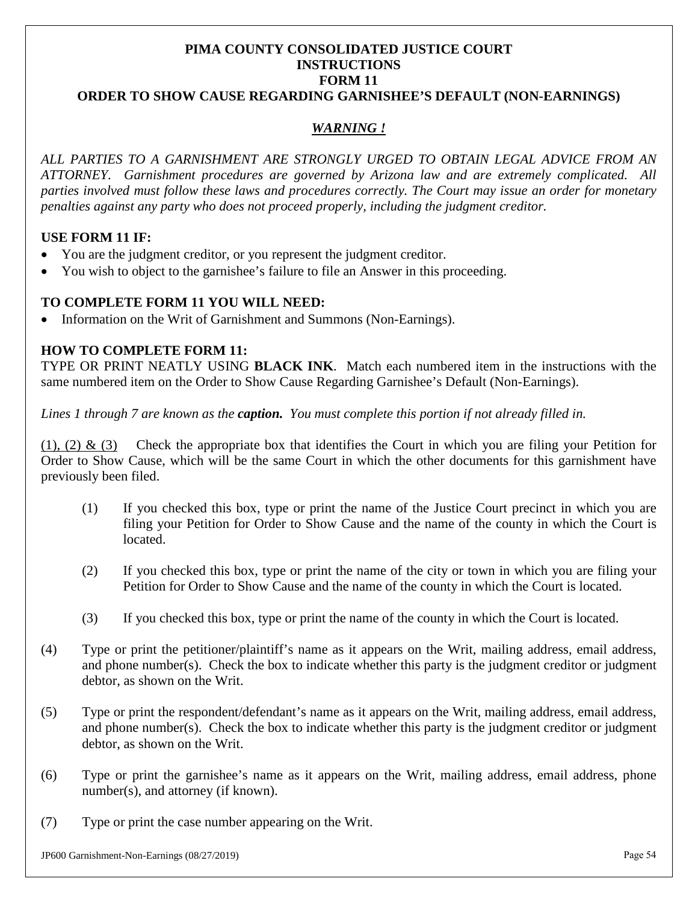# PIMA COUNTY CONSOLIDATED JUSTICE COURT
# INSTRUCTIONS
# FORM 11
# ORDER TO SHOW CAUSE REGARDING GARNISHEE'S DEFAULT (NON-EARNINGS)

***WARNING !***

*ALL PARTIES TO A GARNISHMENT ARE STRONGLY URGED TO OBTAIN LEGAL ADVICE FROM AN ATTORNEY. Garnishment procedures are governed by Arizona law and are extremely complicated. All parties involved must follow these laws and procedures correctly. The Court may issue an order for monetary penalties against any party who does not proceed properly, including the judgment creditor.*

**USE FORM 11 IF:**

- You are the judgment creditor, or you represent the judgment creditor.
- You wish to object to the garnishee's failure to file an Answer in this proceeding.

**TO COMPLETE FORM 11 YOU WILL NEED:**

- Information on the Writ of Garnishment and Summons (Non-Earnings).

**HOW TO COMPLETE FORM 11:**

TYPE OR PRINT NEATLY USING **BLACK INK**. Match each numbered item in the instructions with the same numbered item on the Order to Show Cause Regarding Garnishee's Default (Non-Earnings).

*Lines 1 through 7 are known as the **caption.** You must complete this portion if not already filled in.*

(1), (2) & (3) Check the appropriate box that identifies the Court in which you are filing your Petition for Order to Show Cause, which will be the same Court in which the other documents for this garnishment have previously been filed.

> (1) If you checked this box, type or print the name of the Justice Court precinct in which you are filing your Petition for Order to Show Cause and the name of the county in which the Court is located.
>
> (2) If you checked this box, type or print the name of the city or town in which you are filing your Petition for Order to Show Cause and the name of the county in which the Court is located.
>
> (3) If you checked this box, type or print the name of the county in which the Court is located.

(4) Type or print the petitioner/plaintiff's name as it appears on the Writ, mailing address, email address, and phone number(s). Check the box to indicate whether this party is the judgment creditor or judgment debtor, as shown on the Writ.

(5) Type or print the respondent/defendant's name as it appears on the Writ, mailing address, email address, and phone number(s). Check the box to indicate whether this party is the judgment creditor or judgment debtor, as shown on the Writ.

(6) Type or print the garnishee's name as it appears on the Writ, mailing address, email address, phone number(s), and attorney (if known).

(7) Type or print the case number appearing on the Writ.

JP600 Garnishment-Non-Earnings (08/27/2019)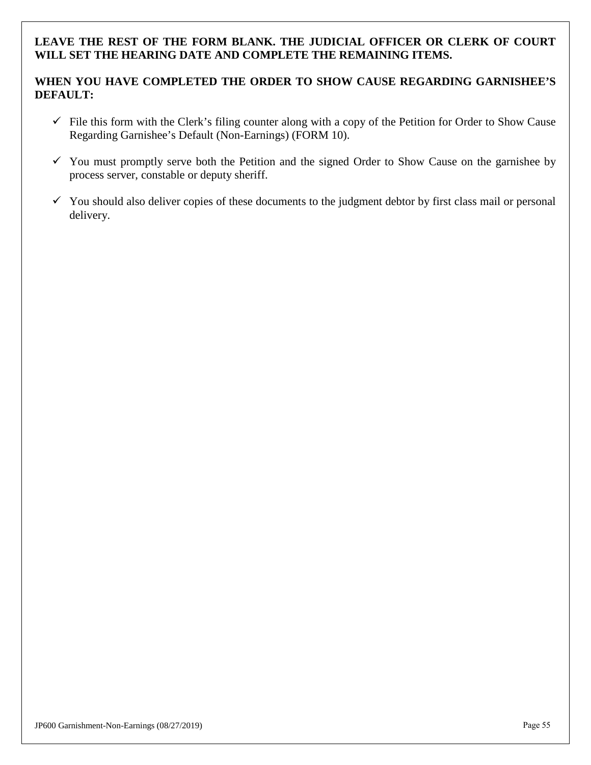**LEAVE THE REST OF THE FORM BLANK. THE JUDICIAL OFFICER OR CLERK OF COURT WILL SET THE HEARING DATE AND COMPLETE THE REMAINING ITEMS.**

**WHEN YOU HAVE COMPLETED THE ORDER TO SHOW CAUSE REGARDING GARNISHEE'S DEFAULT:**

- ✓ File this form with the Clerk's filing counter along with a copy of the Petition for Order to Show Cause Regarding Garnishee's Default (Non-Earnings) (FORM 10).
- ✓ You must promptly serve both the Petition and the signed Order to Show Cause on the garnishee by process server, constable or deputy sheriff.
- ✓ You should also deliver copies of these documents to the judgment debtor by first class mail or personal delivery.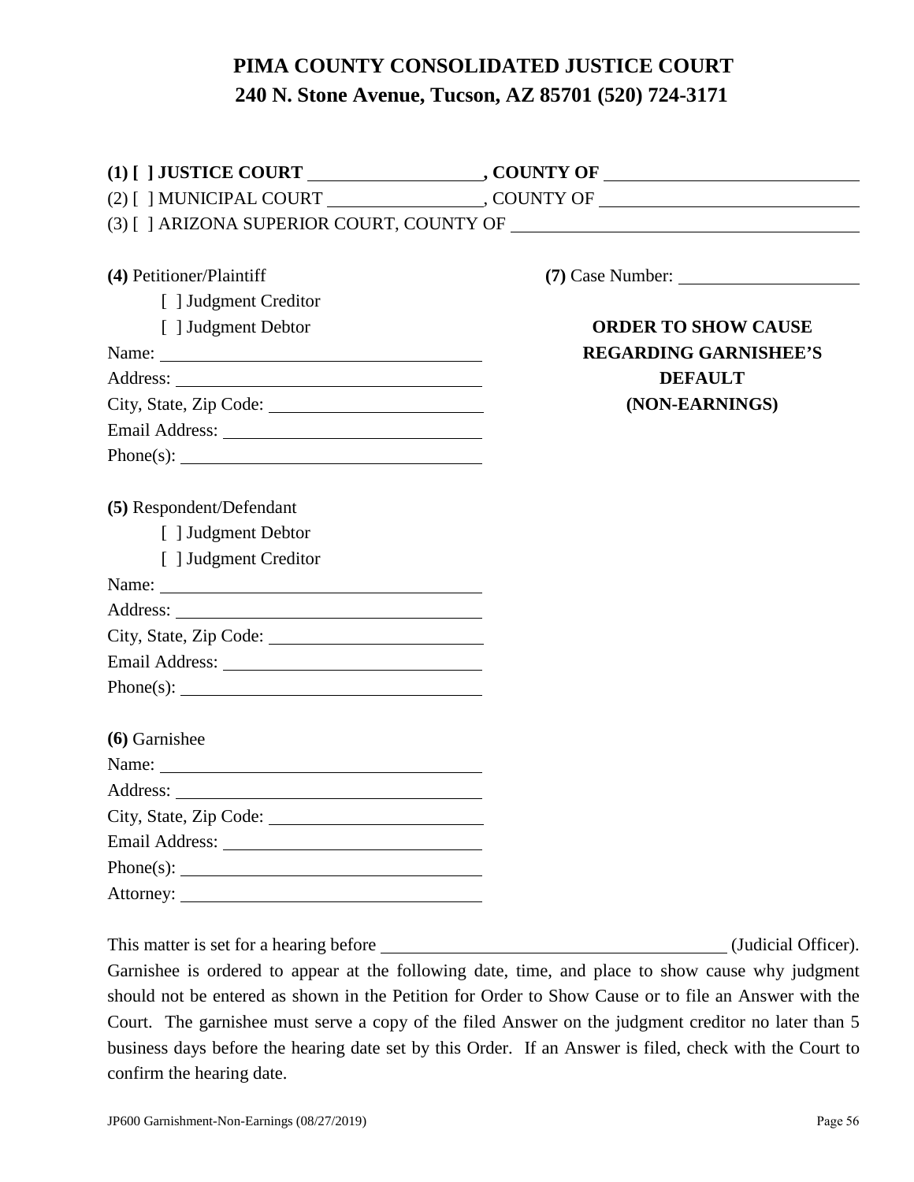# PIMA COUNTY CONSOLIDATED JUSTICE COURT
## 240 N. Stone Avenue, Tucson, AZ 85701 (520) 724-3171

**(1) [ ] JUSTICE COURT ____________________, COUNTY OF ____________________________**
(2) [ ] MUNICIPAL COURT __________________, COUNTY OF ____________________________
(3) [ ] ARIZONA SUPERIOR COURT, COUNTY OF ______________________________________

**(7)** Case Number: ____________________

**ORDER TO SHOW CAUSE REGARDING GARNISHEE'S DEFAULT (NON-EARNINGS)**

**(4)** Petitioner/Plaintiff
[ ] Judgment Creditor
[ ] Judgment Debtor
Name: ____________________________________
Address: __________________________________
City, State, Zip Code: ________________________
Email Address: ____________________________
Phone(s): _________________________________

**(5)** Respondent/Defendant
[ ] Judgment Debtor
[ ] Judgment Creditor
Name: ____________________________________
Address: __________________________________
City, State, Zip Code: ________________________
Email Address: ____________________________
Phone(s): _________________________________

**(6)** Garnishee
Name: ____________________________________
Address: __________________________________
City, State, Zip Code: ________________________
Email Address: ____________________________
Phone(s): _________________________________
Attorney: _________________________________

This matter is set for a hearing before ______________________________________ (Judicial Officer). Garnishee is ordered to appear at the following date, time, and place to show cause why judgment should not be entered as shown in the Petition for Order to Show Cause or to file an Answer with the Court. The garnishee must serve a copy of the filed Answer on the judgment creditor no later than 5 business days before the hearing date set by this Order. If an Answer is filed, check with the Court to confirm the hearing date.

JP600 Garnishment-Non-Earnings (08/27/2019)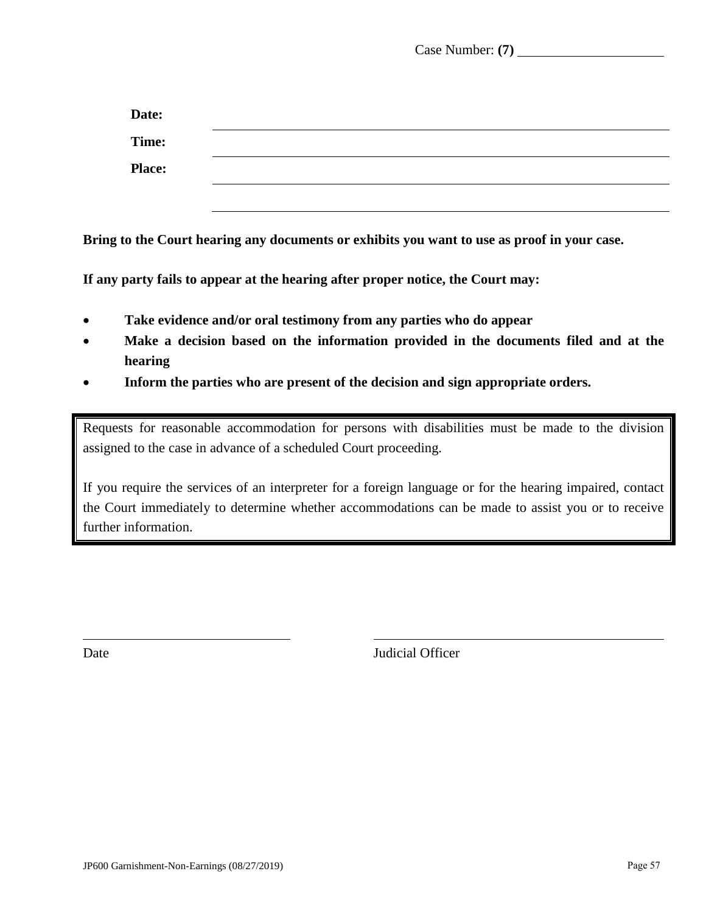Case Number: **(7)** ____________________

**Date:** ________________________________

**Time:** ________________________________

**Place:** ________________________________

________________________________

**Bring to the Court hearing any documents or exhibits you want to use as proof in your case.**

**If any party fails to appear at the hearing after proper notice, the Court may:**

- **Take evidence and/or oral testimony from any parties who do appear**
- **Make a decision based on the information provided in the documents filed and at the hearing**
- **Inform the parties who are present of the decision and sign appropriate orders.**

> Requests for reasonable accommodation for persons with disabilities must be made to the division assigned to the case in advance of a scheduled Court proceeding.
>
> If you require the services of an interpreter for a foreign language or for the hearing impaired, contact the Court immediately to determine whether accommodations can be made to assist you or to receive further information.

____________________ ____________________

Date Judicial Officer

JP600 Garnishment-Non-Earnings (08/27/2019)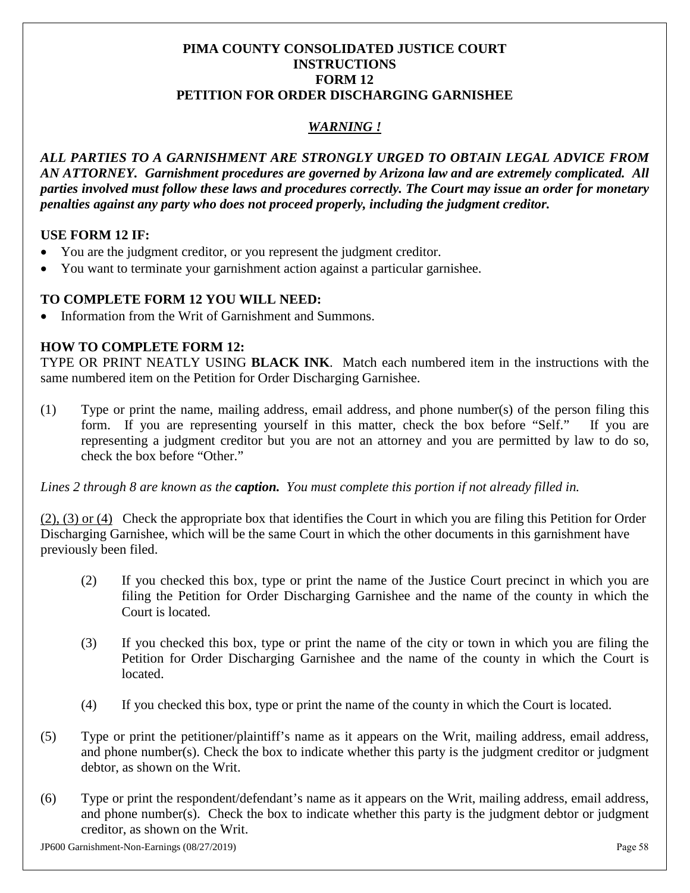**PIMA COUNTY CONSOLIDATED JUSTICE COURT**
**INSTRUCTIONS**
**FORM 12**
**PETITION FOR ORDER DISCHARGING GARNISHEE**

***WARNING !***

***ALL PARTIES TO A GARNISHMENT ARE STRONGLY URGED TO OBTAIN LEGAL ADVICE FROM AN ATTORNEY. Garnishment procedures are governed by Arizona law and are extremely complicated. All parties involved must follow these laws and procedures correctly. The Court may issue an order for monetary penalties against any party who does not proceed properly, including the judgment creditor.***

**USE FORM 12 IF:**

- You are the judgment creditor, or you represent the judgment creditor.
- You want to terminate your garnishment action against a particular garnishee.

**TO COMPLETE FORM 12 YOU WILL NEED:**

- Information from the Writ of Garnishment and Summons.

**HOW TO COMPLETE FORM 12:**

TYPE OR PRINT NEATLY USING **BLACK INK**. Match each numbered item in the instructions with the same numbered item on the Petition for Order Discharging Garnishee.

(1) Type or print the name, mailing address, email address, and phone number(s) of the person filing this form. If you are representing yourself in this matter, check the box before "Self." If you are representing a judgment creditor but you are not an attorney and you are permitted by law to do so, check the box before "Other."

*Lines 2 through 8 are known as the **caption**. You must complete this portion if not already filled in.*

(2), (3) or (4) Check the appropriate box that identifies the Court in which you are filing this Petition for Order Discharging Garnishee, which will be the same Court in which the other documents in this garnishment have previously been filed.

> (2) If you checked this box, type or print the name of the Justice Court precinct in which you are filing the Petition for Order Discharging Garnishee and the name of the county in which the Court is located.
>
> (3) If you checked this box, type or print the name of the city or town in which you are filing the Petition for Order Discharging Garnishee and the name of the county in which the Court is located.
>
> (4) If you checked this box, type or print the name of the county in which the Court is located.

(5) Type or print the petitioner/plaintiff's name as it appears on the Writ, mailing address, email address, and phone number(s). Check the box to indicate whether this party is the judgment creditor or judgment debtor, as shown on the Writ.

(6) Type or print the respondent/defendant's name as it appears on the Writ, mailing address, email address, and phone number(s). Check the box to indicate whether this party is the judgment debtor or judgment creditor, as shown on the Writ.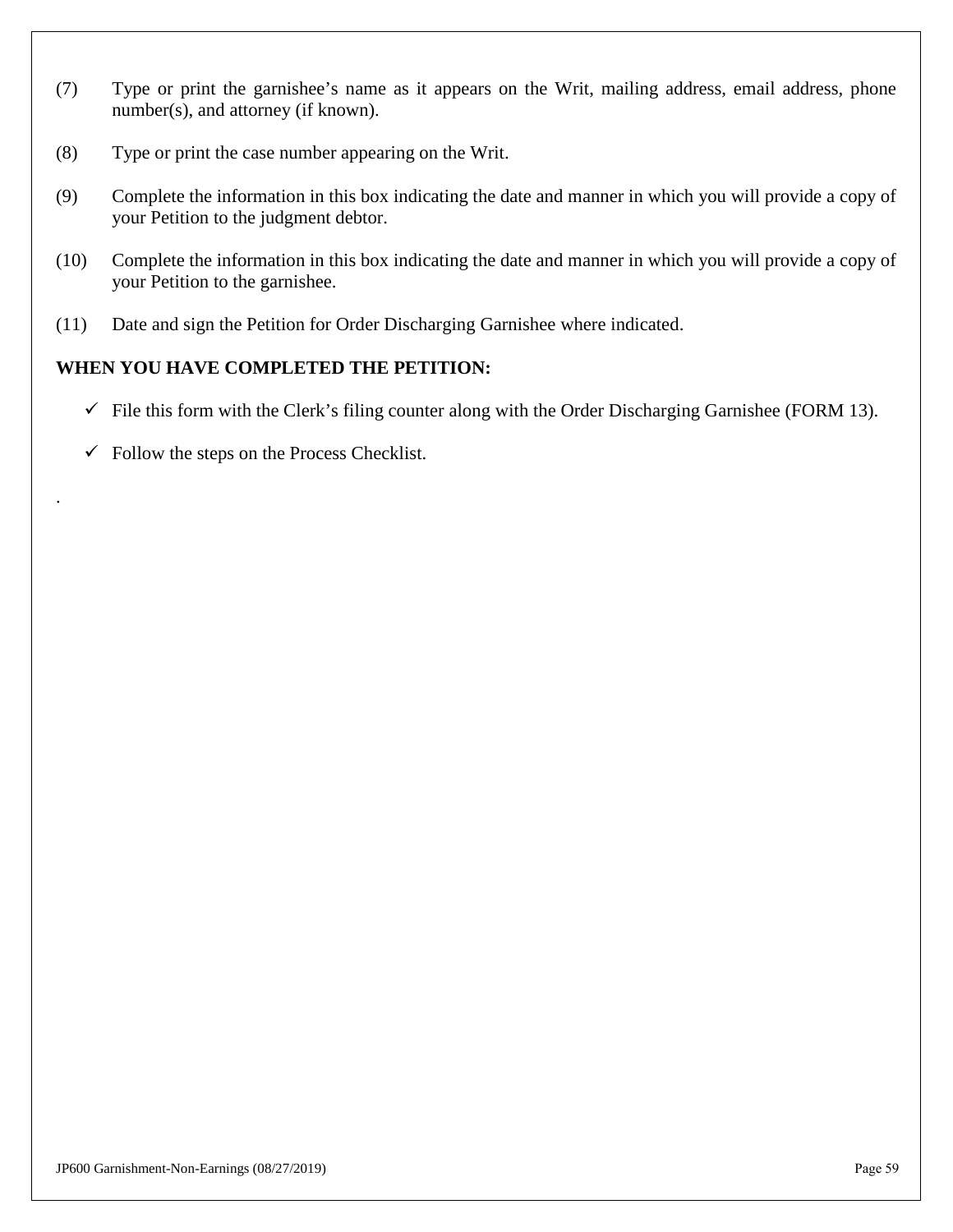(7) Type or print the garnishee's name as it appears on the Writ, mailing address, email address, phone number(s), and attorney (if known).

(8) Type or print the case number appearing on the Writ.

(9) Complete the information in this box indicating the date and manner in which you will provide a copy of your Petition to the judgment debtor.

(10) Complete the information in this box indicating the date and manner in which you will provide a copy of your Petition to the garnishee.

(11) Date and sign the Petition for Order Discharging Garnishee where indicated.

**WHEN YOU HAVE COMPLETED THE PETITION:**

- ✓ File this form with the Clerk's filing counter along with the Order Discharging Garnishee (FORM 13).
- ✓ Follow the steps on the Process Checklist.

.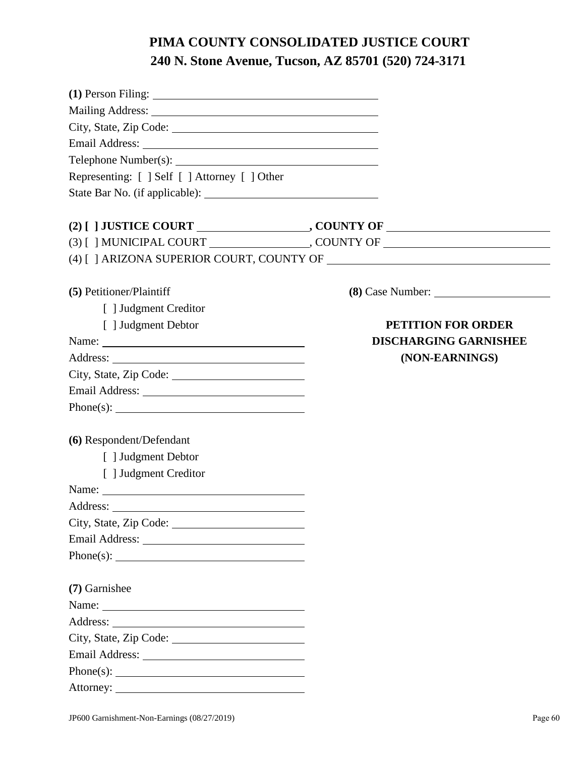# PIMA COUNTY CONSOLIDATED JUSTICE COURT
## 240 N. Stone Avenue, Tucson, AZ 85701 (520) 724-3171

**(1)** Person Filing: \_\_\_\_\_\_\_\_\_\_\_\_\_\_\_\_\_\_\_\_\_\_\_\_\_\_\_\_\_\_\_\_\_\_\_\_\_\_\_\_

Mailing Address: \_\_\_\_\_\_\_\_\_\_\_\_\_\_\_\_\_\_\_\_\_\_\_\_\_\_\_\_\_\_\_\_\_\_\_\_\_\_\_\_

City, State, Zip Code: \_\_\_\_\_\_\_\_\_\_\_\_\_\_\_\_\_\_\_\_\_\_\_\_\_\_\_\_\_\_\_\_\_\_\_\_\_

Email Address: \_\_\_\_\_\_\_\_\_\_\_\_\_\_\_\_\_\_\_\_\_\_\_\_\_\_\_\_\_\_\_\_\_\_\_\_\_\_\_\_

Telephone Number(s): \_\_\_\_\_\_\_\_\_\_\_\_\_\_\_\_\_\_\_\_\_\_\_\_\_\_\_\_\_\_\_\_\_\_\_\_

Representing: [ ] Self [ ] Attorney [ ] Other

State Bar No. (if applicable): \_\_\_\_\_\_\_\_\_\_\_\_\_\_\_\_\_\_\_\_\_\_\_\_\_\_\_\_\_\_

**(2) [ ] JUSTICE COURT \_\_\_\_\_\_\_\_\_\_\_\_\_\_\_\_\_\_\_, COUNTY OF \_\_\_\_\_\_\_\_\_\_\_\_\_\_\_\_\_\_\_\_\_\_\_\_\_\_\_\_\_\_**

(3) [ ] MUNICIPAL COURT \_\_\_\_\_\_\_\_\_\_\_\_\_\_\_\_\_\_\_, COUNTY OF \_\_\_\_\_\_\_\_\_\_\_\_\_\_\_\_\_\_\_\_\_\_\_\_\_\_\_\_\_\_

(4) [ ] ARIZONA SUPERIOR COURT, COUNTY OF \_\_\_\_\_\_\_\_\_\_\_\_\_\_\_\_\_\_\_\_\_\_\_\_\_\_\_\_\_\_\_\_\_\_\_\_\_\_\_\_

**(8)** Case Number: \_\_\_\_\_\_\_\_\_\_\_\_\_\_\_\_\_\_\_\_

**PETITION FOR ORDER DISCHARGING GARNISHEE (NON-EARNINGS)**

**(5)** Petitioner/Plaintiff

[ ] Judgment Creditor

[ ] Judgment Debtor

Name: \_\_\_\_\_\_\_\_\_\_\_\_\_\_\_\_\_\_\_\_\_\_\_\_\_\_\_\_\_\_\_\_\_\_\_

Address: \_\_\_\_\_\_\_\_\_\_\_\_\_\_\_\_\_\_\_\_\_\_\_\_\_\_\_\_\_\_\_\_\_\_

City, State, Zip Code: \_\_\_\_\_\_\_\_\_\_\_\_\_\_\_\_\_\_\_\_\_\_\_\_

Email Address: \_\_\_\_\_\_\_\_\_\_\_\_\_\_\_\_\_\_\_\_\_\_\_\_\_\_\_\_\_

Phone(s): \_\_\_\_\_\_\_\_\_\_\_\_\_\_\_\_\_\_\_\_\_\_\_\_\_\_\_\_\_\_\_\_\_

**(6)** Respondent/Defendant

[ ] Judgment Debtor

[ ] Judgment Creditor

Name: \_\_\_\_\_\_\_\_\_\_\_\_\_\_\_\_\_\_\_\_\_\_\_\_\_\_\_\_\_\_\_\_\_\_\_

Address: \_\_\_\_\_\_\_\_\_\_\_\_\_\_\_\_\_\_\_\_\_\_\_\_\_\_\_\_\_\_\_\_\_\_

City, State, Zip Code: \_\_\_\_\_\_\_\_\_\_\_\_\_\_\_\_\_\_\_\_\_\_\_\_

Email Address: \_\_\_\_\_\_\_\_\_\_\_\_\_\_\_\_\_\_\_\_\_\_\_\_\_\_\_\_\_

Phone(s): \_\_\_\_\_\_\_\_\_\_\_\_\_\_\_\_\_\_\_\_\_\_\_\_\_\_\_\_\_\_\_\_\_

**(7)** Garnishee

Name: \_\_\_\_\_\_\_\_\_\_\_\_\_\_\_\_\_\_\_\_\_\_\_\_\_\_\_\_\_\_\_\_\_\_\_

Address: \_\_\_\_\_\_\_\_\_\_\_\_\_\_\_\_\_\_\_\_\_\_\_\_\_\_\_\_\_\_\_\_\_\_

City, State, Zip Code: \_\_\_\_\_\_\_\_\_\_\_\_\_\_\_\_\_\_\_\_\_\_\_\_

Email Address: \_\_\_\_\_\_\_\_\_\_\_\_\_\_\_\_\_\_\_\_\_\_\_\_\_\_\_\_\_

Phone(s): \_\_\_\_\_\_\_\_\_\_\_\_\_\_\_\_\_\_\_\_\_\_\_\_\_\_\_\_\_\_\_\_\_

Attorney: \_\_\_\_\_\_\_\_\_\_\_\_\_\_\_\_\_\_\_\_\_\_\_\_\_\_\_\_\_\_\_\_\_

JP600 Garnishment-Non-Earnings (08/27/2019)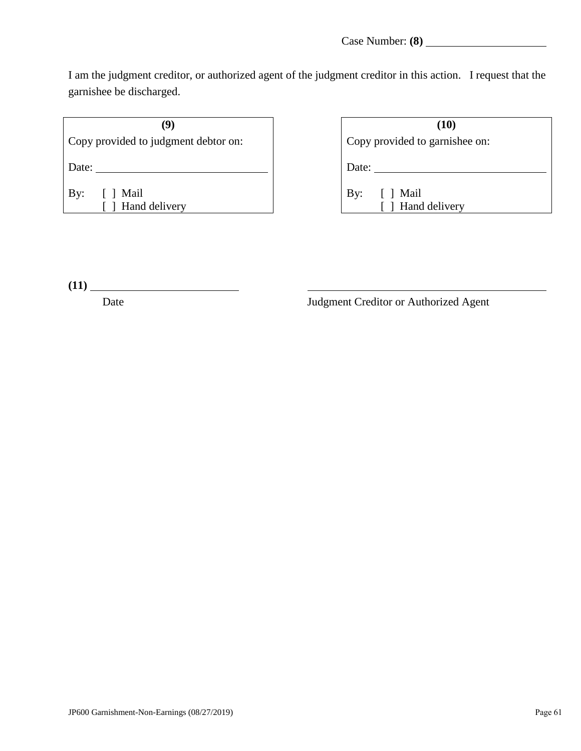Case Number: **(8)** ____________________

I am the judgment creditor, or authorized agent of the judgment creditor in this action. I request that the garnishee be discharged.

| **(9)** | **(10)** |
|---|---|
| Copy provided to judgment debtor on: | Copy provided to garnishee on: |
| Date: ____________________ | Date: ____________________ |
| By: [ ] Mail<br>[ ] Hand delivery | By: [ ] Mail<br>[ ] Hand delivery |

**(11)** ____________________ ____________________

Date Judgment Creditor or Authorized Agent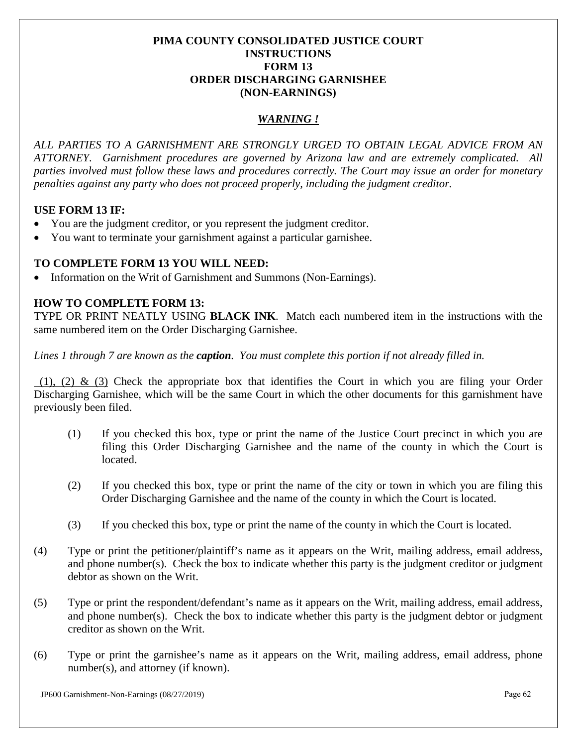**PIMA COUNTY CONSOLIDATED JUSTICE COURT**
**INSTRUCTIONS**
**FORM 13**
**ORDER DISCHARGING GARNISHEE**
**(NON-EARNINGS)**

***WARNING !***

*ALL PARTIES TO A GARNISHMENT ARE STRONGLY URGED TO OBTAIN LEGAL ADVICE FROM AN ATTORNEY. Garnishment procedures are governed by Arizona law and are extremely complicated. All parties involved must follow these laws and procedures correctly. The Court may issue an order for monetary penalties against any party who does not proceed properly, including the judgment creditor.*

**USE FORM 13 IF:**

- You are the judgment creditor, or you represent the judgment creditor.
- You want to terminate your garnishment against a particular garnishee.

**TO COMPLETE FORM 13 YOU WILL NEED:**

- Information on the Writ of Garnishment and Summons (Non-Earnings).

**HOW TO COMPLETE FORM 13:**

TYPE OR PRINT NEATLY USING **BLACK INK**. Match each numbered item in the instructions with the same numbered item on the Order Discharging Garnishee.

*Lines 1 through 7 are known as the **caption**. You must complete this portion if not already filled in.*

(1), (2) & (3) Check the appropriate box that identifies the Court in which you are filing your Order Discharging Garnishee, which will be the same Court in which the other documents for this garnishment have previously been filed.

(1) If you checked this box, type or print the name of the Justice Court precinct in which you are filing this Order Discharging Garnishee and the name of the county in which the Court is located.

(2) If you checked this box, type or print the name of the city or town in which you are filing this Order Discharging Garnishee and the name of the county in which the Court is located.

(3) If you checked this box, type or print the name of the county in which the Court is located.

(4) Type or print the petitioner/plaintiff's name as it appears on the Writ, mailing address, email address, and phone number(s). Check the box to indicate whether this party is the judgment creditor or judgment debtor as shown on the Writ.

(5) Type or print the respondent/defendant's name as it appears on the Writ, mailing address, email address, and phone number(s). Check the box to indicate whether this party is the judgment debtor or judgment creditor as shown on the Writ.

(6) Type or print the garnishee's name as it appears on the Writ, mailing address, email address, phone number(s), and attorney (if known).

JP600 Garnishment-Non-Earnings (08/27/2019)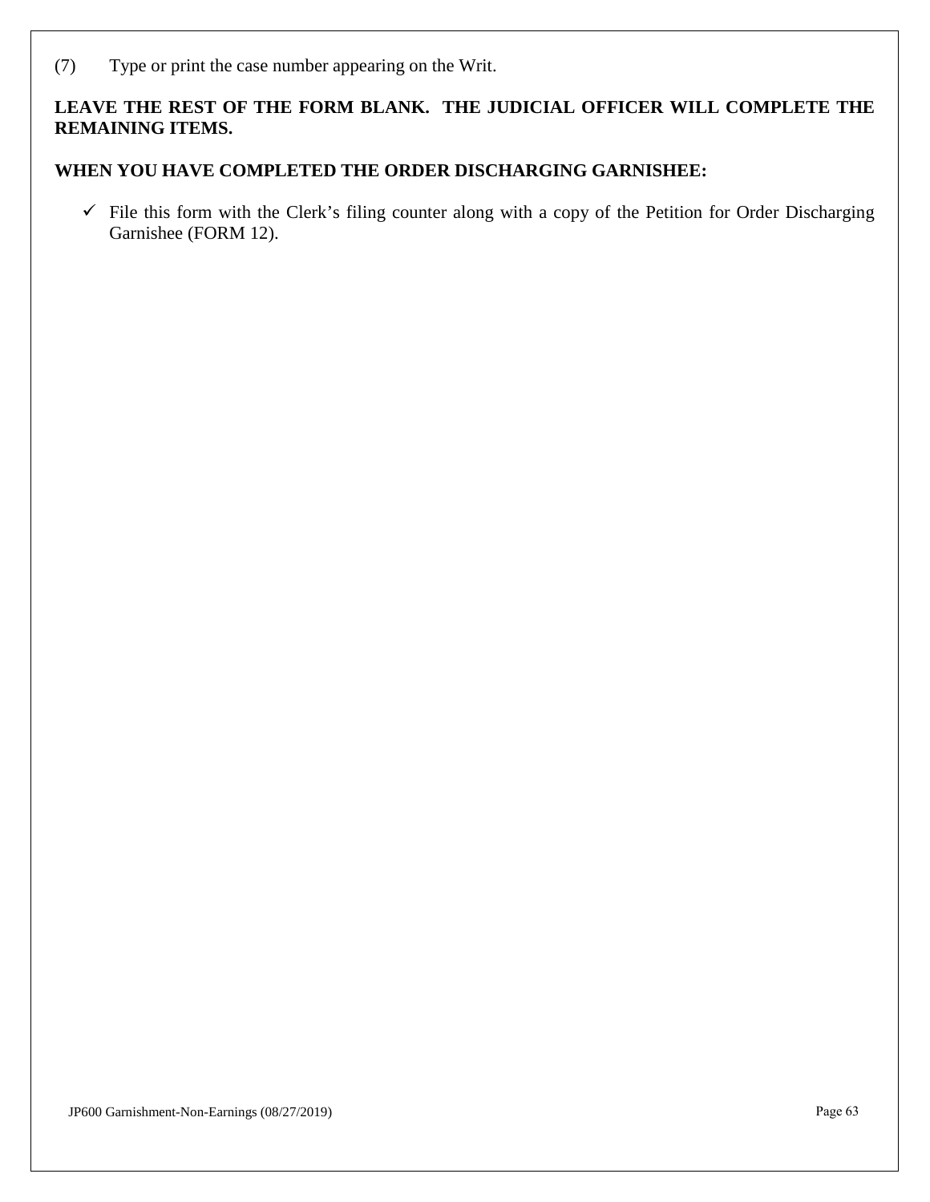(7) Type or print the case number appearing on the Writ.

**LEAVE THE REST OF THE FORM BLANK. THE JUDICIAL OFFICER WILL COMPLETE THE REMAINING ITEMS.**

**WHEN YOU HAVE COMPLETED THE ORDER DISCHARGING GARNISHEE:**

- ✓ File this form with the Clerk's filing counter along with a copy of the Petition for Order Discharging Garnishee (FORM 12).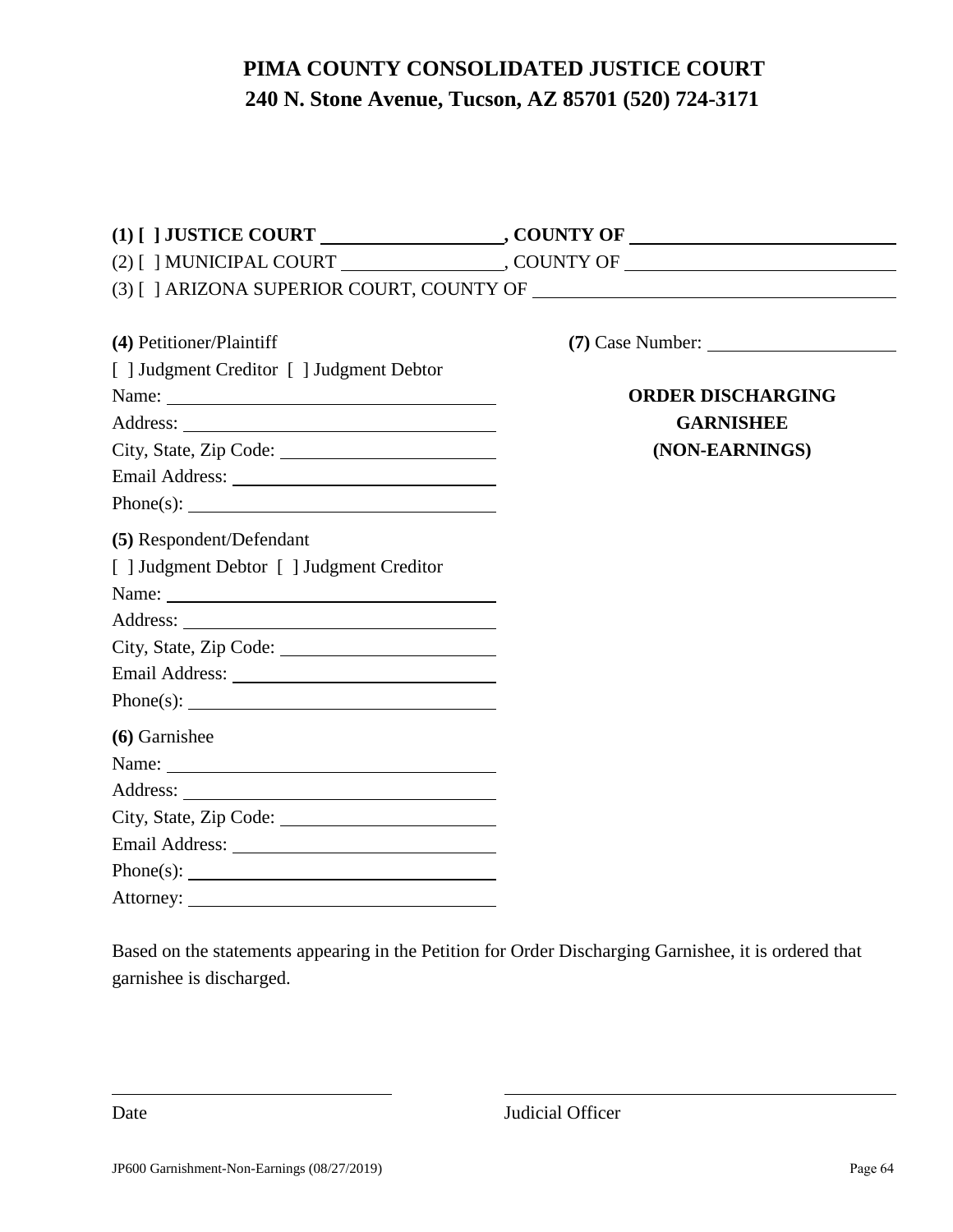# PIMA COUNTY CONSOLIDATED JUSTICE COURT
## 240 N. Stone Avenue, Tucson, AZ 85701 (520) 724-3171

**(1) [ ] JUSTICE COURT \_\_\_\_\_\_\_\_\_\_\_\_\_\_\_\_\_\_\_\_, COUNTY OF \_\_\_\_\_\_\_\_\_\_\_\_\_\_\_\_\_\_\_\_\_\_\_\_\_\_\_\_\_\_**

(2) [ ] MUNICIPAL COURT \_\_\_\_\_\_\_\_\_\_\_\_\_\_\_\_\_\_, COUNTY OF \_\_\_\_\_\_\_\_\_\_\_\_\_\_\_\_\_\_\_\_\_\_\_\_\_\_\_\_\_\_

(3) [ ] ARIZONA SUPERIOR COURT, COUNTY OF \_\_\_\_\_\_\_\_\_\_\_\_\_\_\_\_\_\_\_\_\_\_\_\_\_\_\_\_\_\_\_\_\_\_\_\_\_\_\_\_

**(4)** Petitioner/Plaintiff
[ ] Judgment Creditor [ ] Judgment Debtor
Name: \_\_\_\_\_\_\_\_\_\_\_\_\_\_\_\_\_\_\_\_\_\_\_\_\_\_\_\_\_\_\_\_\_\_\_\_\_\_
Address: \_\_\_\_\_\_\_\_\_\_\_\_\_\_\_\_\_\_\_\_\_\_\_\_\_\_\_\_\_\_\_\_\_\_\_\_
City, State, Zip Code: \_\_\_\_\_\_\_\_\_\_\_\_\_\_\_\_\_\_\_\_\_\_\_\_\_\_
Email Address: \_\_\_\_\_\_\_\_\_\_\_\_\_\_\_\_\_\_\_\_\_\_\_\_\_\_\_\_\_\_\_
Phone(s): \_\_\_\_\_\_\_\_\_\_\_\_\_\_\_\_\_\_\_\_\_\_\_\_\_\_\_\_\_\_\_\_\_\_\_

**(7)** Case Number: \_\_\_\_\_\_\_\_\_\_\_\_\_\_\_\_\_\_\_\_\_\_

**ORDER DISCHARGING GARNISHEE (NON-EARNINGS)**

**(5)** Respondent/Defendant
[ ] Judgment Debtor [ ] Judgment Creditor
Name: \_\_\_\_\_\_\_\_\_\_\_\_\_\_\_\_\_\_\_\_\_\_\_\_\_\_\_\_\_\_\_\_\_\_\_\_\_\_
Address: \_\_\_\_\_\_\_\_\_\_\_\_\_\_\_\_\_\_\_\_\_\_\_\_\_\_\_\_\_\_\_\_\_\_\_\_
City, State, Zip Code: \_\_\_\_\_\_\_\_\_\_\_\_\_\_\_\_\_\_\_\_\_\_\_\_\_\_
Email Address: \_\_\_\_\_\_\_\_\_\_\_\_\_\_\_\_\_\_\_\_\_\_\_\_\_\_\_\_\_\_\_
Phone(s): \_\_\_\_\_\_\_\_\_\_\_\_\_\_\_\_\_\_\_\_\_\_\_\_\_\_\_\_\_\_\_\_\_\_\_

**(6)** Garnishee
Name: \_\_\_\_\_\_\_\_\_\_\_\_\_\_\_\_\_\_\_\_\_\_\_\_\_\_\_\_\_\_\_\_\_\_\_\_\_\_
Address: \_\_\_\_\_\_\_\_\_\_\_\_\_\_\_\_\_\_\_\_\_\_\_\_\_\_\_\_\_\_\_\_\_\_\_\_
City, State, Zip Code: \_\_\_\_\_\_\_\_\_\_\_\_\_\_\_\_\_\_\_\_\_\_\_\_\_\_
Email Address: \_\_\_\_\_\_\_\_\_\_\_\_\_\_\_\_\_\_\_\_\_\_\_\_\_\_\_\_\_\_\_
Phone(s): \_\_\_\_\_\_\_\_\_\_\_\_\_\_\_\_\_\_\_\_\_\_\_\_\_\_\_\_\_\_\_\_\_\_\_
Attorney: \_\_\_\_\_\_\_\_\_\_\_\_\_\_\_\_\_\_\_\_\_\_\_\_\_\_\_\_\_\_\_\_\_\_\_

Based on the statements appearing in the Petition for Order Discharging Garnishee, it is ordered that garnishee is discharged.

\_\_\_\_\_\_\_\_\_\_\_\_\_\_\_\_\_\_\_\_\_\_\_\_\_\_\_\_\_\_\_\_
Date

\_\_\_\_\_\_\_\_\_\_\_\_\_\_\_\_\_\_\_\_\_\_\_\_\_\_\_\_\_\_\_\_\_\_\_\_\_\_\_\_\_\_\_\_
Judicial Officer

JP600 Garnishment-Non-Earnings (08/27/2019)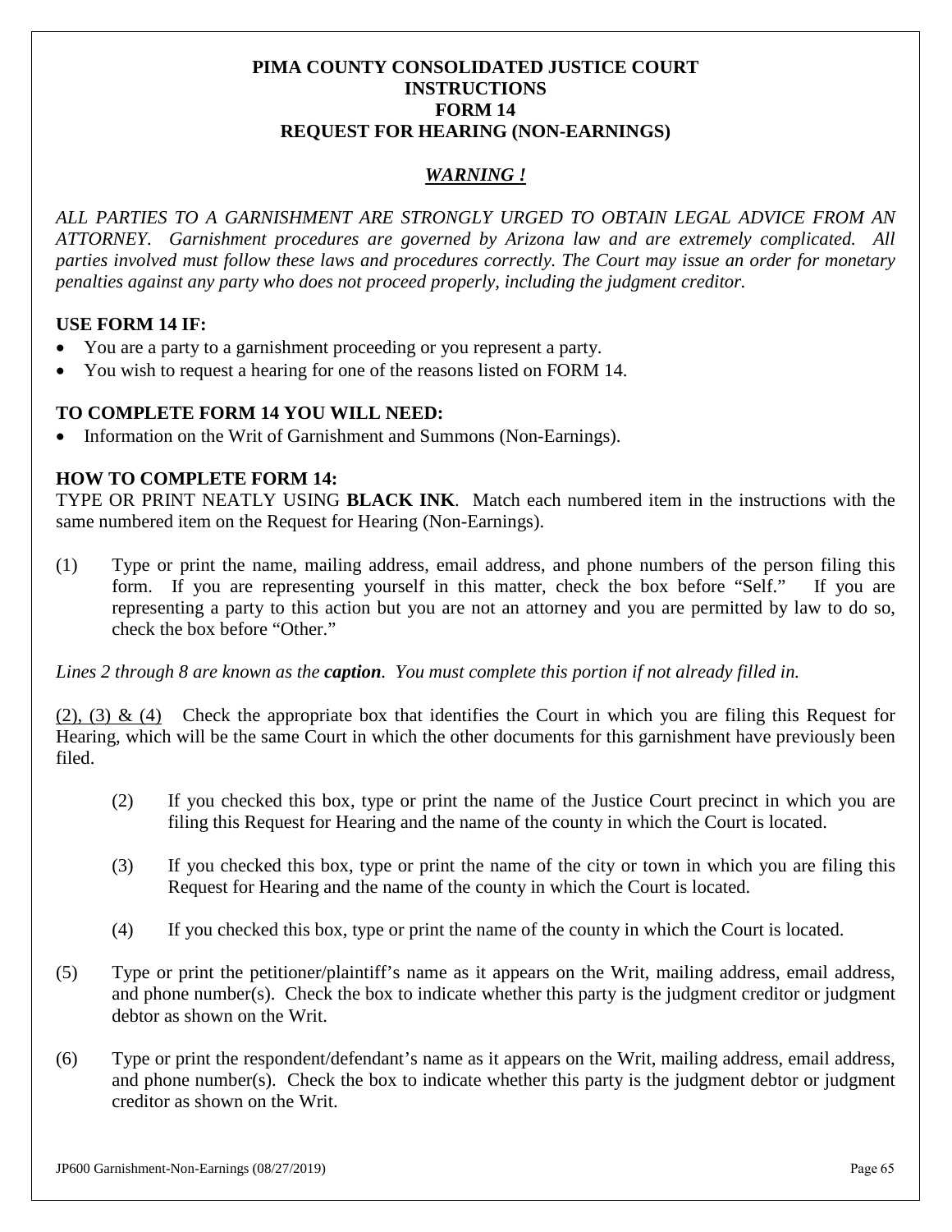# PIMA COUNTY CONSOLIDATED JUSTICE COURT
# INSTRUCTIONS
# FORM 14
# REQUEST FOR HEARING (NON-EARNINGS)

***WARNING !***

*ALL PARTIES TO A GARNISHMENT ARE STRONGLY URGED TO OBTAIN LEGAL ADVICE FROM AN ATTORNEY. Garnishment procedures are governed by Arizona law and are extremely complicated. All parties involved must follow these laws and procedures correctly. The Court may issue an order for monetary penalties against any party who does not proceed properly, including the judgment creditor.*

**USE FORM 14 IF:**

- You are a party to a garnishment proceeding or you represent a party.
- You wish to request a hearing for one of the reasons listed on FORM 14.

**TO COMPLETE FORM 14 YOU WILL NEED:**

- Information on the Writ of Garnishment and Summons (Non-Earnings).

**HOW TO COMPLETE FORM 14:**

TYPE OR PRINT NEATLY USING **BLACK INK**. Match each numbered item in the instructions with the same numbered item on the Request for Hearing (Non-Earnings).

(1) Type or print the name, mailing address, email address, and phone numbers of the person filing this form. If you are representing yourself in this matter, check the box before "Self." If you are representing a party to this action but you are not an attorney and you are permitted by law to do so, check the box before "Other."

*Lines 2 through 8 are known as the **caption**. You must complete this portion if not already filled in.*

(2), (3) & (4) Check the appropriate box that identifies the Court in which you are filing this Request for Hearing, which will be the same Court in which the other documents for this garnishment have previously been filed.

> (2) If you checked this box, type or print the name of the Justice Court precinct in which you are filing this Request for Hearing and the name of the county in which the Court is located.
>
> (3) If you checked this box, type or print the name of the city or town in which you are filing this Request for Hearing and the name of the county in which the Court is located.
>
> (4) If you checked this box, type or print the name of the county in which the Court is located.

(5) Type or print the petitioner/plaintiff's name as it appears on the Writ, mailing address, email address, and phone number(s). Check the box to indicate whether this party is the judgment creditor or judgment debtor as shown on the Writ.

(6) Type or print the respondent/defendant's name as it appears on the Writ, mailing address, email address, and phone number(s). Check the box to indicate whether this party is the judgment debtor or judgment creditor as shown on the Writ.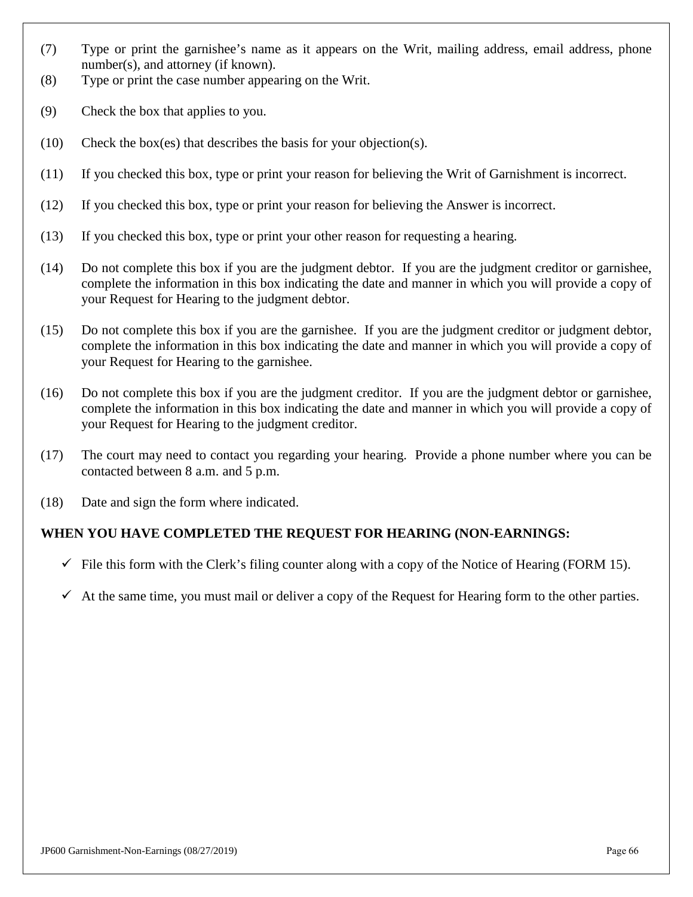(7) Type or print the garnishee's name as it appears on the Writ, mailing address, email address, phone number(s), and attorney (if known).

(8) Type or print the case number appearing on the Writ.

(9) Check the box that applies to you.

(10) Check the box(es) that describes the basis for your objection(s).

(11) If you checked this box, type or print your reason for believing the Writ of Garnishment is incorrect.

(12) If you checked this box, type or print your reason for believing the Answer is incorrect.

(13) If you checked this box, type or print your other reason for requesting a hearing.

(14) Do not complete this box if you are the judgment debtor. If you are the judgment creditor or garnishee, complete the information in this box indicating the date and manner in which you will provide a copy of your Request for Hearing to the judgment debtor.

(15) Do not complete this box if you are the garnishee. If you are the judgment creditor or judgment debtor, complete the information in this box indicating the date and manner in which you will provide a copy of your Request for Hearing to the garnishee.

(16) Do not complete this box if you are the judgment creditor. If you are the judgment debtor or garnishee, complete the information in this box indicating the date and manner in which you will provide a copy of your Request for Hearing to the judgment creditor.

(17) The court may need to contact you regarding your hearing. Provide a phone number where you can be contacted between 8 a.m. and 5 p.m.

(18) Date and sign the form where indicated.

**WHEN YOU HAVE COMPLETED THE REQUEST FOR HEARING (NON-EARNINGS:**

- ✓ File this form with the Clerk's filing counter along with a copy of the Notice of Hearing (FORM 15).
- ✓ At the same time, you must mail or deliver a copy of the Request for Hearing form to the other parties.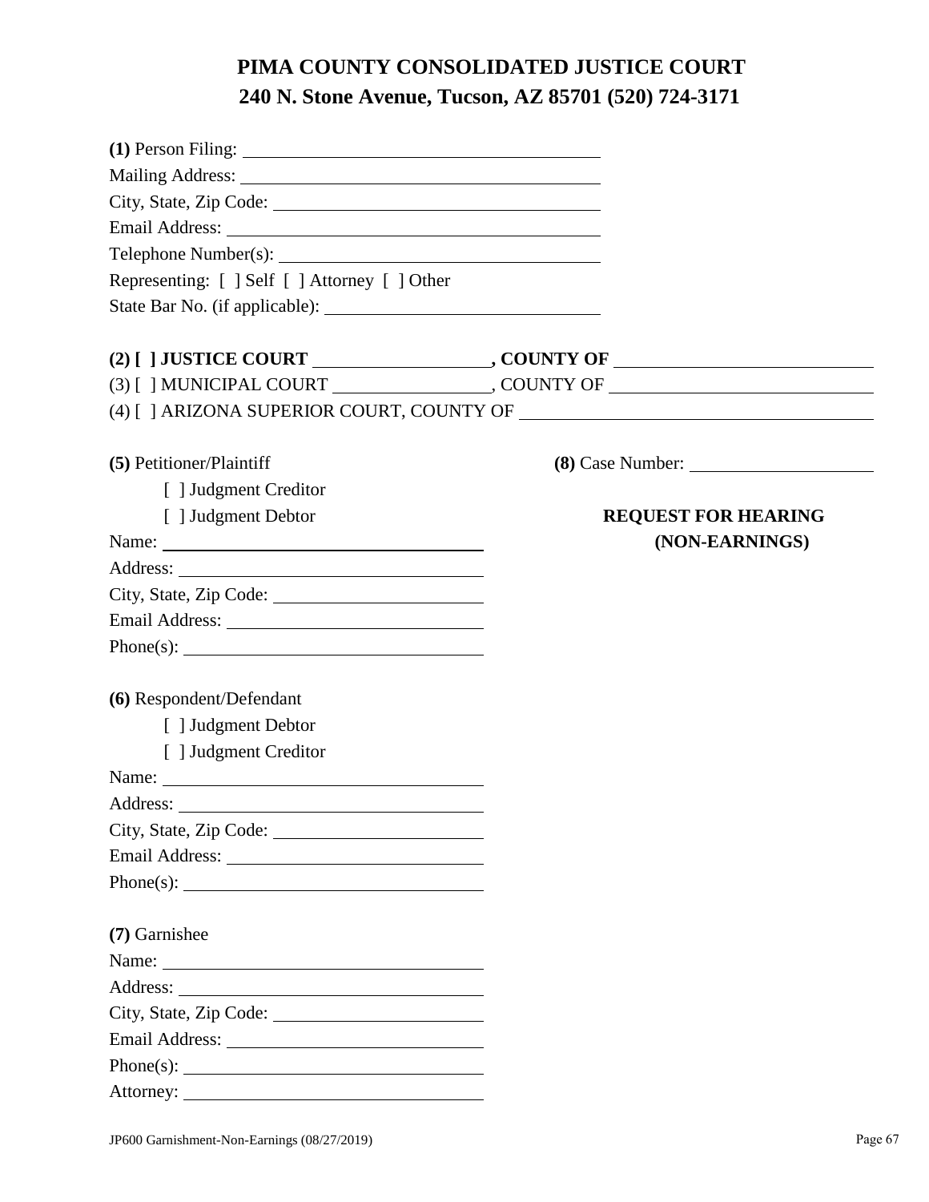# PIMA COUNTY CONSOLIDATED JUSTICE COURT
## 240 N. Stone Avenue, Tucson, AZ 85701 (520) 724-3171

**(1)** Person Filing: ____________________
Mailing Address: ____________________
City, State, Zip Code: ____________________
Email Address: ____________________
Telephone Number(s): ____________________
Representing: [ ] Self [ ] Attorney [ ] Other
State Bar No. (if applicable): ____________________

**(2) [ ] JUSTICE COURT ____________, COUNTY OF ____________**
(3) [ ] MUNICIPAL COURT ____________, COUNTY OF ____________
(4) [ ] ARIZONA SUPERIOR COURT, COUNTY OF ____________

**(8)** Case Number: ____________

**REQUEST FOR HEARING (NON-EARNINGS)**

**(5)** Petitioner/Plaintiff
- [ ] Judgment Creditor
- [ ] Judgment Debtor

Name: ____________________
Address: ____________________
City, State, Zip Code: ____________________
Email Address: ____________________
Phone(s): ____________________

**(6)** Respondent/Defendant
- [ ] Judgment Debtor
- [ ] Judgment Creditor

Name: ____________________
Address: ____________________
City, State, Zip Code: ____________________
Email Address: ____________________
Phone(s): ____________________

**(7)** Garnishee

Name: ____________________
Address: ____________________
City, State, Zip Code: ____________________
Email Address: ____________________
Phone(s): ____________________
Attorney: ____________________

JP600 Garnishment-Non-Earnings (08/27/2019)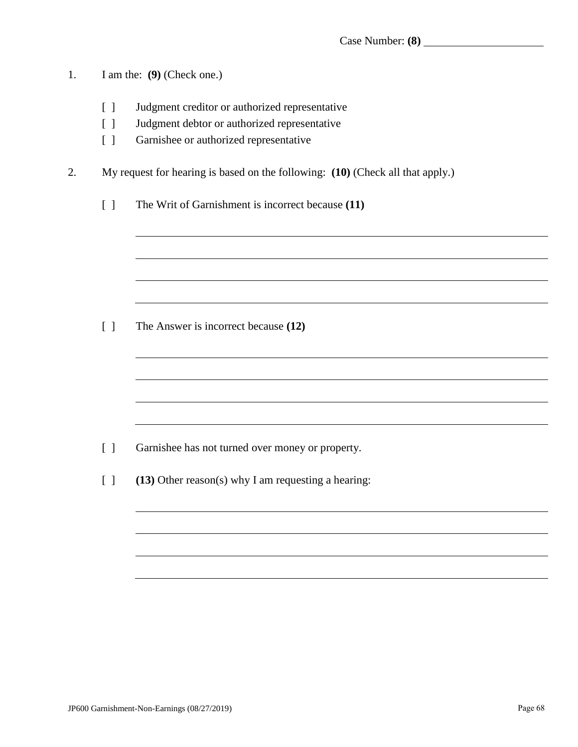Case Number: **(8)** ____________________

1. I am the: **(9)** (Check one.)

   [ ] Judgment creditor or authorized representative
   [ ] Judgment debtor or authorized representative
   [ ] Garnishee or authorized representative

2. My request for hearing is based on the following: **(10)** (Check all that apply.)

   [ ] The Writ of Garnishment is incorrect because **(11)**

   ______________________________________________________________________
   ______________________________________________________________________
   ______________________________________________________________________
   ______________________________________________________________________

   [ ] The Answer is incorrect because **(12)**

   ______________________________________________________________________
   ______________________________________________________________________
   ______________________________________________________________________
   ______________________________________________________________________

   [ ] Garnishee has not turned over money or property.

   [ ] **(13)** Other reason(s) why I am requesting a hearing:

   ______________________________________________________________________
   ______________________________________________________________________
   ______________________________________________________________________
   ______________________________________________________________________

JP600 Garnishment-Non-Earnings (08/27/2019)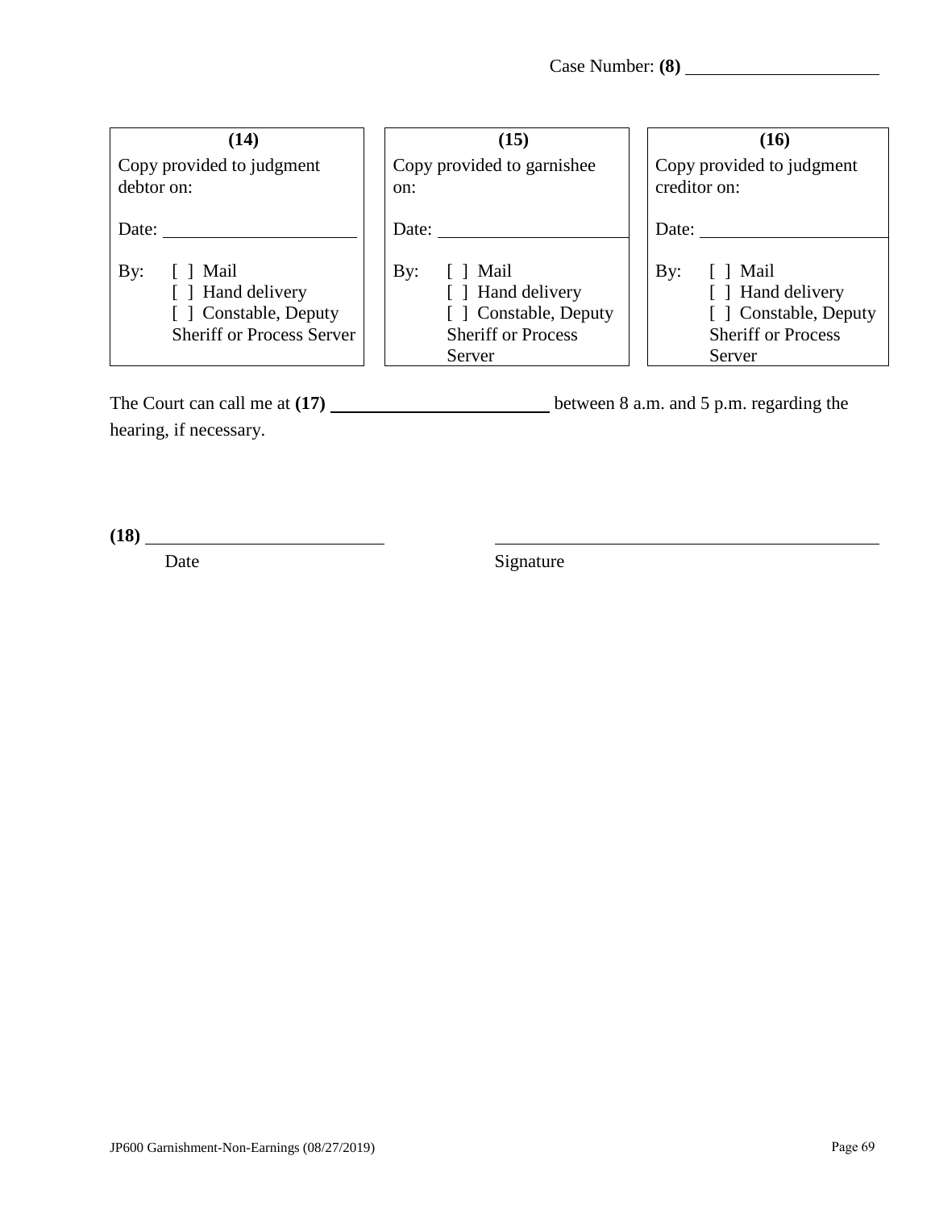Case Number: **(8)** ____________________

| **(14)** | **(15)** | **(16)** |
|---|---|---|
| Copy provided to judgment debtor on: | Copy provided to garnishee on: | Copy provided to judgment creditor on: |
| Date: ____________________ | Date: ____________________ | Date: ____________________ |
| By: [ ] Mail<br>[ ] Hand delivery<br>[ ] Constable, Deputy Sheriff or Process Server | By: [ ] Mail<br>[ ] Hand delivery<br>[ ] Constable, Deputy Sheriff or Process Server | By: [ ] Mail<br>[ ] Hand delivery<br>[ ] Constable, Deputy Sheriff or Process Server |

The Court can call me at **(17)** ______________________ between 8 a.m. and 5 p.m. regarding the hearing, if necessary.

**(18)** ______________________ ________________________________________

Date Signature

JP600 Garnishment-Non-Earnings (08/27/2019)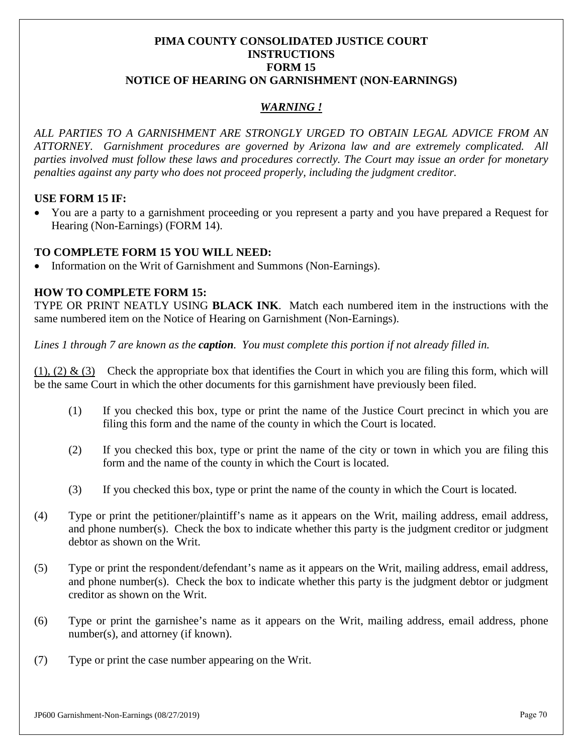# PIMA COUNTY CONSOLIDATED JUSTICE COURT
# INSTRUCTIONS
# FORM 15
# NOTICE OF HEARING ON GARNISHMENT (NON-EARNINGS)

## ***WARNING !***

*ALL PARTIES TO A GARNISHMENT ARE STRONGLY URGED TO OBTAIN LEGAL ADVICE FROM AN ATTORNEY. Garnishment procedures are governed by Arizona law and are extremely complicated. All parties involved must follow these laws and procedures correctly. The Court may issue an order for monetary penalties against any party who does not proceed properly, including the judgment creditor.*

**USE FORM 15 IF:**

- You are a party to a garnishment proceeding or you represent a party and you have prepared a Request for Hearing (Non-Earnings) (FORM 14).

**TO COMPLETE FORM 15 YOU WILL NEED:**

- Information on the Writ of Garnishment and Summons (Non-Earnings).

**HOW TO COMPLETE FORM 15:**

TYPE OR PRINT NEATLY USING **BLACK INK**. Match each numbered item in the instructions with the same numbered item on the Notice of Hearing on Garnishment (Non-Earnings).

*Lines 1 through 7 are known as the **caption**. You must complete this portion if not already filled in.*

(1), (2) & (3) Check the appropriate box that identifies the Court in which you are filing this form, which will be the same Court in which the other documents for this garnishment have previously been filed.

> (1) If you checked this box, type or print the name of the Justice Court precinct in which you are filing this form and the name of the county in which the Court is located.
>
> (2) If you checked this box, type or print the name of the city or town in which you are filing this form and the name of the county in which the Court is located.
>
> (3) If you checked this box, type or print the name of the county in which the Court is located.

(4) Type or print the petitioner/plaintiff's name as it appears on the Writ, mailing address, email address, and phone number(s). Check the box to indicate whether this party is the judgment creditor or judgment debtor as shown on the Writ.

(5) Type or print the respondent/defendant's name as it appears on the Writ, mailing address, email address, and phone number(s). Check the box to indicate whether this party is the judgment debtor or judgment creditor as shown on the Writ.

(6) Type or print the garnishee's name as it appears on the Writ, mailing address, email address, phone number(s), and attorney (if known).

(7) Type or print the case number appearing on the Writ.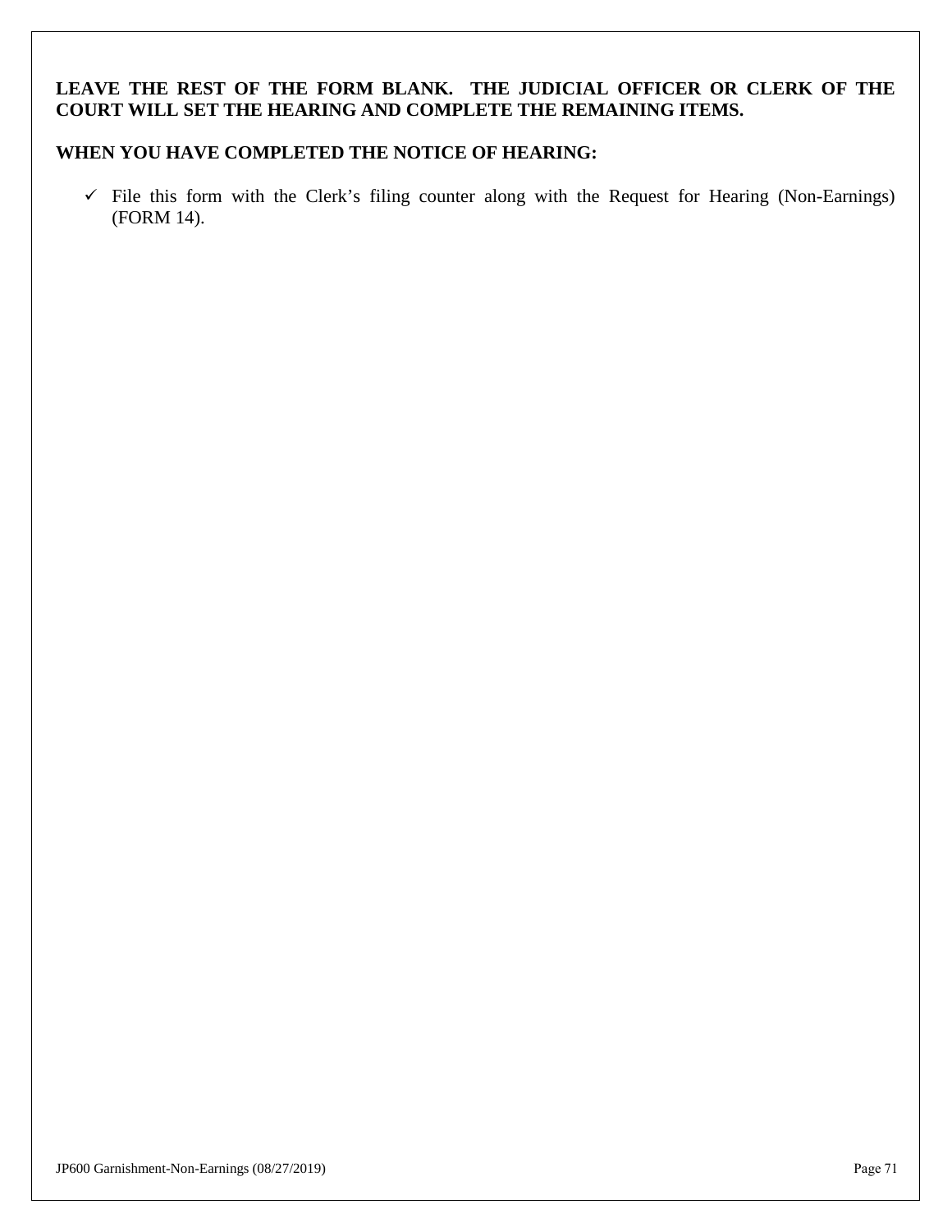**LEAVE THE REST OF THE FORM BLANK. THE JUDICIAL OFFICER OR CLERK OF THE COURT WILL SET THE HEARING AND COMPLETE THE REMAINING ITEMS.**

**WHEN YOU HAVE COMPLETED THE NOTICE OF HEARING:**

- ✓ File this form with the Clerk's filing counter along with the Request for Hearing (Non-Earnings) (FORM 14).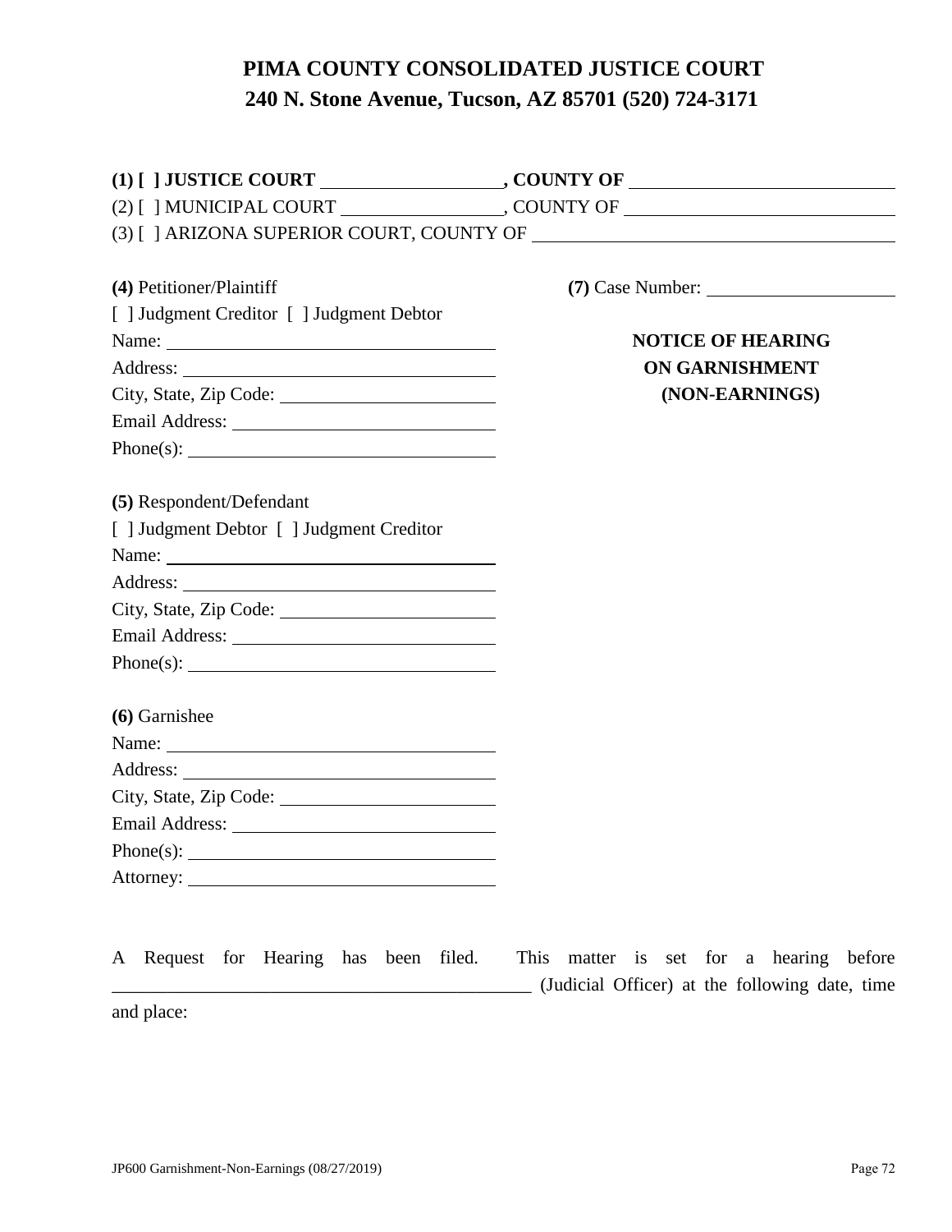# PIMA COUNTY CONSOLIDATED JUSTICE COURT
## 240 N. Stone Avenue, Tucson, AZ 85701 (520) 724-3171

**(1) [ ] JUSTICE COURT ____________________, COUNTY OF ______________________________**
(2) [ ] MUNICIPAL COURT __________________, COUNTY OF ______________________________
(3) [ ] ARIZONA SUPERIOR COURT, COUNTY OF ________________________________________

**(7)** Case Number: ____________________

**NOTICE OF HEARING ON GARNISHMENT (NON-EARNINGS)**

**(4)** Petitioner/Plaintiff
[ ] Judgment Creditor [ ] Judgment Debtor
Name: ____________________________________
Address: __________________________________
City, State, Zip Code: ________________________
Email Address: _____________________________
Phone(s): _________________________________

**(5)** Respondent/Defendant
[ ] Judgment Debtor [ ] Judgment Creditor
Name: ____________________________________
Address: __________________________________
City, State, Zip Code: ________________________
Email Address: _____________________________
Phone(s): _________________________________

**(6)** Garnishee
Name: ____________________________________
Address: __________________________________
City, State, Zip Code: ________________________
Email Address: _____________________________
Phone(s): _________________________________
Attorney: _________________________________

A Request for Hearing has been filed. This matter is set for a hearing before ______________________________________________ (Judicial Officer) at the following date, time and place:

JP600 Garnishment-Non-Earnings (08/27/2019)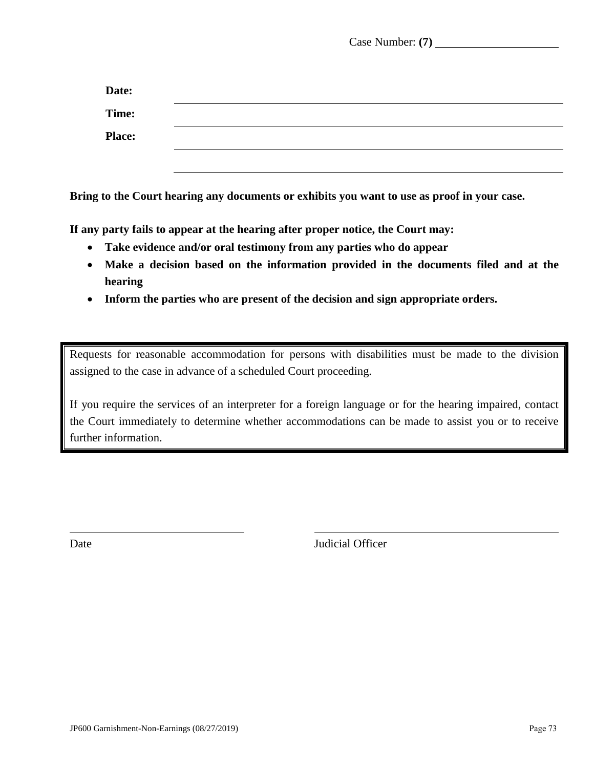Case Number: **(7)** ____________________

| | |
|---|---|
| **Date:** | ____________________ |
| **Time:** | ____________________ |
| **Place:** | ____________________ |
| | ____________________ |

**Bring to the Court hearing any documents or exhibits you want to use as proof in your case.**

**If any party fails to appear at the hearing after proper notice, the Court may:**

- **Take evidence and/or oral testimony from any parties who do appear**
- **Make a decision based on the information provided in the documents filed and at the hearing**
- **Inform the parties who are present of the decision and sign appropriate orders.**

> Requests for reasonable accommodation for persons with disabilities must be made to the division assigned to the case in advance of a scheduled Court proceeding.
>
> If you require the services of an interpreter for a foreign language or for the hearing impaired, contact the Court immediately to determine whether accommodations can be made to assist you or to receive further information.

____________________ ____________________

Date Judicial Officer

JP600 Garnishment-Non-Earnings (08/27/2019)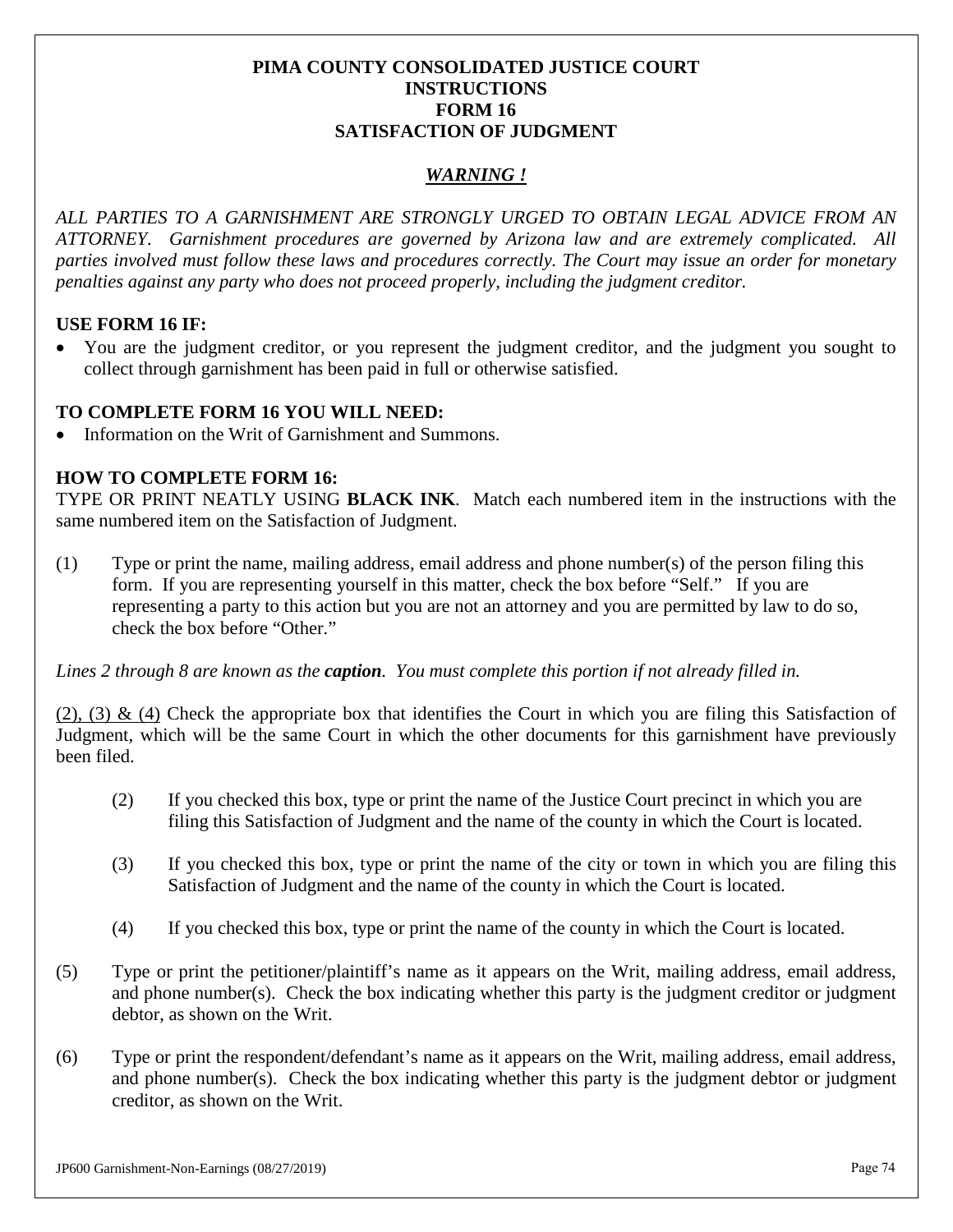# PIMA COUNTY CONSOLIDATED JUSTICE COURT
# INSTRUCTIONS
# FORM 16
# SATISFACTION OF JUDGMENT

## ***WARNING !***

*ALL PARTIES TO A GARNISHMENT ARE STRONGLY URGED TO OBTAIN LEGAL ADVICE FROM AN ATTORNEY. Garnishment procedures are governed by Arizona law and are extremely complicated. All parties involved must follow these laws and procedures correctly. The Court may issue an order for monetary penalties against any party who does not proceed properly, including the judgment creditor.*

**USE FORM 16 IF:**

- You are the judgment creditor, or you represent the judgment creditor, and the judgment you sought to collect through garnishment has been paid in full or otherwise satisfied.

**TO COMPLETE FORM 16 YOU WILL NEED:**

- Information on the Writ of Garnishment and Summons.

**HOW TO COMPLETE FORM 16:**

TYPE OR PRINT NEATLY USING **BLACK INK**. Match each numbered item in the instructions with the same numbered item on the Satisfaction of Judgment.

(1) Type or print the name, mailing address, email address and phone number(s) of the person filing this form. If you are representing yourself in this matter, check the box before "Self." If you are representing a party to this action but you are not an attorney and you are permitted by law to do so, check the box before "Other."

*Lines 2 through 8 are known as the **caption**. You must complete this portion if not already filled in.*

<u>(2), (3) & (4)</u> Check the appropriate box that identifies the Court in which you are filing this Satisfaction of Judgment, which will be the same Court in which the other documents for this garnishment have previously been filed.

> (2) If you checked this box, type or print the name of the Justice Court precinct in which you are filing this Satisfaction of Judgment and the name of the county in which the Court is located.
>
> (3) If you checked this box, type or print the name of the city or town in which you are filing this Satisfaction of Judgment and the name of the county in which the Court is located.
>
> (4) If you checked this box, type or print the name of the county in which the Court is located.

(5) Type or print the petitioner/plaintiff's name as it appears on the Writ, mailing address, email address, and phone number(s). Check the box indicating whether this party is the judgment creditor or judgment debtor, as shown on the Writ.

(6) Type or print the respondent/defendant's name as it appears on the Writ, mailing address, email address, and phone number(s). Check the box indicating whether this party is the judgment debtor or judgment creditor, as shown on the Writ.

JP600 Garnishment-Non-Earnings (08/27/2019)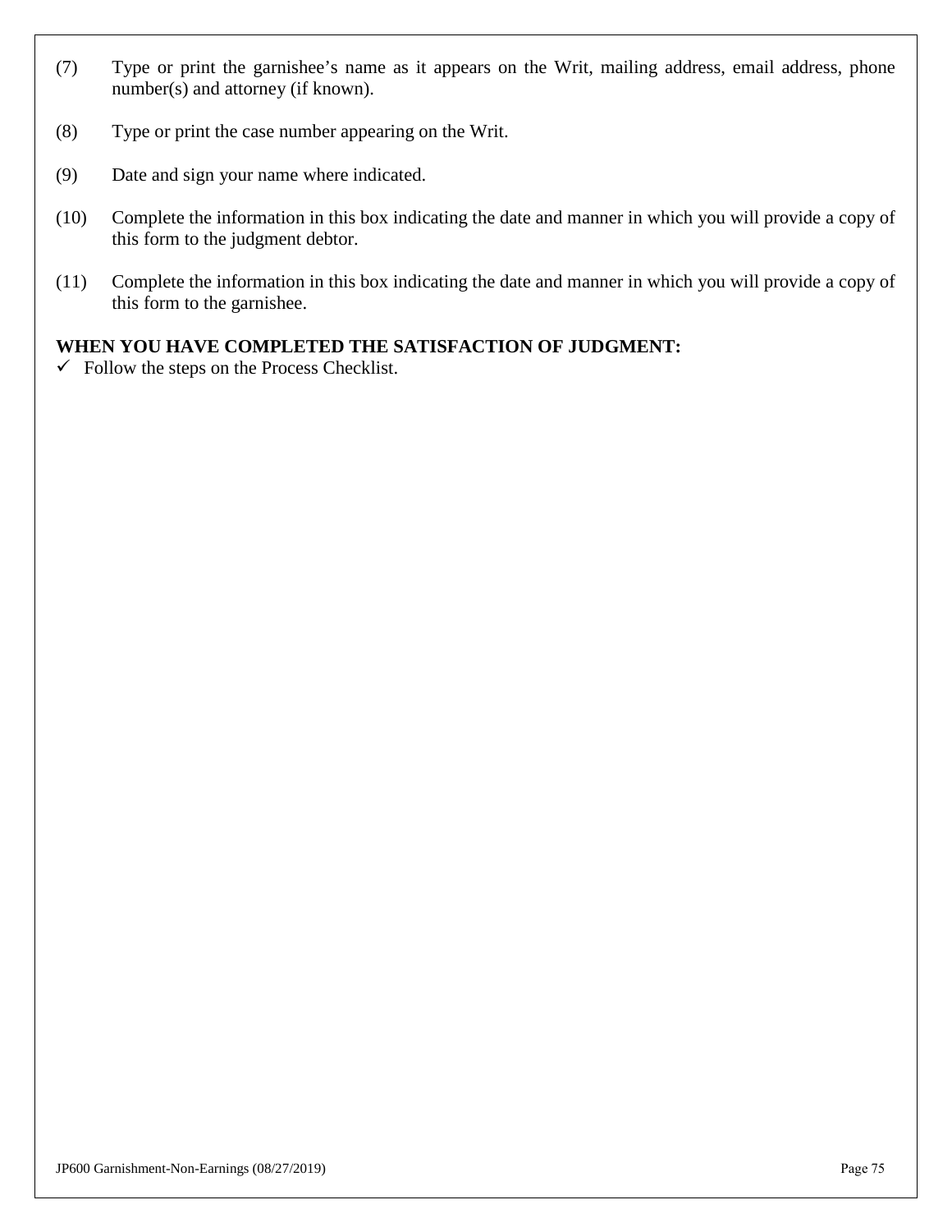(7) Type or print the garnishee's name as it appears on the Writ, mailing address, email address, phone number(s) and attorney (if known).

(8) Type or print the case number appearing on the Writ.

(9) Date and sign your name where indicated.

(10) Complete the information in this box indicating the date and manner in which you will provide a copy of this form to the judgment debtor.

(11) Complete the information in this box indicating the date and manner in which you will provide a copy of this form to the garnishee.

**WHEN YOU HAVE COMPLETED THE SATISFACTION OF JUDGMENT:**

- ✓ Follow the steps on the Process Checklist.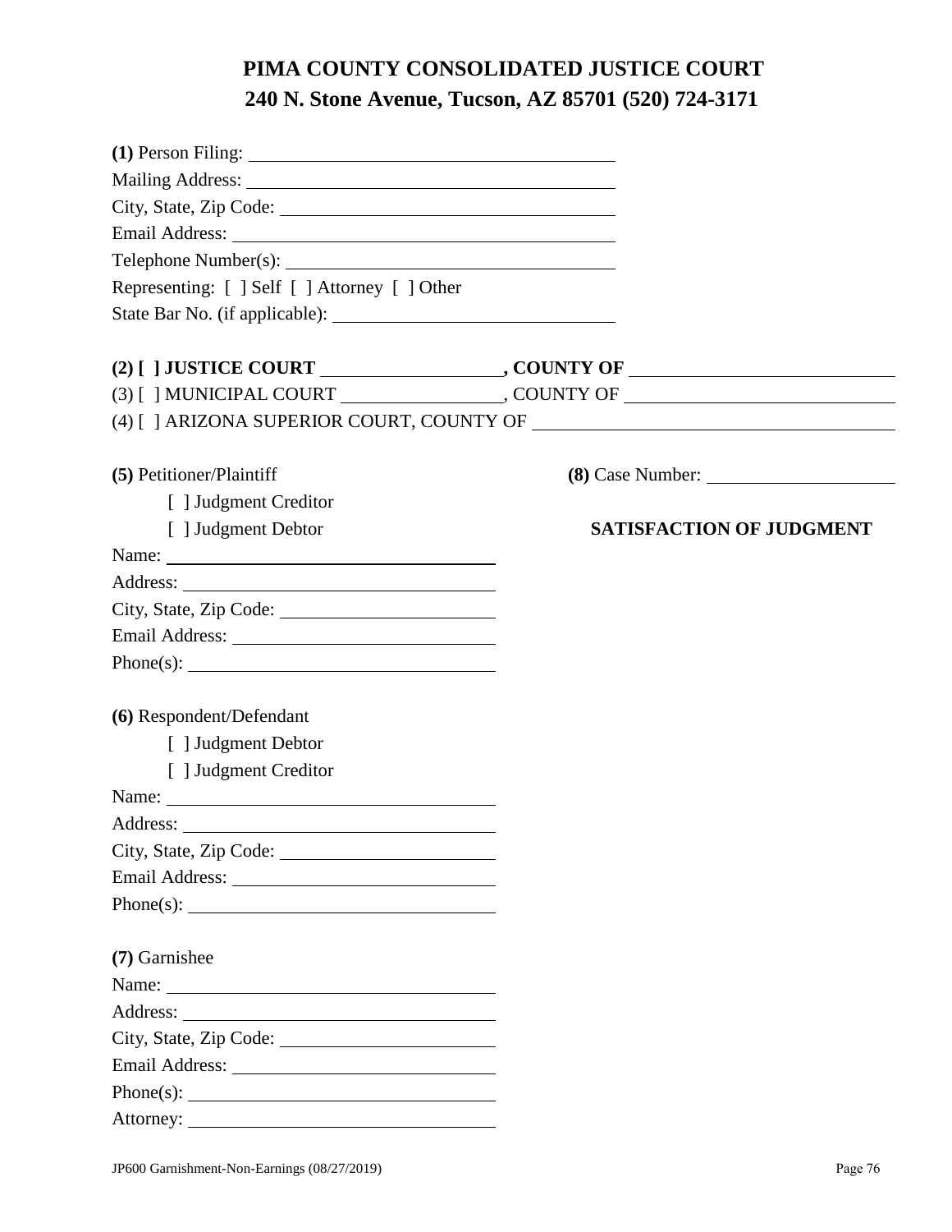# PIMA COUNTY CONSOLIDATED JUSTICE COURT
## 240 N. Stone Avenue, Tucson, AZ 85701 (520) 724-3171

**(1)** Person Filing: ______________________________
Mailing Address: ______________________________
City, State, Zip Code: ______________________________
Email Address: ______________________________
Telephone Number(s): ______________________________
Representing: [ ] Self [ ] Attorney [ ] Other
State Bar No. (if applicable): ______________________________

**(2) [ ] JUSTICE COURT ______________, COUNTY OF ______________________**
(3) [ ] MUNICIPAL COURT ______________, COUNTY OF ______________________
(4) [ ] ARIZONA SUPERIOR COURT, COUNTY OF ______________________________

**(8)** Case Number: ____________________

**SATISFACTION OF JUDGMENT**

**(5)** Petitioner/Plaintiff
[ ] Judgment Creditor
[ ] Judgment Debtor
Name: ______________________________
Address: ______________________________
City, State, Zip Code: ______________________________
Email Address: ______________________________
Phone(s): ______________________________

**(6)** Respondent/Defendant
[ ] Judgment Debtor
[ ] Judgment Creditor
Name: ______________________________
Address: ______________________________
City, State, Zip Code: ______________________________
Email Address: ______________________________
Phone(s): ______________________________

**(7)** Garnishee
Name: ______________________________
Address: ______________________________
City, State, Zip Code: ______________________________
Email Address: ______________________________
Phone(s): ______________________________
Attorney: ______________________________

JP600 Garnishment-Non-Earnings (08/27/2019)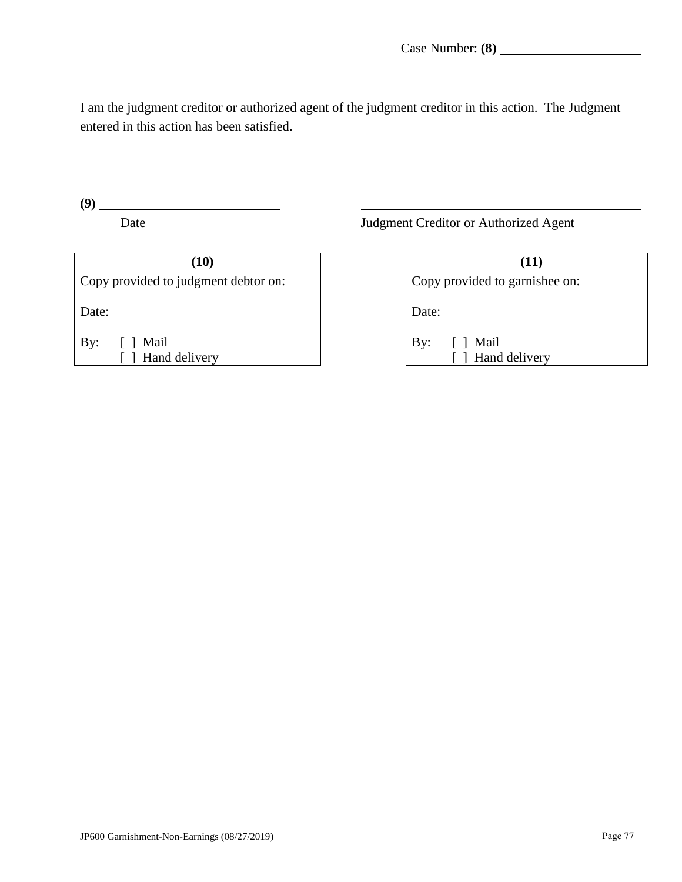Case Number: **(8)** \_\_\_\_\_\_\_\_\_\_\_\_\_\_\_\_\_\_\_\_

I am the judgment creditor or authorized agent of the judgment creditor in this action. The Judgment entered in this action has been satisfied.

**(9)** \_\_\_\_\_\_\_\_\_\_\_\_\_\_\_\_\_\_\_\_\_\_\_\_ \_\_\_\_\_\_\_\_\_\_\_\_\_\_\_\_\_\_\_\_\_\_\_\_\_\_\_\_\_\_\_\_\_\_\_\_\_\_\_\_

Date Judgment Creditor or Authorized Agent

| **(10)** | **(11)** |
|---|---|
| Copy provided to judgment debtor on: | Copy provided to garnishee on: |
| Date: \_\_\_\_\_\_\_\_\_\_\_\_\_\_\_\_\_\_\_\_\_\_\_\_ | Date: \_\_\_\_\_\_\_\_\_\_\_\_\_\_\_\_\_\_\_\_\_\_\_\_ |
| By: [ ] Mail<br>[ ] Hand delivery | By: [ ] Mail<br>[ ] Hand delivery |